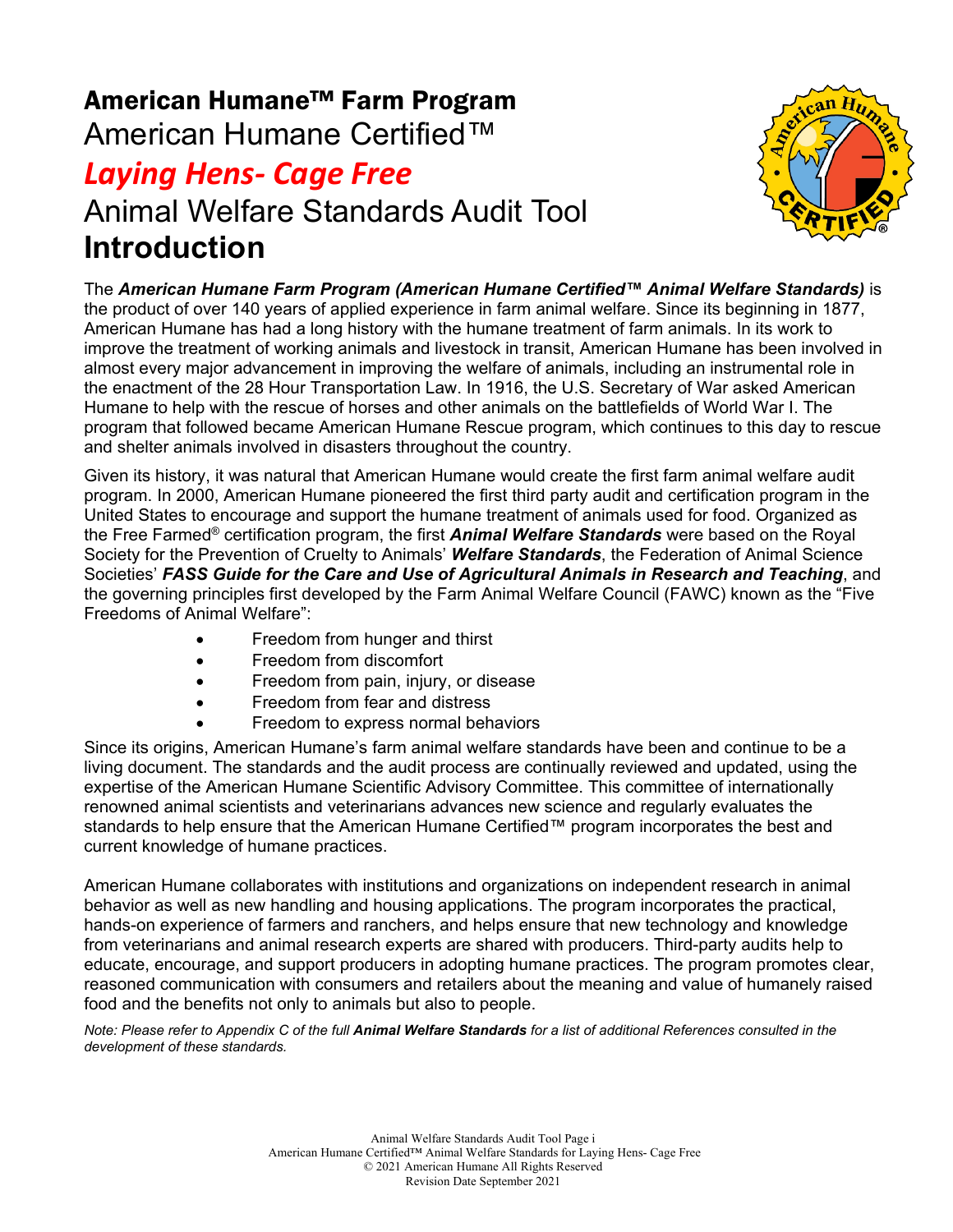# American Humane™ Farm Program

## American Humane Certified™

## *Laying Hens- Cage Free*

## Animal Welfare Standards Audit Tool

# Introduction

The ***American Humane Farm Program (American Humane Certified™ Animal Welfare Standards)*** is the product of over 140 years of applied experience in farm animal welfare. Since its beginning in 1877, American Humane has had a long history with the humane treatment of farm animals. In its work to improve the treatment of working animals and livestock in transit, American Humane has been involved in almost every major advancement in improving the welfare of animals, including an instrumental role in the enactment of the 28 Hour Transportation Law. In 1916, the U.S. Secretary of War asked American Humane to help with the rescue of horses and other animals on the battlefields of World War I. The program that followed became American Humane Rescue program, which continues to this day to rescue and shelter animals involved in disasters throughout the country.

Given its history, it was natural that American Humane would create the first farm animal welfare audit program. In 2000, American Humane pioneered the first third party audit and certification program in the United States to encourage and support the humane treatment of animals used for food. Organized as the Free Farmed® certification program, the first ***Animal Welfare Standards*** were based on the Royal Society for the Prevention of Cruelty to Animals' ***Welfare Standards***, the Federation of Animal Science Societies' ***FASS Guide for the Care and Use of Agricultural Animals in Research and Teaching***, and the governing principles first developed by the Farm Animal Welfare Council (FAWC) known as the "Five Freedoms of Animal Welfare":

- Freedom from hunger and thirst
- Freedom from discomfort
- Freedom from pain, injury, or disease
- Freedom from fear and distress
- Freedom to express normal behaviors

Since its origins, American Humane's farm animal welfare standards have been and continue to be a living document. The standards and the audit process are continually reviewed and updated, using the expertise of the American Humane Scientific Advisory Committee. This committee of internationally renowned animal scientists and veterinarians advances new science and regularly evaluates the standards to help ensure that the American Humane Certified™ program incorporates the best and current knowledge of humane practices.

American Humane collaborates with institutions and organizations on independent research in animal behavior as well as new handling and housing applications. The program incorporates the practical, hands-on experience of farmers and ranchers, and helps ensure that new technology and knowledge from veterinarians and animal research experts are shared with producers. Third-party audits help to educate, encourage, and support producers in adopting humane practices. The program promotes clear, reasoned communication with consumers and retailers about the meaning and value of humanely raised food and the benefits not only to animals but also to people.

*Note: Please refer to Appendix C of the full **Animal Welfare Standards** for a list of additional References consulted in the development of these standards.*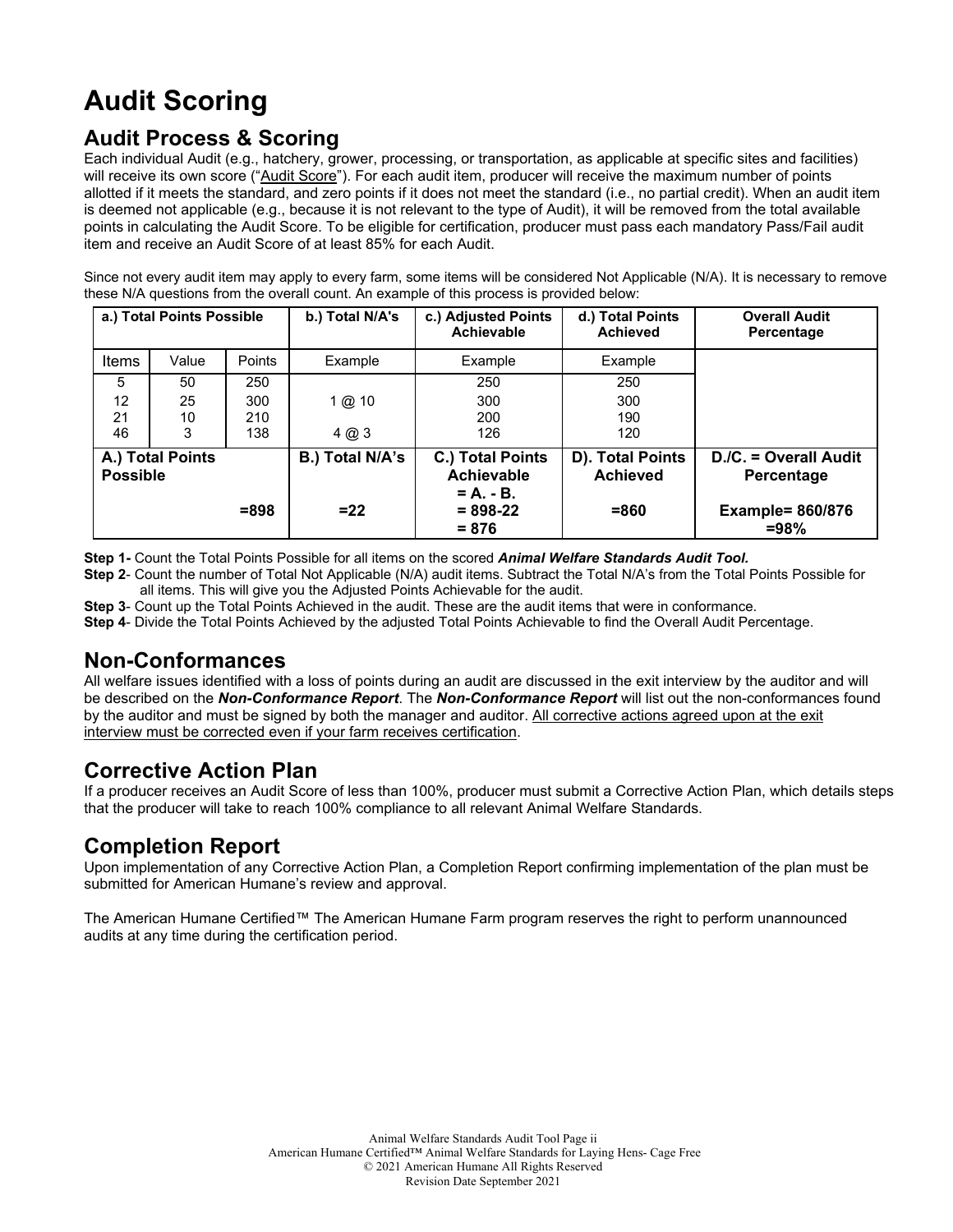# Audit Scoring

## Audit Process & Scoring

Each individual Audit (e.g., hatchery, grower, processing, or transportation, as applicable at specific sites and facilities) will receive its own score ("Audit Score"). For each audit item, producer will receive the maximum number of points allotted if it meets the standard, and zero points if it does not meet the standard (i.e., no partial credit). When an audit item is deemed not applicable (e.g., because it is not relevant to the type of Audit), it will be removed from the total available points in calculating the Audit Score. To be eligible for certification, producer must pass each mandatory Pass/Fail audit item and receive an Audit Score of at least 85% for each Audit.

Since not every audit item may apply to every farm, some items will be considered Not Applicable (N/A). It is necessary to remove these N/A questions from the overall count. An example of this process is provided below:

| a.) Total Points Possible | | | b.) Total N/A's | c.) Adjusted Points Achievable | d.) Total Points Achieved | Overall Audit Percentage |
|---|---|---|---|---|---|---|
| Items | Value | Points | Example | Example | Example | |
| 5 | 50 | 250 | | 250 | 250 | |
| 12 | 25 | 300 | 1 @ 10 | 300 | 300 | |
| 21 | 10 | 210 | | 200 | 190 | |
| 46 | 3 | 138 | 4 @ 3 | 126 | 120 | |
| **A.) Total Points Possible** | | **=898** | **B.) Total N/A's =22** | **C.) Total Points Achievable = A. - B. = 898-22 = 876** | **D). Total Points Achieved =860** | **D./C. = Overall Audit Percentage Example= 860/876 =98%** |

**Step 1-** Count the Total Points Possible for all items on the scored ***Animal Welfare Standards Audit Tool.***

**Step 2**- Count the number of Total Not Applicable (N/A) audit items. Subtract the Total N/A's from the Total Points Possible for all items. This will give you the Adjusted Points Achievable for the audit.

**Step 3**- Count up the Total Points Achieved in the audit. These are the audit items that were in conformance.

**Step 4**- Divide the Total Points Achieved by the adjusted Total Points Achievable to find the Overall Audit Percentage.

## Non-Conformances

All welfare issues identified with a loss of points during an audit are discussed in the exit interview by the auditor and will be described on the ***Non-Conformance Report***. The ***Non-Conformance Report*** will list out the non-conformances found by the auditor and must be signed by both the manager and auditor. All corrective actions agreed upon at the exit interview must be corrected even if your farm receives certification.

## Corrective Action Plan

If a producer receives an Audit Score of less than 100%, producer must submit a Corrective Action Plan, which details steps that the producer will take to reach 100% compliance to all relevant Animal Welfare Standards.

## Completion Report

Upon implementation of any Corrective Action Plan, a Completion Report confirming implementation of the plan must be submitted for American Humane's review and approval.

The American Humane Certified™ The American Humane Farm program reserves the right to perform unannounced audits at any time during the certification period.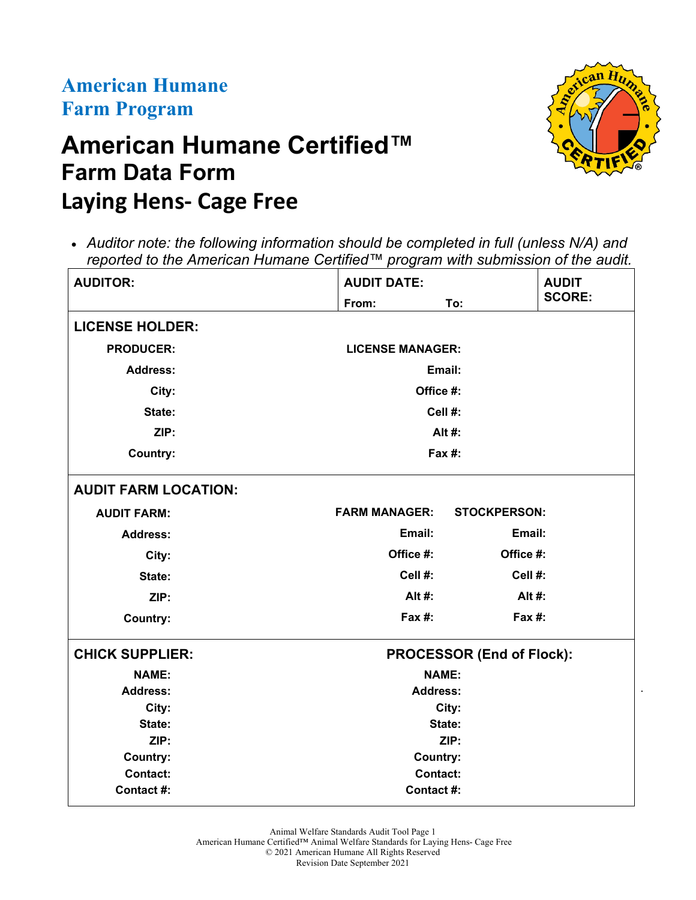**American Humane Farm Program**

# American Humane Certified™ Farm Data Form
## Laying Hens- Cage Free

- *Auditor note: the following information should be completed in full (unless N/A) and reported to the American Humane Certified™ program with submission of the audit.*

| AUDITOR: | AUDIT DATE: From: To: | AUDIT SCORE: |
|---|---|---|

**LICENSE HOLDER:**

| PRODUCER: | LICENSE MANAGER: |
|---|---|
| Address: | Email: |
| City: | Office #: |
| State: | Cell #: |
| ZIP: | Alt #: |
| Country: | Fax #: |

**AUDIT FARM LOCATION:**

| AUDIT FARM: | FARM MANAGER: | STOCKPERSON: |
|---|---|---|
| Address: | Email: | Email: |
| City: | Office #: | Office #: |
| State: | Cell #: | Cell #: |
| ZIP: | Alt #: | Alt #: |
| Country: | Fax #: | Fax #: |

| CHICK SUPPLIER: | PROCESSOR (End of Flock): |
|---|---|
| NAME: | NAME: |
| Address: | Address: |
| City: | City: |
| State: | State: |
| ZIP: | ZIP: |
| Country: | Country: |
| Contact: | Contact: |
| Contact #: | Contact #: |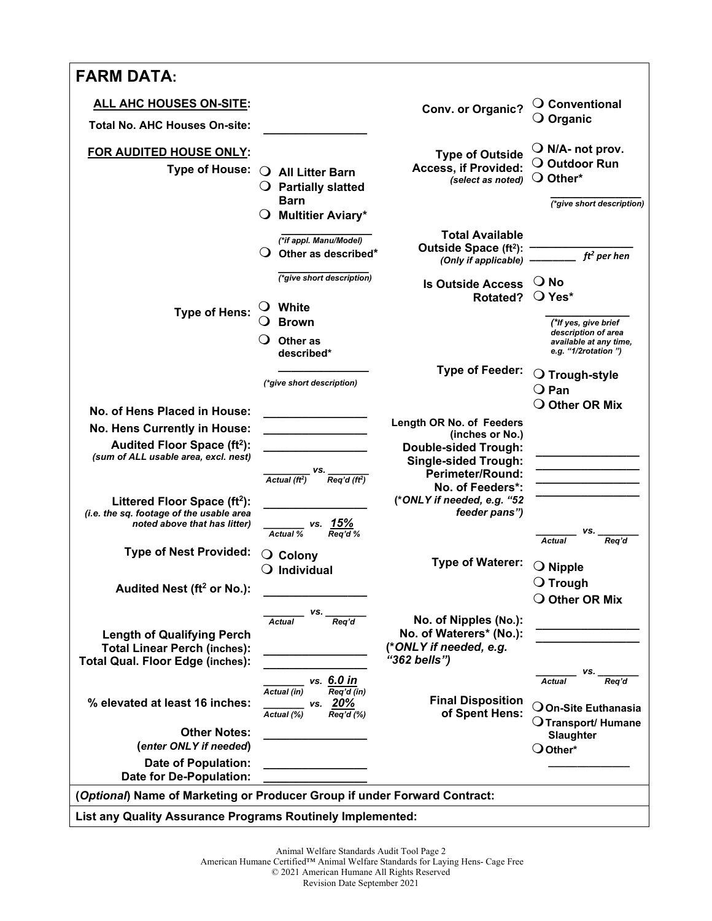## FARM DATA:

**ALL AHC HOUSES ON-SITE:**

**Total No. AHC Houses On-site:** ________________

**Conv. or Organic?** ❍ Conventional ❍ Organic

**FOR AUDITED HOUSE ONLY:**

**Type of House:**
- ❍ All Litter Barn
- ❍ Partially slatted Barn
- ❍ Multitier Aviary* ________________ *(*if appl. Manu/Model)*
- ❍ Other as described* ________________ *(*give short description)*

**Type of Outside Access, if Provided:** *(select as noted)*
- ❍ N/A- not prov.
- ❍ Outdoor Run
- ❍ Other* ________________ *(*give short description)*

**Total Available Outside Space (ft²):** *(Only if applicable)* ________________ ________ $ft^2$ per hen

**Is Outside Access Rotated?**
- ❍ No
- ❍ Yes* ________________ *(*If yes, give brief description of area available at any time, e.g. "1/2rotation ")*

**Type of Hens:**
- ❍ White
- ❍ Brown
- ❍ Other as described* ________________ *(*give short description)*

**Type of Feeder:**
- ❍ Trough-style
- ❍ Pan
- ❍ Other OR Mix

**No. of Hens Placed in House:** ________________

**No. Hens Currently in House:** ________________

**Audited Floor Space (ft²):** *(sum of ALL usable area, excl. nest)* ________________
________ vs. ________ (Actual ($ft^2$) vs. Req'd ($ft^2$))

**Littered Floor Space (ft²):** *(i.e. the sq. footage of the usable area noted above that has litter)* ________________
________ vs. *15%* (Actual % vs. Req'd %)

**Length OR No. of Feeders (inches or No.)**
- **Double-sided Trough:** ________________
- **Single-sided Trough:** ________________
- **Perimeter/Round:** ________________
- **No. of Feeders*:** ________________

(**ONLY if needed, e.g. "52 feeder pans")*

________ vs. ________ (Actual vs. Req'd)

**Type of Nest Provided:**
- ❍ Colony
- ❍ Individual

**Audited Nest (ft² or No.):** ________________
________ vs. ________ (Actual vs. Req'd)

**Type of Waterer:**
- ❍ Nipple
- ❍ Trough
- ❍ Other OR Mix

**Length of Qualifying Perch**
**Total Linear Perch (inches):** ________________
**Total Qual. Floor Edge (inches):** ________________
________ vs. *6.0 in* (Actual (in) vs. Req'd (in))

**No. of Nipples (No.):** ________________
**No. of Waterers* (No.):** ________________
(**ONLY if needed, e.g. "362 bells")*
________ vs. ________ (Actual vs. Req'd)

**% elevated at least 16 inches:** ________ vs. *20%* (Actual (%) vs. Req'd (%))

**Final Disposition of Spent Hens:**
- ❍ On-Site Euthanasia
- ❍ Transport/ Humane Slaughter
- ❍ Other* ________________

**Other Notes:** (*enter ONLY if needed*) ________________

**Date of Population:** ________________
**Date for De-Population:** ________________

**(*Optional*) Name of Marketing or Producer Group if under Forward Contract:**

**List any Quality Assurance Programs Routinely Implemented:**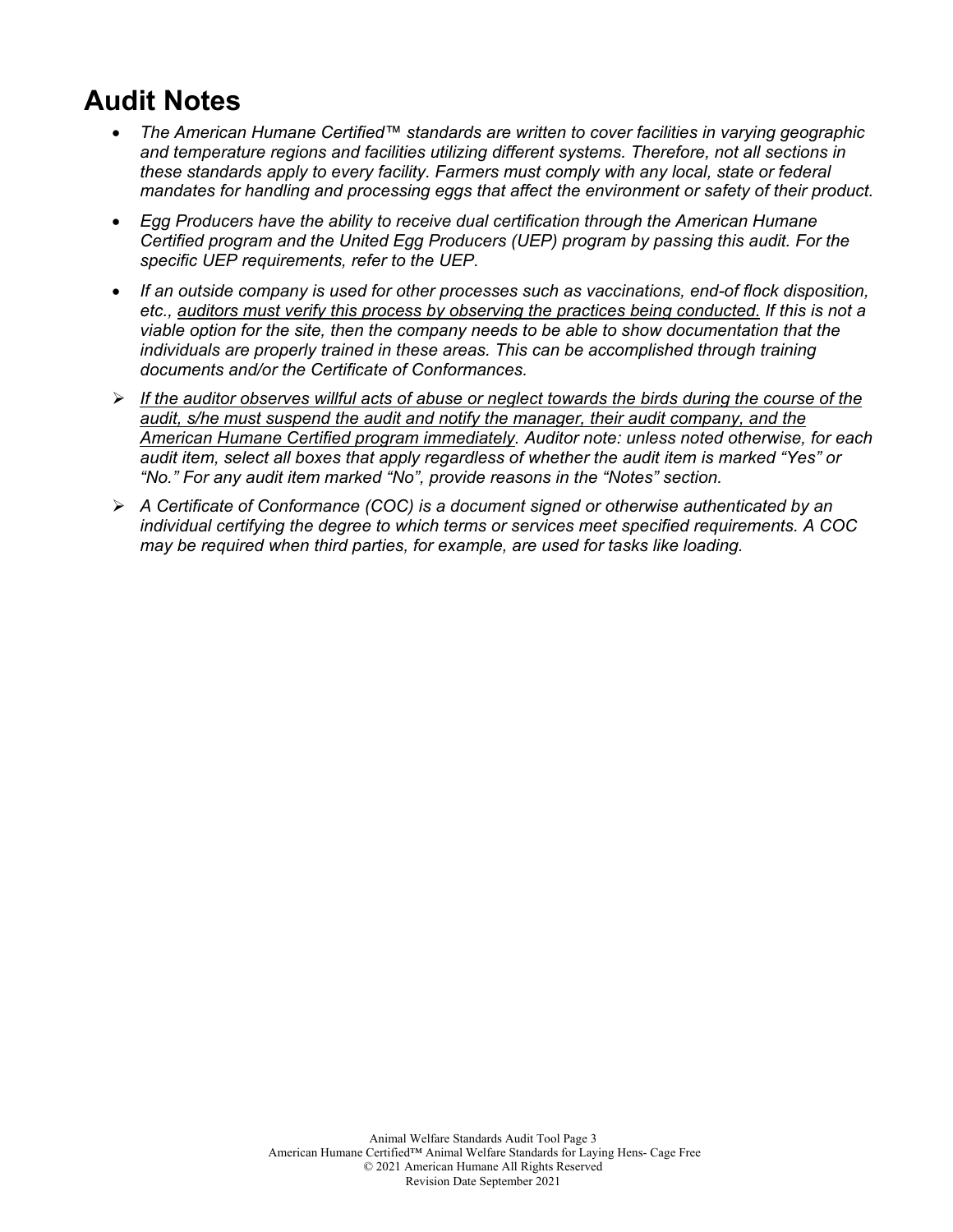# Audit Notes

- *The American Humane Certified™ standards are written to cover facilities in varying geographic and temperature regions and facilities utilizing different systems. Therefore, not all sections in these standards apply to every facility. Farmers must comply with any local, state or federal mandates for handling and processing eggs that affect the environment or safety of their product.*
- *Egg Producers have the ability to receive dual certification through the American Humane Certified program and the United Egg Producers (UEP) program by passing this audit. For the specific UEP requirements, refer to the UEP.*
- *If an outside company is used for other processes such as vaccinations, end-of flock disposition, etc., <u>auditors must verify this process by observing the practices being conducted.</u> If this is not a viable option for the site, then the company needs to be able to show documentation that the individuals are properly trained in these areas. This can be accomplished through training documents and/or the Certificate of Conformances.*

➢ *<u>If the auditor observes willful acts of abuse or neglect towards the birds during the course of the audit, s/he must suspend the audit and notify the manager, their audit company, and the American Humane Certified program immediately</u>. Auditor note: unless noted otherwise, for each audit item, select all boxes that apply regardless of whether the audit item is marked "Yes" or "No." For any audit item marked "No", provide reasons in the "Notes" section.*

➢ *A Certificate of Conformance (COC) is a document signed or otherwise authenticated by an individual certifying the degree to which terms or services meet specified requirements. A COC may be required when third parties, for example, are used for tasks like loading.*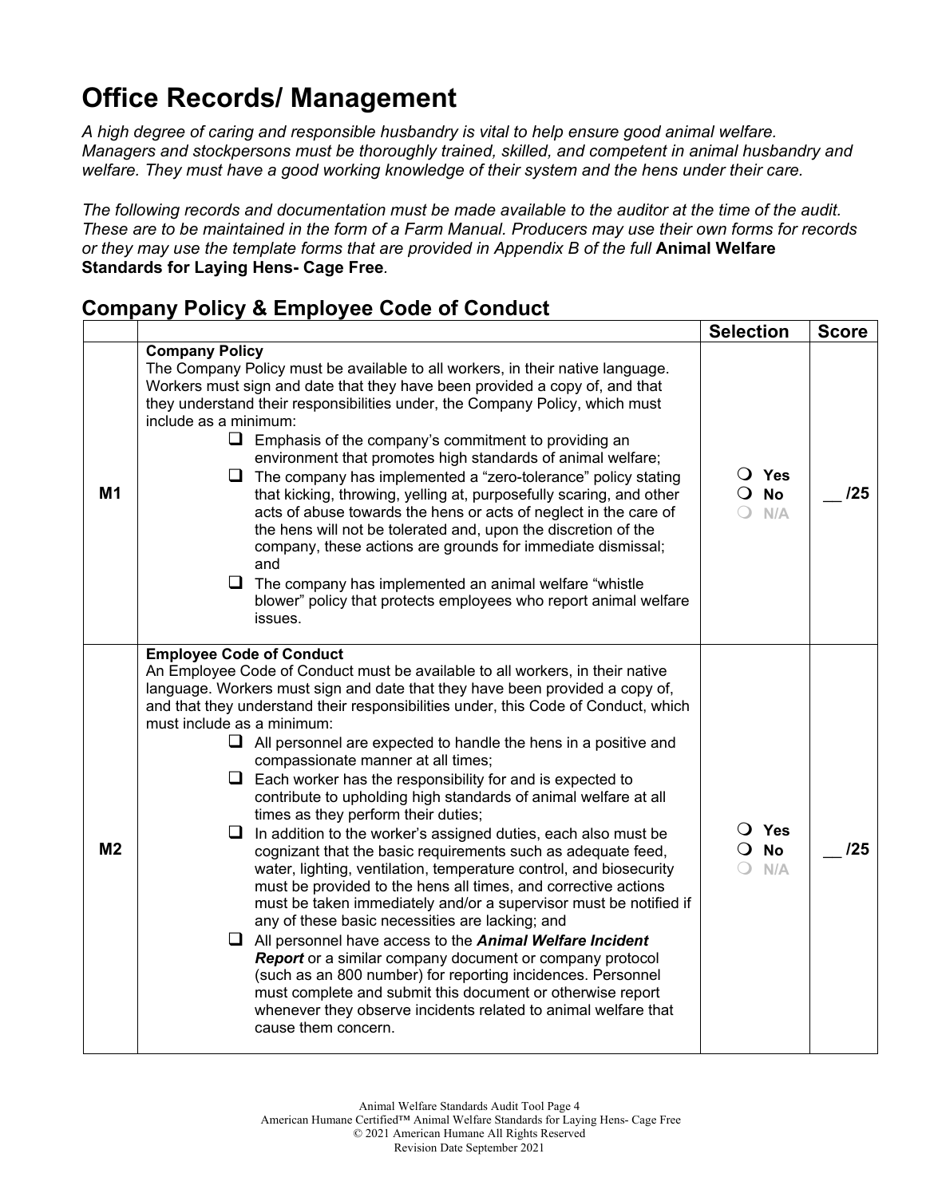# Office Records/ Management

*A high degree of caring and responsible husbandry is vital to help ensure good animal welfare. Managers and stockpersons must be thoroughly trained, skilled, and competent in animal husbandry and welfare. They must have a good working knowledge of their system and the hens under their care.*

*The following records and documentation must be made available to the auditor at the time of the audit. These are to be maintained in the form of a Farm Manual. Producers may use their own forms for records or they may use the template forms that are provided in Appendix B of the full* **Animal Welfare Standards for Laying Hens- Cage Free**.

## Company Policy & Employee Code of Conduct

| | | Selection | Score |
|---|---|---|---|
| **M1** | **Company Policy**<br>The Company Policy must be available to all workers, in their native language. Workers must sign and date that they have been provided a copy of, and that they understand their responsibilities under, the Company Policy, which must include as a minimum:<br>❑ Emphasis of the company's commitment to providing an environment that promotes high standards of animal welfare;<br>❑ The company has implemented a "zero-tolerance" policy stating that kicking, throwing, yelling at, purposefully scaring, and other acts of abuse towards the hens or acts of neglect in the care of the hens will not be tolerated and, upon the discretion of the company, these actions are grounds for immediate dismissal; and<br>❑ The company has implemented an animal welfare "whistle blower" policy that protects employees who report animal welfare issues. | ❍ **Yes**<br>❍ **No**<br>❍ **N/A** | __ **/25** |
| **M2** | **Employee Code of Conduct**<br>An Employee Code of Conduct must be available to all workers, in their native language. Workers must sign and date that they have been provided a copy of, and that they understand their responsibilities under, this Code of Conduct, which must include as a minimum:<br>❑ All personnel are expected to handle the hens in a positive and compassionate manner at all times;<br>❑ Each worker has the responsibility for and is expected to contribute to upholding high standards of animal welfare at all times as they perform their duties;<br>❑ In addition to the worker's assigned duties, each also must be cognizant that the basic requirements such as adequate feed, water, lighting, ventilation, temperature control, and biosecurity must be provided to the hens all times, and corrective actions must be taken immediately and/or a supervisor must be notified if any of these basic necessities are lacking; and<br>❑ All personnel have access to the ***Animal Welfare Incident Report*** or a similar company document or company protocol (such as an 800 number) for reporting incidences. Personnel must complete and submit this document or otherwise report whenever they observe incidents related to animal welfare that cause them concern. | ❍ **Yes**<br>❍ **No**<br>❍ **N/A** | __ **/25** |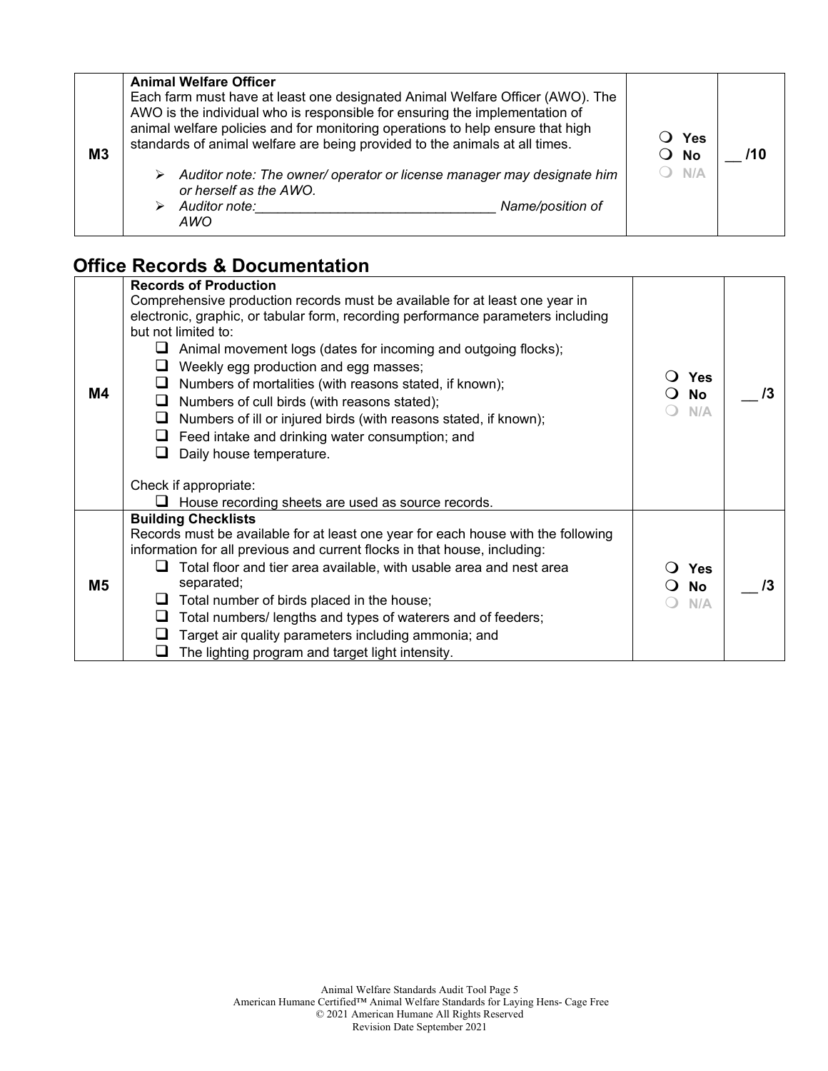| M3 | **Animal Welfare Officer**<br>Each farm must have at least one designated Animal Welfare Officer (AWO). The AWO is the individual who is responsible for ensuring the implementation of animal welfare policies and for monitoring operations to help ensure that high standards of animal welfare are being provided to the animals at all times.<br>➢ *Auditor note: The owner/ operator or license manager may designate him or herself as the AWO.*<br>➢ *Auditor note:_______________________________ Name/position of AWO* | ❍ Yes<br>❍ No<br>❍ N/A | __ /10 |
|---|---|---|---|

## Office Records & Documentation

| M4 | **Records of Production**<br>Comprehensive production records must be available for at least one year in electronic, graphic, or tabular form, recording performance parameters including but not limited to:<br>❑ Animal movement logs (dates for incoming and outgoing flocks);<br>❑ Weekly egg production and egg masses;<br>❑ Numbers of mortalities (with reasons stated, if known);<br>❑ Numbers of cull birds (with reasons stated);<br>❑ Numbers of ill or injured birds (with reasons stated, if known);<br>❑ Feed intake and drinking water consumption; and<br>❑ Daily house temperature.<br><br>Check if appropriate:<br>❑ House recording sheets are used as source records. | ❍ Yes<br>❍ No<br>❍ N/A | __ /3 |
|---|---|---|---|
| M5 | **Building Checklists**<br>Records must be available for at least one year for each house with the following information for all previous and current flocks in that house, including:<br>❑ Total floor and tier area available, with usable area and nest area separated;<br>❑ Total number of birds placed in the house;<br>❑ Total numbers/ lengths and types of waterers and of feeders;<br>❑ Target air quality parameters including ammonia; and<br>❑ The lighting program and target light intensity. | ❍ Yes<br>❍ No<br>❍ N/A | __ /3 |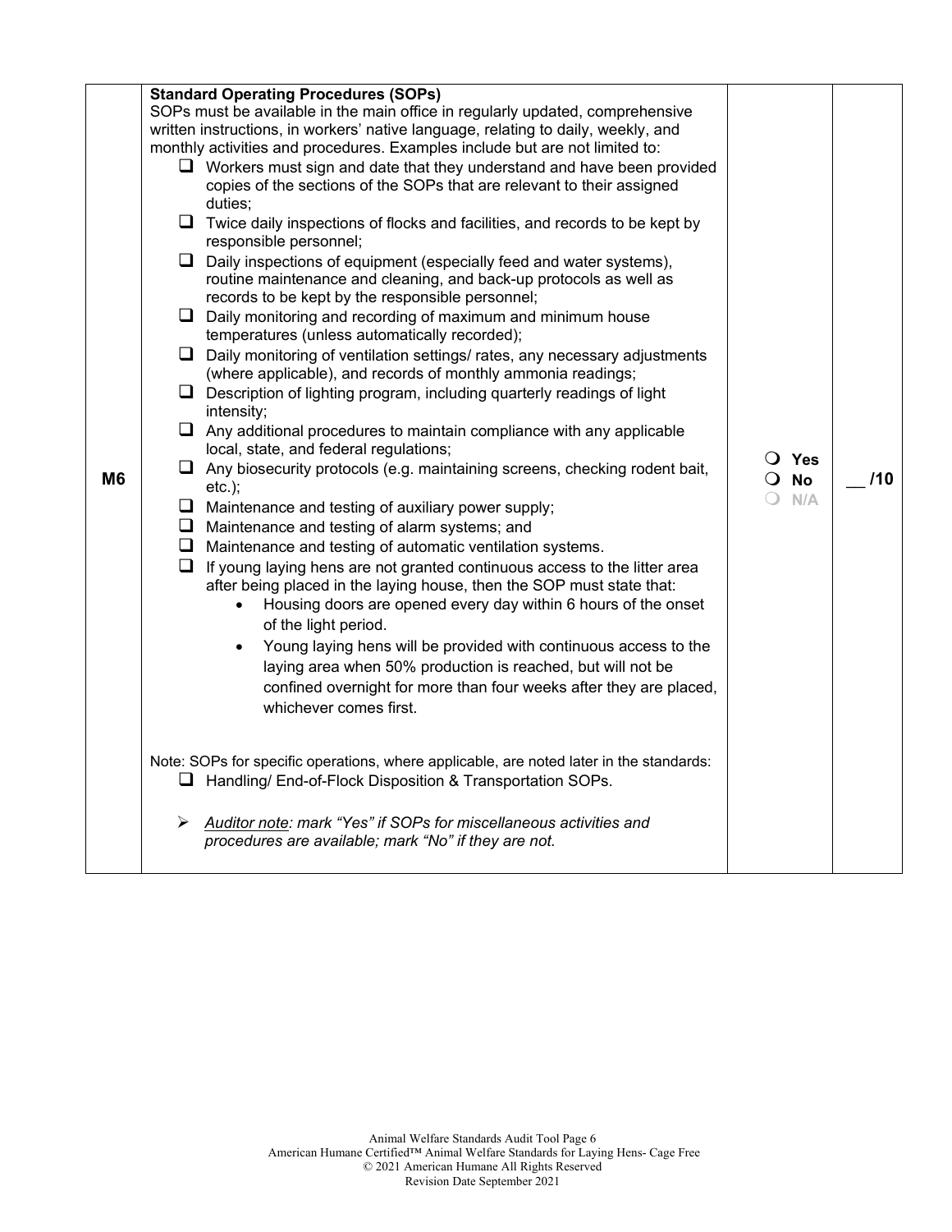| | | | |
|---|---|---|---|
| M6 | **Standard Operating Procedures (SOPs)**<br>SOPs must be available in the main office in regularly updated, comprehensive written instructions, in workers' native language, relating to daily, weekly, and monthly activities and procedures. Examples include but are not limited to:<br>❑ Workers must sign and date that they understand and have been provided copies of the sections of the SOPs that are relevant to their assigned duties;<br>❑ Twice daily inspections of flocks and facilities, and records to be kept by responsible personnel;<br>❑ Daily inspections of equipment (especially feed and water systems), routine maintenance and cleaning, and back-up protocols as well as records to be kept by the responsible personnel;<br>❑ Daily monitoring and recording of maximum and minimum house temperatures (unless automatically recorded);<br>❑ Daily monitoring of ventilation settings/ rates, any necessary adjustments (where applicable), and records of monthly ammonia readings;<br>❑ Description of lighting program, including quarterly readings of light intensity;<br>❑ Any additional procedures to maintain compliance with any applicable local, state, and federal regulations;<br>❑ Any biosecurity protocols (e.g. maintaining screens, checking rodent bait, etc.);<br>❑ Maintenance and testing of auxiliary power supply;<br>❑ Maintenance and testing of alarm systems; and<br>❑ Maintenance and testing of automatic ventilation systems.<br>❑ If young laying hens are not granted continuous access to the litter area after being placed in the laying house, then the SOP must state that:<br>• Housing doors are opened every day within 6 hours of the onset of the light period.<br>• Young laying hens will be provided with continuous access to the laying area when 50% production is reached, but will not be confined overnight for more than four weeks after they are placed, whichever comes first.<br><br>Note: SOPs for specific operations, where applicable, are noted later in the standards:<br>❑ Handling/ End-of-Flock Disposition & Transportation SOPs.<br><br>➢ *<u>Auditor note</u>: mark "Yes" if SOPs for miscellaneous activities and procedures are available; mark "No" if they are not.* | ❍ **Yes**<br>❍ **No**<br>❍ N/A | __ /10 |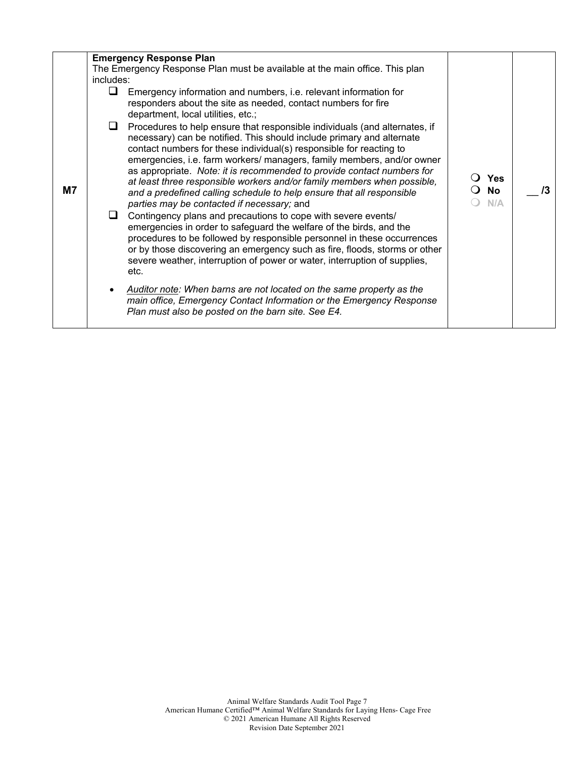| | | | |
|---|---|---|---|
| M7 | **Emergency Response Plan**<br>The Emergency Response Plan must be available at the main office. This plan includes:<br>❑ Emergency information and numbers, i.e. relevant information for responders about the site as needed, contact numbers for fire department, local utilities, etc.;<br>❑ Procedures to help ensure that responsible individuals (and alternates, if necessary) can be notified. This should include primary and alternate contact numbers for these individual(s) responsible for reacting to emergencies, i.e. farm workers/ managers, family members, and/or owner as appropriate. *Note: it is recommended to provide contact numbers for at least three responsible workers and/or family members when possible, and a predefined calling schedule to help ensure that all responsible parties may be contacted if necessary;* and<br>❑ Contingency plans and precautions to cope with severe events/ emergencies in order to safeguard the welfare of the birds, and the procedures to be followed by responsible personnel in these occurrences or by those discovering an emergency such as fire, floods, storms or other severe weather, interruption of power or water, interruption of supplies, etc.<br>• *Auditor note: When barns are not located on the same property as the main office, Emergency Contact Information or the Emergency Response Plan must also be posted on the barn site. See E4.* | ❍ Yes<br>❍ No<br>❍ N/A | __ /3 |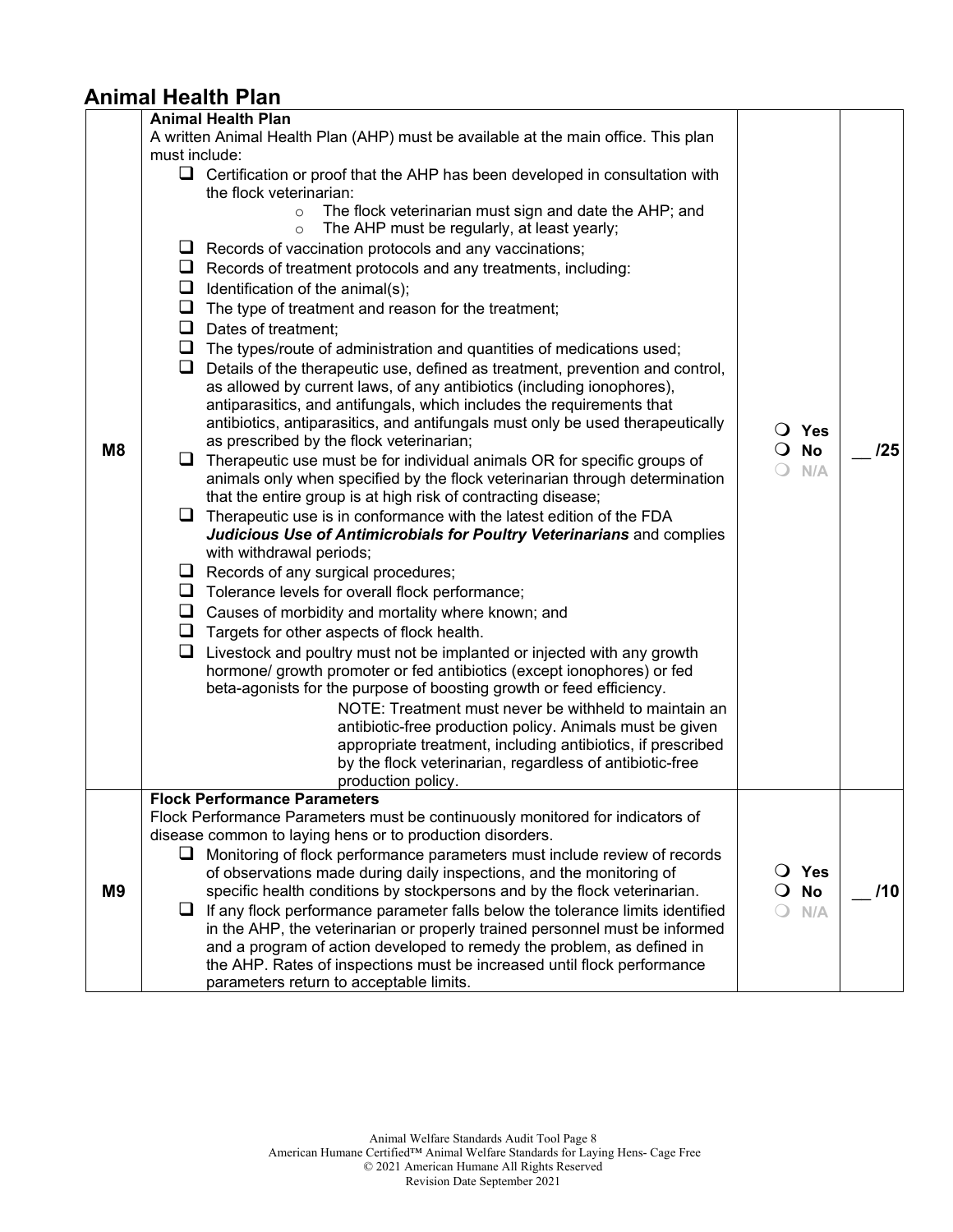## Animal Health Plan

| | | | |
|---|---|---|---|
| M8 | **Animal Health Plan**<br>A written Animal Health Plan (AHP) must be available at the main office. This plan must include:<br>❑ Certification or proof that the AHP has been developed in consultation with the flock veterinarian:<br>○ The flock veterinarian must sign and date the AHP; and<br>○ The AHP must be regularly, at least yearly;<br>❑ Records of vaccination protocols and any vaccinations;<br>❑ Records of treatment protocols and any treatments, including:<br>❑ Identification of the animal(s);<br>❑ The type of treatment and reason for the treatment;<br>❑ Dates of treatment;<br>❑ The types/route of administration and quantities of medications used;<br>❑ Details of the therapeutic use, defined as treatment, prevention and control, as allowed by current laws, of any antibiotics (including ionophores), antiparasitics, and antifungals, which includes the requirements that antibiotics, antiparasitics, and antifungals must only be used therapeutically as prescribed by the flock veterinarian;<br>❑ Therapeutic use must be for individual animals OR for specific groups of animals only when specified by the flock veterinarian through determination that the entire group is at high risk of contracting disease;<br>❑ Therapeutic use is in conformance with the latest edition of the FDA ***Judicious Use of Antimicrobials for Poultry Veterinarians*** and complies with withdrawal periods;<br>❑ Records of any surgical procedures;<br>❑ Tolerance levels for overall flock performance;<br>❑ Causes of morbidity and mortality where known; and<br>❑ Targets for other aspects of flock health.<br>❑ Livestock and poultry must not be implanted or injected with any growth hormone/ growth promoter or fed antibiotics (except ionophores) or fed beta-agonists for the purpose of boosting growth or feed efficiency.<br>NOTE: Treatment must never be withheld to maintain an antibiotic-free production policy. Animals must be given appropriate treatment, including antibiotics, if prescribed by the flock veterinarian, regardless of antibiotic-free production policy. | ○ Yes<br>○ No<br>○ N/A | __ /25 |
| M9 | **Flock Performance Parameters**<br>Flock Performance Parameters must be continuously monitored for indicators of disease common to laying hens or to production disorders.<br>❑ Monitoring of flock performance parameters must include review of records of observations made during daily inspections, and the monitoring of specific health conditions by stockpersons and by the flock veterinarian.<br>❑ If any flock performance parameter falls below the tolerance limits identified in the AHP, the veterinarian or properly trained personnel must be informed and a program of action developed to remedy the problem, as defined in the AHP. Rates of inspections must be increased until flock performance parameters return to acceptable limits. | ○ Yes<br>○ No<br>○ N/A | __ /10 |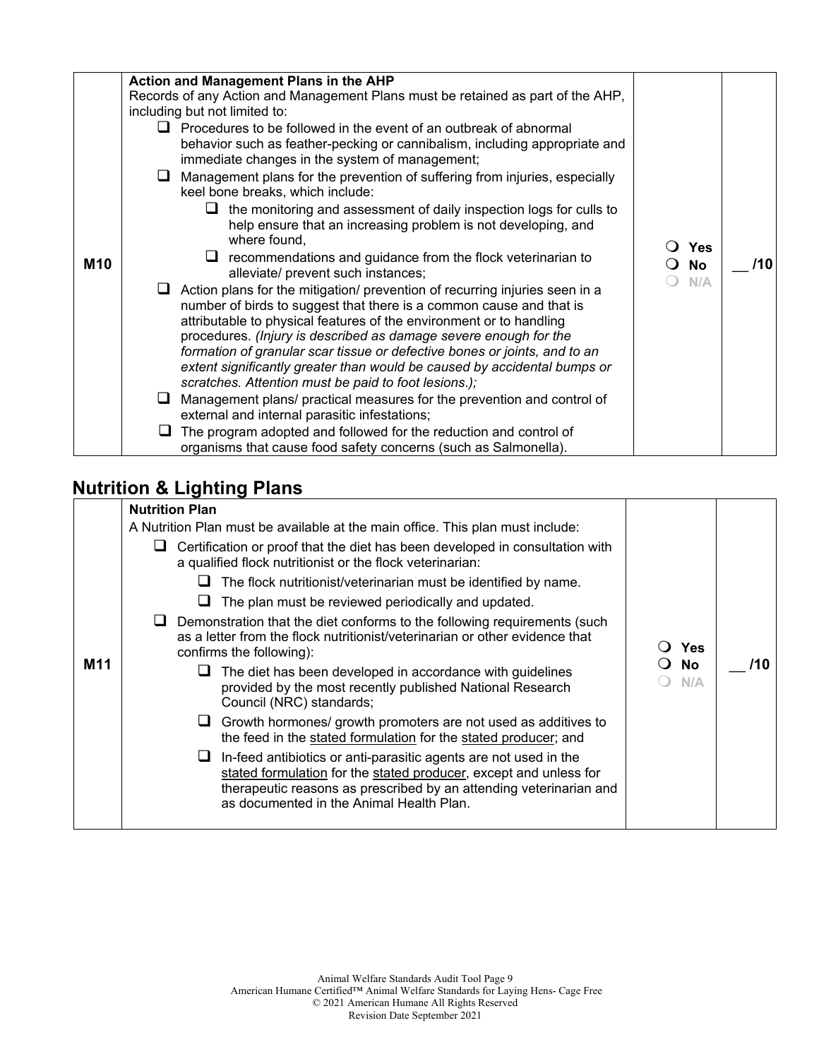| | | | |
|---|---|---|---|
| M10 | **Action and Management Plans in the AHP**<br>Records of any Action and Management Plans must be retained as part of the AHP, including but not limited to:<br>❑ Procedures to be followed in the event of an outbreak of abnormal behavior such as feather-pecking or cannibalism, including appropriate and immediate changes in the system of management;<br>❑ Management plans for the prevention of suffering from injuries, especially keel bone breaks, which include:<br>&nbsp;&nbsp;&nbsp;&nbsp;❑ the monitoring and assessment of daily inspection logs for culls to help ensure that an increasing problem is not developing, and where found,<br>&nbsp;&nbsp;&nbsp;&nbsp;❑ recommendations and guidance from the flock veterinarian to alleviate/ prevent such instances;<br>❑ Action plans for the mitigation/ prevention of recurring injuries seen in a number of birds to suggest that there is a common cause and that is attributable to physical features of the environment or to handling procedures. *(Injury is described as damage severe enough for the formation of granular scar tissue or defective bones or joints, and to an extent significantly greater than would be caused by accidental bumps or scratches. Attention must be paid to foot lesions.);*<br>❑ Management plans/ practical measures for the prevention and control of external and internal parasitic infestations;<br>❑ The program adopted and followed for the reduction and control of organisms that cause food safety concerns (such as Salmonella). | ❍ Yes<br>❍ No<br>❍ N/A | __ /10 |

## Nutrition & Lighting Plans

| | | | |
|---|---|---|---|
| M11 | **Nutrition Plan**<br>A Nutrition Plan must be available at the main office. This plan must include:<br>❑ Certification or proof that the diet has been developed in consultation with a qualified flock nutritionist or the flock veterinarian:<br>&nbsp;&nbsp;&nbsp;&nbsp;❑ The flock nutritionist/veterinarian must be identified by name.<br>&nbsp;&nbsp;&nbsp;&nbsp;❑ The plan must be reviewed periodically and updated.<br>❑ Demonstration that the diet conforms to the following requirements (such as a letter from the flock nutritionist/veterinarian or other evidence that confirms the following):<br>&nbsp;&nbsp;&nbsp;&nbsp;❑ The diet has been developed in accordance with guidelines provided by the most recently published National Research Council (NRC) standards;<br>&nbsp;&nbsp;&nbsp;&nbsp;❑ Growth hormones/ growth promoters are not used as additives to the feed in the stated formulation for the stated producer; and<br>&nbsp;&nbsp;&nbsp;&nbsp;❑ In-feed antibiotics or anti-parasitic agents are not used in the stated formulation for the stated producer, except and unless for therapeutic reasons as prescribed by an attending veterinarian and as documented in the Animal Health Plan. | ❍ Yes<br>❍ No<br>❍ N/A | __ /10 |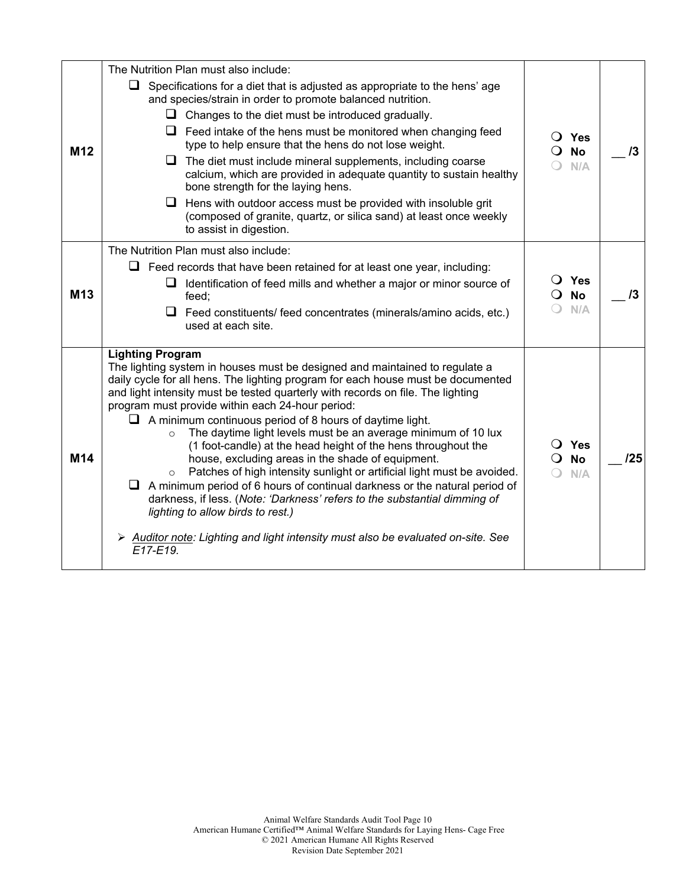| | | | |
|---|---|---|---|
| M12 | The Nutrition Plan must also include:<br>❑ Specifications for a diet that is adjusted as appropriate to the hens' age and species/strain in order to promote balanced nutrition.<br>❑ Changes to the diet must be introduced gradually.<br>❑ Feed intake of the hens must be monitored when changing feed type to help ensure that the hens do not lose weight.<br>❑ The diet must include mineral supplements, including coarse calcium, which are provided in adequate quantity to sustain healthy bone strength for the laying hens.<br>❑ Hens with outdoor access must be provided with insoluble grit (composed of granite, quartz, or silica sand) at least once weekly to assist in digestion. | ❍ Yes<br>❍ No<br>❍ N/A | __ /3 |
| M13 | The Nutrition Plan must also include:<br>❑ Feed records that have been retained for at least one year, including:<br>❑ Identification of feed mills and whether a major or minor source of feed;<br>❑ Feed constituents/ feed concentrates (minerals/amino acids, etc.) used at each site. | ❍ Yes<br>❍ No<br>❍ N/A | __ /3 |
| M14 | **Lighting Program**<br>The lighting system in houses must be designed and maintained to regulate a daily cycle for all hens. The lighting program for each house must be documented and light intensity must be tested quarterly with records on file. The lighting program must provide within each 24-hour period:<br>❑ A minimum continuous period of 8 hours of daytime light.<br>○ The daytime light levels must be an average minimum of 10 lux (1 foot-candle) at the head height of the hens throughout the house, excluding areas in the shade of equipment.<br>○ Patches of high intensity sunlight or artificial light must be avoided.<br>❑ A minimum period of 6 hours of continual darkness or the natural period of darkness, if less. (*Note: 'Darkness' refers to the substantial dimming of lighting to allow birds to rest.)*<br><br>➢ *Auditor note: Lighting and light intensity must also be evaluated on-site. See E17-E19.* | ❍ Yes<br>❍ No<br>❍ N/A | __ /25 |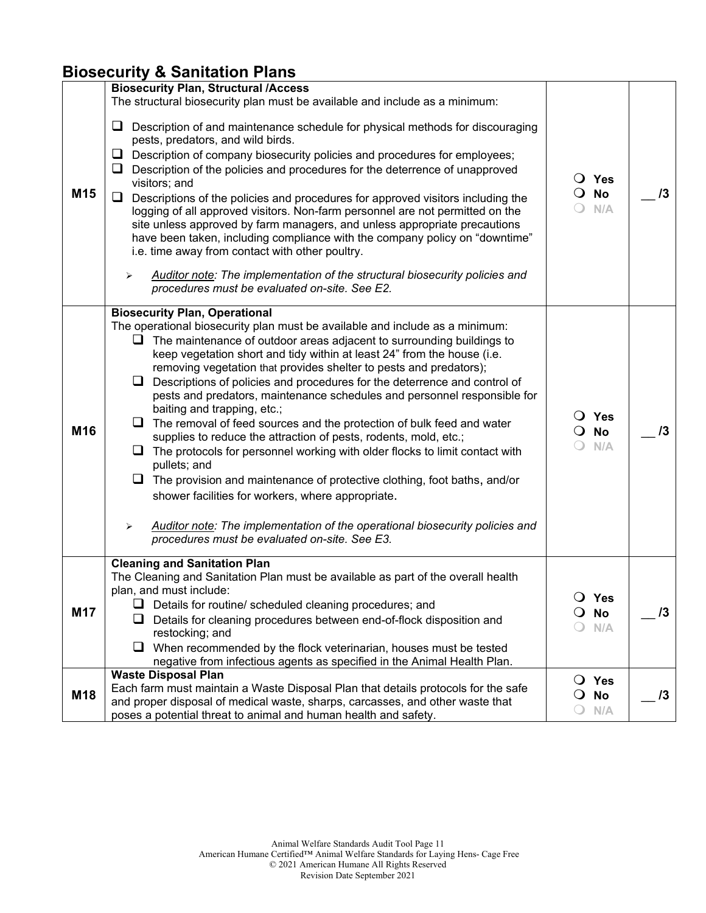## Biosecurity & Sanitation Plans

| | | | |
|---|---|---|---|
| M15 | **Biosecurity Plan, Structural /Access**<br>The structural biosecurity plan must be available and include as a minimum:<br>❑ Description of and maintenance schedule for physical methods for discouraging pests, predators, and wild birds.<br>❑ Description of company biosecurity policies and procedures for employees;<br>❑ Description of the policies and procedures for the deterrence of unapproved visitors; and<br>❑ Descriptions of the policies and procedures for approved visitors including the logging of all approved visitors. Non-farm personnel are not permitted on the site unless approved by farm managers, and unless appropriate precautions have been taken, including compliance with the company policy on "downtime" i.e. time away from contact with other poultry.<br>➢ *Auditor note: The implementation of the structural biosecurity policies and procedures must be evaluated on-site. See E2.* | ❍ Yes<br>❍ No<br>❍ N/A | __ /3 |
| M16 | **Biosecurity Plan, Operational**<br>The operational biosecurity plan must be available and include as a minimum:<br>❑ The maintenance of outdoor areas adjacent to surrounding buildings to keep vegetation short and tidy within at least 24" from the house (i.e. removing vegetation that provides shelter to pests and predators);<br>❑ Descriptions of policies and procedures for the deterrence and control of pests and predators, maintenance schedules and personnel responsible for baiting and trapping, etc.;<br>❑ The removal of feed sources and the protection of bulk feed and water supplies to reduce the attraction of pests, rodents, mold, etc.;<br>❑ The protocols for personnel working with older flocks to limit contact with pullets; and<br>❑ The provision and maintenance of protective clothing, foot baths, and/or shower facilities for workers, where appropriate.<br>➢ *Auditor note: The implementation of the operational biosecurity policies and procedures must be evaluated on-site. See E3.* | ❍ Yes<br>❍ No<br>❍ N/A | __ /3 |
| M17 | **Cleaning and Sanitation Plan**<br>The Cleaning and Sanitation Plan must be available as part of the overall health plan, and must include:<br>❑ Details for routine/ scheduled cleaning procedures; and<br>❑ Details for cleaning procedures between end-of-flock disposition and restocking; and<br>❑ When recommended by the flock veterinarian, houses must be tested negative from infectious agents as specified in the Animal Health Plan. | ❍ Yes<br>❍ No<br>❍ N/A | __ /3 |
| M18 | **Waste Disposal Plan**<br>Each farm must maintain a Waste Disposal Plan that details protocols for the safe and proper disposal of medical waste, sharps, carcasses, and other waste that poses a potential threat to animal and human health and safety. | ❍ Yes<br>❍ No<br>❍ N/A | __ /3 |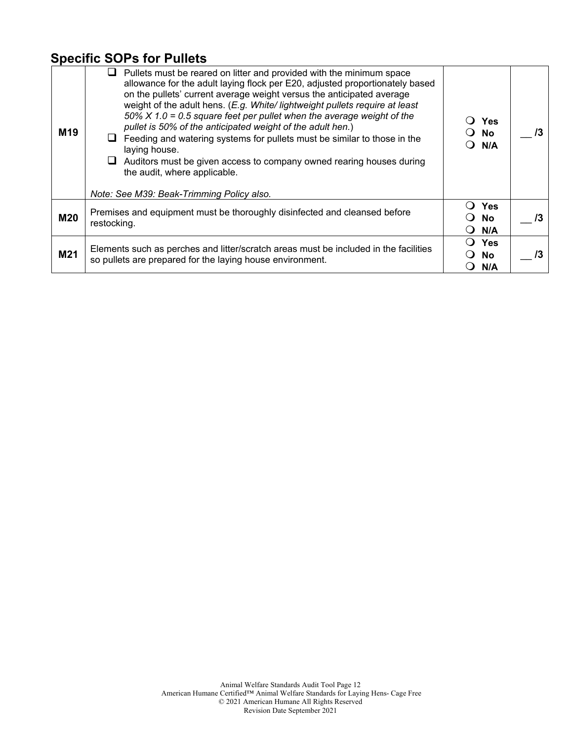## Specific SOPs for Pullets

| | | | |
|---|---|---|---|
| **M19** | ❑ Pullets must be reared on litter and provided with the minimum space allowance for the adult laying flock per E20, adjusted proportionately based on the pullets' current average weight versus the anticipated average weight of the adult hens. (*E.g. White/ lightweight pullets require at least 50% X 1.0 = 0.5 square feet per pullet when the average weight of the pullet is 50% of the anticipated weight of the adult hen.*)<br>❑ Feeding and watering systems for pullets must be similar to those in the laying house.<br>❑ Auditors must be given access to company owned rearing houses during the audit, where applicable.<br><br>*Note: See M39: Beak-Trimming Policy also.* | ❍ **Yes**<br>❍ **No**<br>❍ **N/A** | __ **/3** |
| **M20** | Premises and equipment must be thoroughly disinfected and cleansed before restocking. | ❍ **Yes**<br>❍ **No**<br>❍ **N/A** | __ **/3** |
| **M21** | Elements such as perches and litter/scratch areas must be included in the facilities so pullets are prepared for the laying house environment. | ❍ **Yes**<br>❍ **No**<br>❍ **N/A** | __ **/3** |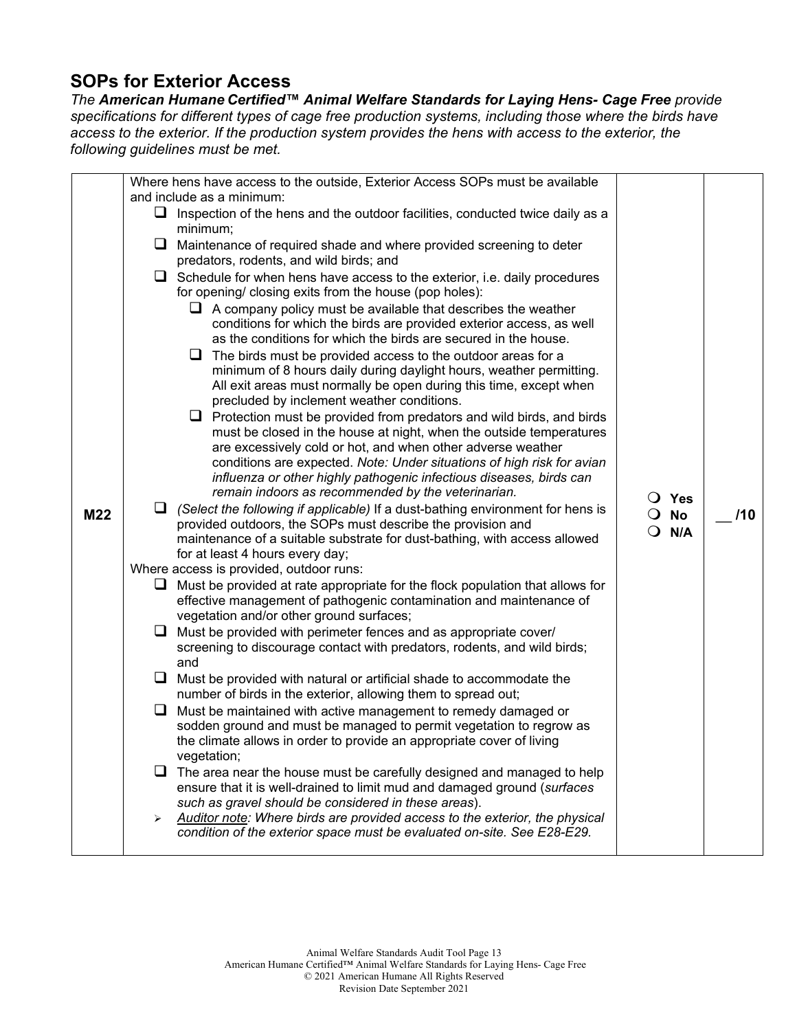## SOPs for Exterior Access

*The **American Humane Certified™ Animal Welfare Standards for Laying Hens- Cage Free** provide specifications for different types of cage free production systems, including those where the birds have access to the exterior. If the production system provides the hens with access to the exterior, the following guidelines must be met.*

| | | | |
|---|---|---|---|
| **M22** | Where hens have access to the outside, Exterior Access SOPs must be available and include as a minimum:<br>❑ Inspection of the hens and the outdoor facilities, conducted twice daily as a minimum;<br>❑ Maintenance of required shade and where provided screening to deter predators, rodents, and wild birds; and<br>❑ Schedule for when hens have access to the exterior, i.e. daily procedures for opening/ closing exits from the house (pop holes):<br>&nbsp;&nbsp;&nbsp;&nbsp;❑ A company policy must be available that describes the weather conditions for which the birds are provided exterior access, as well as the conditions for which the birds are secured in the house.<br>&nbsp;&nbsp;&nbsp;&nbsp;❑ The birds must be provided access to the outdoor areas for a minimum of 8 hours daily during daylight hours, weather permitting. All exit areas must normally be open during this time, except when precluded by inclement weather conditions.<br>&nbsp;&nbsp;&nbsp;&nbsp;❑ Protection must be provided from predators and wild birds, and birds must be closed in the house at night, when the outside temperatures are excessively cold or hot, and when other adverse weather conditions are expected. *Note: Under situations of high risk for avian influenza or other highly pathogenic infectious diseases, birds can remain indoors as recommended by the veterinarian.*<br>❑ *(Select the following if applicable)* If a dust-bathing environment for hens is provided outdoors, the SOPs must describe the provision and maintenance of a suitable substrate for dust-bathing, with access allowed for at least 4 hours every day;<br>Where access is provided, outdoor runs:<br>❑ Must be provided at rate appropriate for the flock population that allows for effective management of pathogenic contamination and maintenance of vegetation and/or other ground surfaces;<br>❑ Must be provided with perimeter fences and as appropriate cover/ screening to discourage contact with predators, rodents, and wild birds; and<br>❑ Must be provided with natural or artificial shade to accommodate the number of birds in the exterior, allowing them to spread out;<br>❑ Must be maintained with active management to remedy damaged or sodden ground and must be managed to permit vegetation to regrow as the climate allows in order to provide an appropriate cover of living vegetation;<br>❑ The area near the house must be carefully designed and managed to help ensure that it is well-drained to limit mud and damaged ground (*surfaces such as gravel should be considered in these areas*).<br>➢ *<u>Auditor note</u>: Where birds are provided access to the exterior, the physical condition of the exterior space must be evaluated on-site. See E28-E29.* | ❍ Yes<br>❍ No<br>❍ N/A | __ /10 |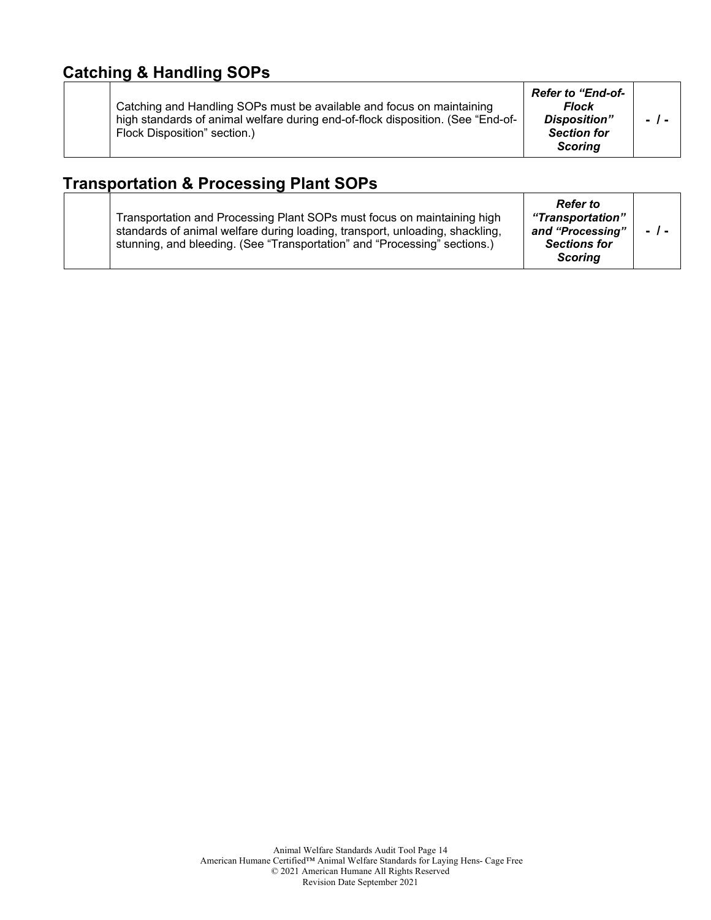## Catching & Handling SOPs

| | | | |
|---|---|---|---|
| | Catching and Handling SOPs must be available and focus on maintaining high standards of animal welfare during end-of-flock disposition. (See "End-of-Flock Disposition" section.) | ***Refer to "End-of-Flock Disposition" Section for Scoring*** | **- / -** |

## Transportation & Processing Plant SOPs

| | | | |
|---|---|---|---|
| | Transportation and Processing Plant SOPs must focus on maintaining high standards of animal welfare during loading, transport, unloading, shackling, stunning, and bleeding. (See "Transportation" and "Processing" sections.) | ***Refer to "Transportation" and "Processing" Sections for Scoring*** | **- / -** |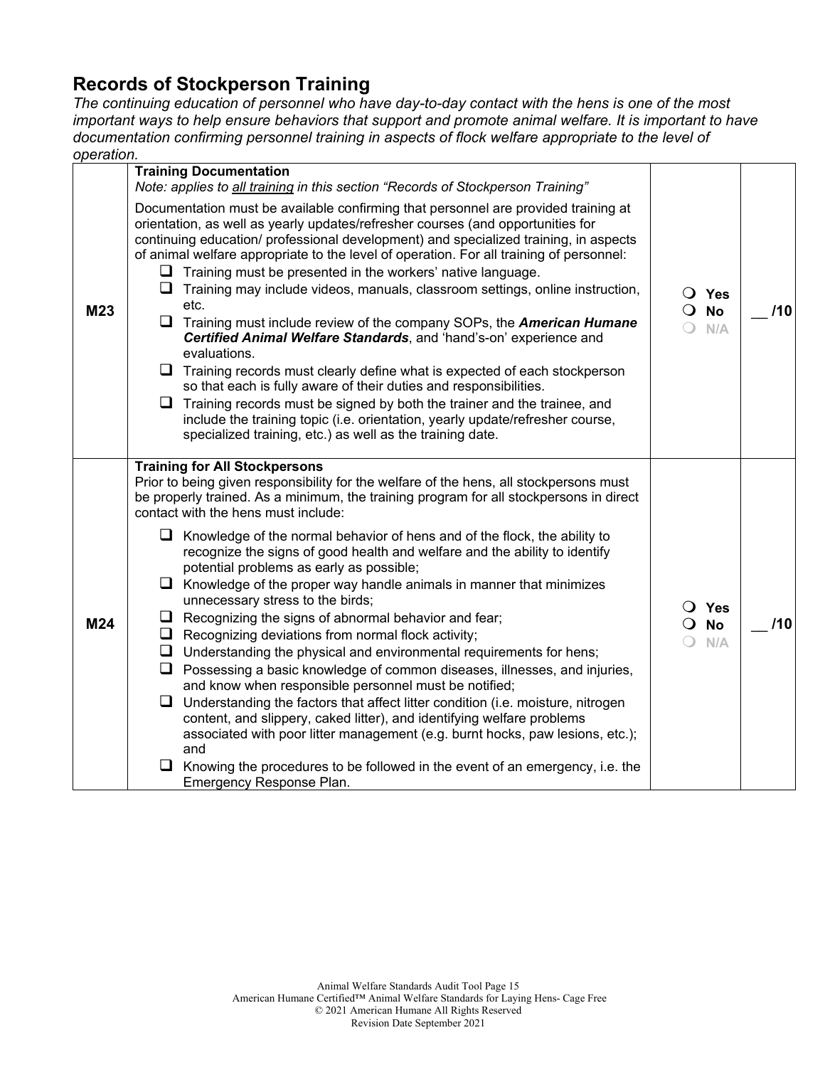## Records of Stockperson Training

*The continuing education of personnel who have day-to-day contact with the hens is one of the most important ways to help ensure behaviors that support and promote animal welfare. It is important to have documentation confirming personnel training in aspects of flock welfare appropriate to the level of operation.*

| | | | |
|---|---|---|---|
| **M23** | **Training Documentation**<br>*Note: applies to all training in this section "Records of Stockperson Training"*<br><br>Documentation must be available confirming that personnel are provided training at orientation, as well as yearly updates/refresher courses (and opportunities for continuing education/ professional development) and specialized training, in aspects of animal welfare appropriate to the level of operation. For all training of personnel:<br>❑ Training must be presented in the workers' native language.<br>❑ Training may include videos, manuals, classroom settings, online instruction, etc.<br>❑ Training must include review of the company SOPs, the ***American Humane Certified Animal Welfare Standards***, and 'hand's-on' experience and evaluations.<br>❑ Training records must clearly define what is expected of each stockperson so that each is fully aware of their duties and responsibilities.<br>❑ Training records must be signed by both the trainer and the trainee, and include the training topic (i.e. orientation, yearly update/refresher course, specialized training, etc.) as well as the training date. | ❍ **Yes**<br>❍ **No**<br>❍ **N/A** | __ /10 |
| **M24** | **Training for All Stockpersons**<br>Prior to being given responsibility for the welfare of the hens, all stockpersons must be properly trained. As a minimum, the training program for all stockpersons in direct contact with the hens must include:<br><br>❑ Knowledge of the normal behavior of hens and of the flock, the ability to recognize the signs of good health and welfare and the ability to identify potential problems as early as possible;<br>❑ Knowledge of the proper way handle animals in manner that minimizes unnecessary stress to the birds;<br>❑ Recognizing the signs of abnormal behavior and fear;<br>❑ Recognizing deviations from normal flock activity;<br>❑ Understanding the physical and environmental requirements for hens;<br>❑ Possessing a basic knowledge of common diseases, illnesses, and injuries, and know when responsible personnel must be notified;<br>❑ Understanding the factors that affect litter condition (i.e. moisture, nitrogen content, and slippery, caked litter), and identifying welfare problems associated with poor litter management (e.g. burnt hocks, paw lesions, etc.); and<br>❑ Knowing the procedures to be followed in the event of an emergency, i.e. the Emergency Response Plan. | ❍ **Yes**<br>❍ **No**<br>❍ **N/A** | __ /10 |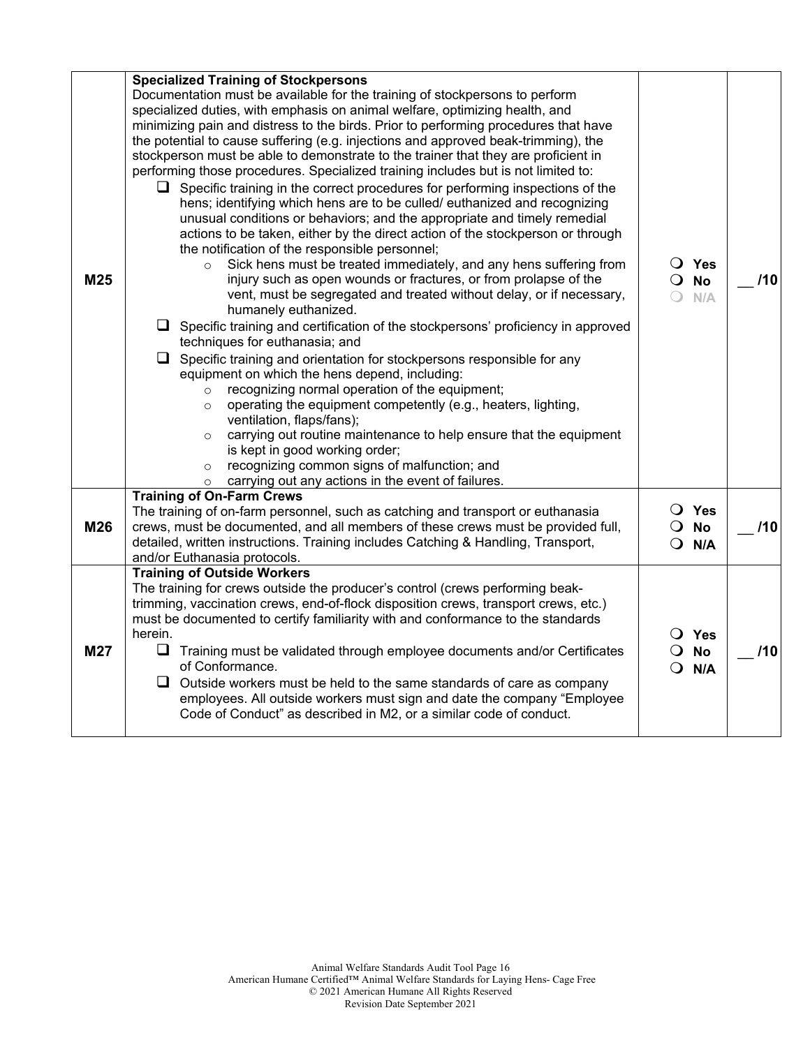| | | | |
|---|---|---|---|
| M25 | **Specialized Training of Stockpersons**<br>Documentation must be available for the training of stockpersons to perform specialized duties, with emphasis on animal welfare, optimizing health, and minimizing pain and distress to the birds. Prior to performing procedures that have the potential to cause suffering (e.g. injections and approved beak-trimming), the stockperson must be able to demonstrate to the trainer that they are proficient in performing those procedures. Specialized training includes but is not limited to:<br>❑ Specific training in the correct procedures for performing inspections of the hens; identifying which hens are to be culled/ euthanized and recognizing unusual conditions or behaviors; and the appropriate and timely remedial actions to be taken, either by the direct action of the stockperson or through the notification of the responsible personnel;<br>○ Sick hens must be treated immediately, and any hens suffering from injury such as open wounds or fractures, or from prolapse of the vent, must be segregated and treated without delay, or if necessary, humanely euthanized.<br>❑ Specific training and certification of the stockpersons' proficiency in approved techniques for euthanasia; and<br>❑ Specific training and orientation for stockpersons responsible for any equipment on which the hens depend, including:<br>○ recognizing normal operation of the equipment;<br>○ operating the equipment competently (e.g., heaters, lighting, ventilation, flaps/fans);<br>○ carrying out routine maintenance to help ensure that the equipment is kept in good working order;<br>○ recognizing common signs of malfunction; and<br>○ carrying out any actions in the event of failures. | ❍ Yes<br>❍ No<br>❍ N/A | __ /10 |
| M26 | **Training of On-Farm Crews**<br>The training of on-farm personnel, such as catching and transport or euthanasia crews, must be documented, and all members of these crews must be provided full, detailed, written instructions. Training includes Catching & Handling, Transport, and/or Euthanasia protocols. | ❍ Yes<br>❍ No<br>❍ N/A | __ /10 |
| M27 | **Training of Outside Workers**<br>The training for crews outside the producer's control (crews performing beak-trimming, vaccination crews, end-of-flock disposition crews, transport crews, etc.) must be documented to certify familiarity with and conformance to the standards herein.<br>❑ Training must be validated through employee documents and/or Certificates of Conformance.<br>❑ Outside workers must be held to the same standards of care as company employees. All outside workers must sign and date the company "Employee Code of Conduct" as described in M2, or a similar code of conduct. | ❍ Yes<br>❍ No<br>❍ N/A | __ /10 |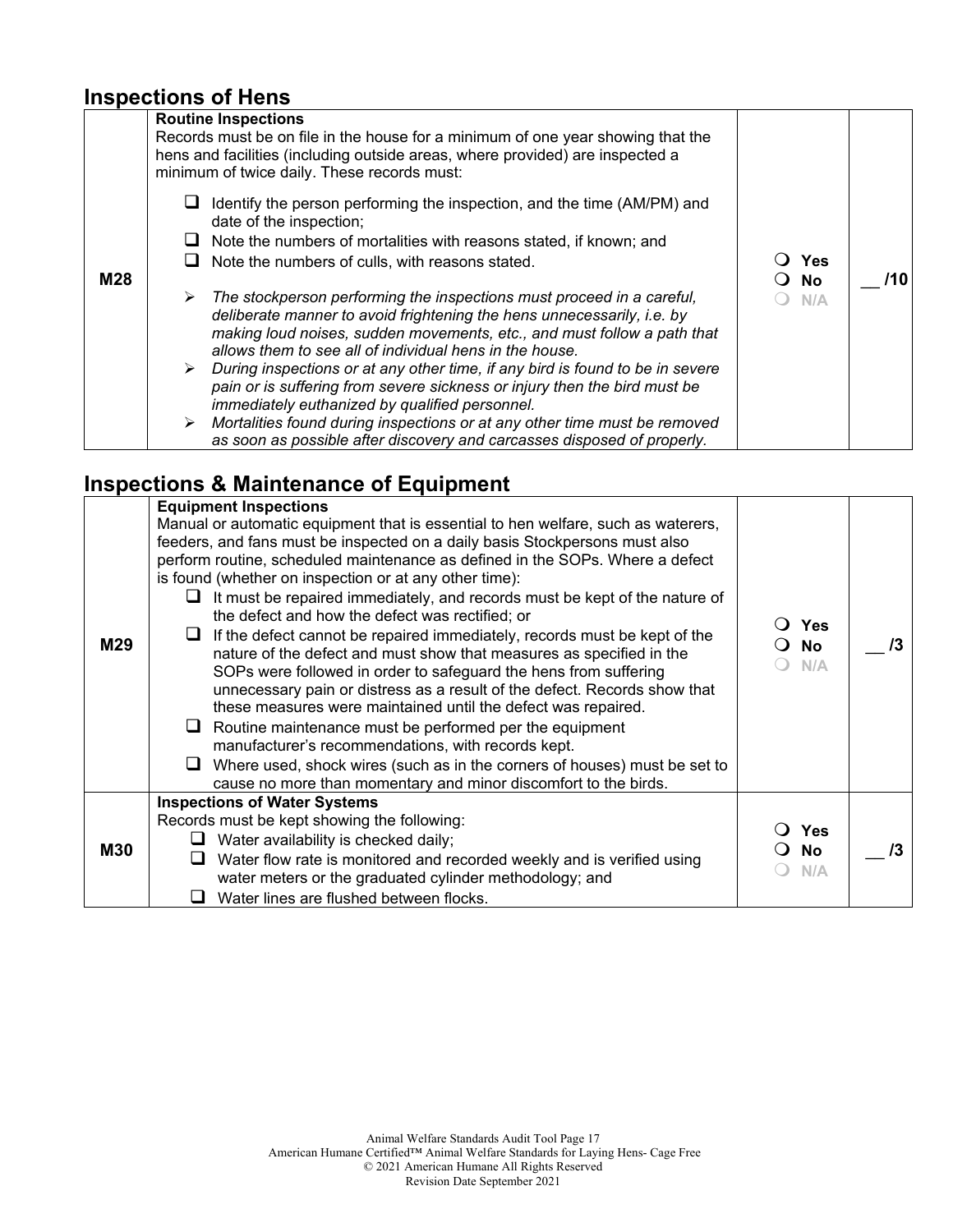## Inspections of Hens

| | | | |
|---|---|---|---|
| M28 | **Routine Inspections**<br>Records must be on file in the house for a minimum of one year showing that the hens and facilities (including outside areas, where provided) are inspected a minimum of twice daily. These records must:<br>❑ Identify the person performing the inspection, and the time (AM/PM) and date of the inspection;<br>❑ Note the numbers of mortalities with reasons stated, if known; and<br>❑ Note the numbers of culls, with reasons stated.<br>➢ *The stockperson performing the inspections must proceed in a careful, deliberate manner to avoid frightening the hens unnecessarily, i.e. by making loud noises, sudden movements, etc., and must follow a path that allows them to see all of individual hens in the house.*<br>➢ *During inspections or at any other time, if any bird is found to be in severe pain or is suffering from severe sickness or injury then the bird must be immediately euthanized by qualified personnel.*<br>➢ *Mortalities found during inspections or at any other time must be removed as soon as possible after discovery and carcasses disposed of properly.* | ❍ Yes<br>❍ No<br>❍ N/A | __ /10 |

## Inspections & Maintenance of Equipment

| | | | |
|---|---|---|---|
| M29 | **Equipment Inspections**<br>Manual or automatic equipment that is essential to hen welfare, such as waterers, feeders, and fans must be inspected on a daily basis Stockpersons must also perform routine, scheduled maintenance as defined in the SOPs. Where a defect is found (whether on inspection or at any other time):<br>❑ It must be repaired immediately, and records must be kept of the nature of the defect and how the defect was rectified; or<br>❑ If the defect cannot be repaired immediately, records must be kept of the nature of the defect and must show that measures as specified in the SOPs were followed in order to safeguard the hens from suffering unnecessary pain or distress as a result of the defect. Records show that these measures were maintained until the defect was repaired.<br>❑ Routine maintenance must be performed per the equipment manufacturer's recommendations, with records kept.<br>❑ Where used, shock wires (such as in the corners of houses) must be set to cause no more than momentary and minor discomfort to the birds. | ❍ Yes<br>❍ No<br>❍ N/A | __ /3 |
| M30 | **Inspections of Water Systems**<br>Records must be kept showing the following:<br>❑ Water availability is checked daily;<br>❑ Water flow rate is monitored and recorded weekly and is verified using water meters or the graduated cylinder methodology; and<br>❑ Water lines are flushed between flocks. | ❍ Yes<br>❍ No<br>❍ N/A | __ /3 |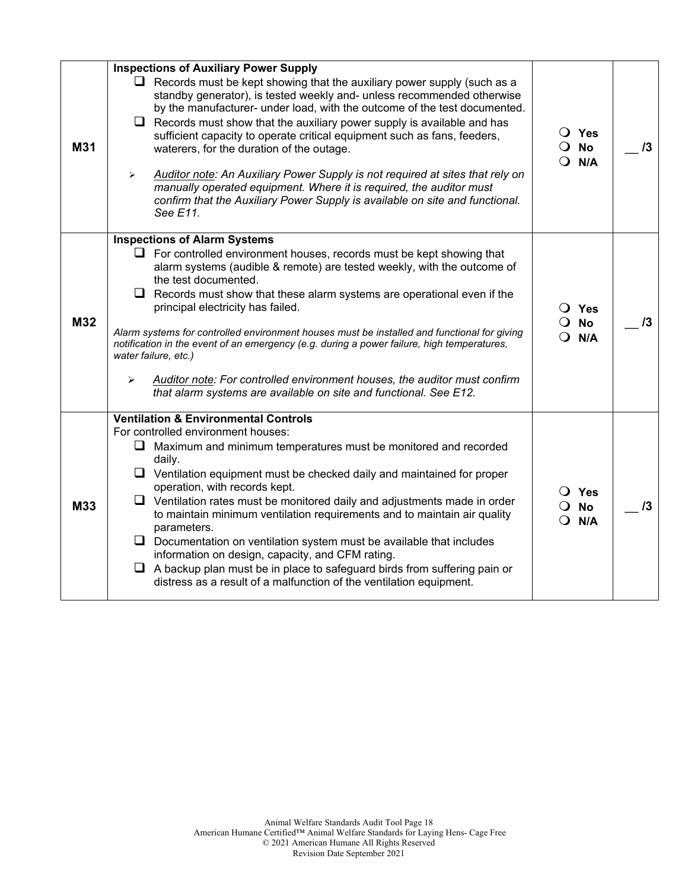| | | | |
|---|---|---|---|
| **M31** | **Inspections of Auxiliary Power Supply**<br>❑ Records must be kept showing that the auxiliary power supply (such as a standby generator), is tested weekly and- unless recommended otherwise by the manufacturer- under load, with the outcome of the test documented.<br>❑ Records must show that the auxiliary power supply is available and has sufficient capacity to operate critical equipment such as fans, feeders, waterers, for the duration of the outage.<br>➢ *<u>Auditor note</u>: An Auxiliary Power Supply is not required at sites that rely on manually operated equipment. Where it is required, the auditor must confirm that the Auxiliary Power Supply is available on site and functional. See E11.* | ❍ **Yes**<br>❍ **No**<br>❍ **N/A** | __ /3 |
| **M32** | **Inspections of Alarm Systems**<br>❑ For controlled environment houses, records must be kept showing that alarm systems (audible & remote) are tested weekly, with the outcome of the test documented.<br>❑ Records must show that these alarm systems are operational even if the principal electricity has failed.<br>*Alarm systems for controlled environment houses must be installed and functional for giving notification in the event of an emergency (e.g. during a power failure, high temperatures, water failure, etc.)*<br>➢ *<u>Auditor note</u>: For controlled environment houses, the auditor must confirm that alarm systems are available on site and functional. See E12.* | ❍ **Yes**<br>❍ **No**<br>❍ **N/A** | __ /3 |
| **M33** | **Ventilation & Environmental Controls**<br>For controlled environment houses:<br>❑ Maximum and minimum temperatures must be monitored and recorded daily.<br>❑ Ventilation equipment must be checked daily and maintained for proper operation, with records kept.<br>❑ Ventilation rates must be monitored daily and adjustments made in order to maintain minimum ventilation requirements and to maintain air quality parameters.<br>❑ Documentation on ventilation system must be available that includes information on design, capacity, and CFM rating.<br>❑ A backup plan must be in place to safeguard birds from suffering pain or distress as a result of a malfunction of the ventilation equipment. | ❍ **Yes**<br>❍ **No**<br>❍ **N/A** | __ /3 |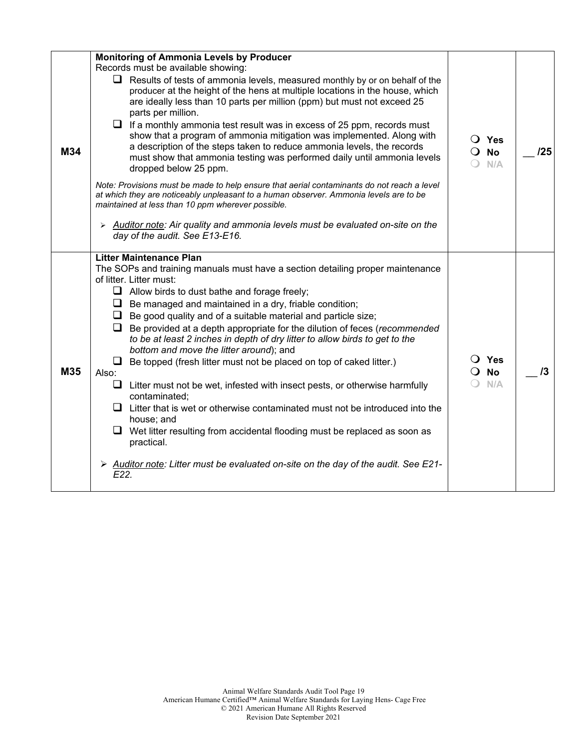| | | | |
|---|---|---|---|
| M34 | **Monitoring of Ammonia Levels by Producer**<br>Records must be available showing:<br>☐ Results of tests of ammonia levels, measured monthly by or on behalf of the producer at the height of the hens at multiple locations in the house, which are ideally less than 10 parts per million (ppm) but must not exceed 25 parts per million.<br>☐ If a monthly ammonia test result was in excess of 25 ppm, records must show that a program of ammonia mitigation was implemented. Along with a description of the steps taken to reduce ammonia levels, the records must show that ammonia testing was performed daily until ammonia levels dropped below 25 ppm.<br><br>*Note: Provisions must be made to help ensure that aerial contaminants do not reach a level at which they are noticeably unpleasant to a human observer. Ammonia levels are to be maintained at less than 10 ppm wherever possible.*<br><br>➢ *Auditor note: Air quality and ammonia levels must be evaluated on-site on the day of the audit. See E13-E16.* | ❍ Yes<br>❍ No<br>❍ N/A | __ /25 |
| M35 | **Litter Maintenance Plan**<br>The SOPs and training manuals must have a section detailing proper maintenance of litter. Litter must:<br>☐ Allow birds to dust bathe and forage freely;<br>☐ Be managed and maintained in a dry, friable condition;<br>☐ Be good quality and of a suitable material and particle size;<br>☐ Be provided at a depth appropriate for the dilution of feces (*recommended to be at least 2 inches in depth of dry litter to allow birds to get to the bottom and move the litter around*); and<br>☐ Be topped (fresh litter must not be placed on top of caked litter.)<br>Also:<br>☐ Litter must not be wet, infested with insect pests, or otherwise harmfully contaminated;<br>☐ Litter that is wet or otherwise contaminated must not be introduced into the house; and<br>☐ Wet litter resulting from accidental flooding must be replaced as soon as practical.<br><br>➢ *Auditor note: Litter must be evaluated on-site on the day of the audit. See E21-E22.* | ❍ Yes<br>❍ No<br>❍ N/A | __ /3 |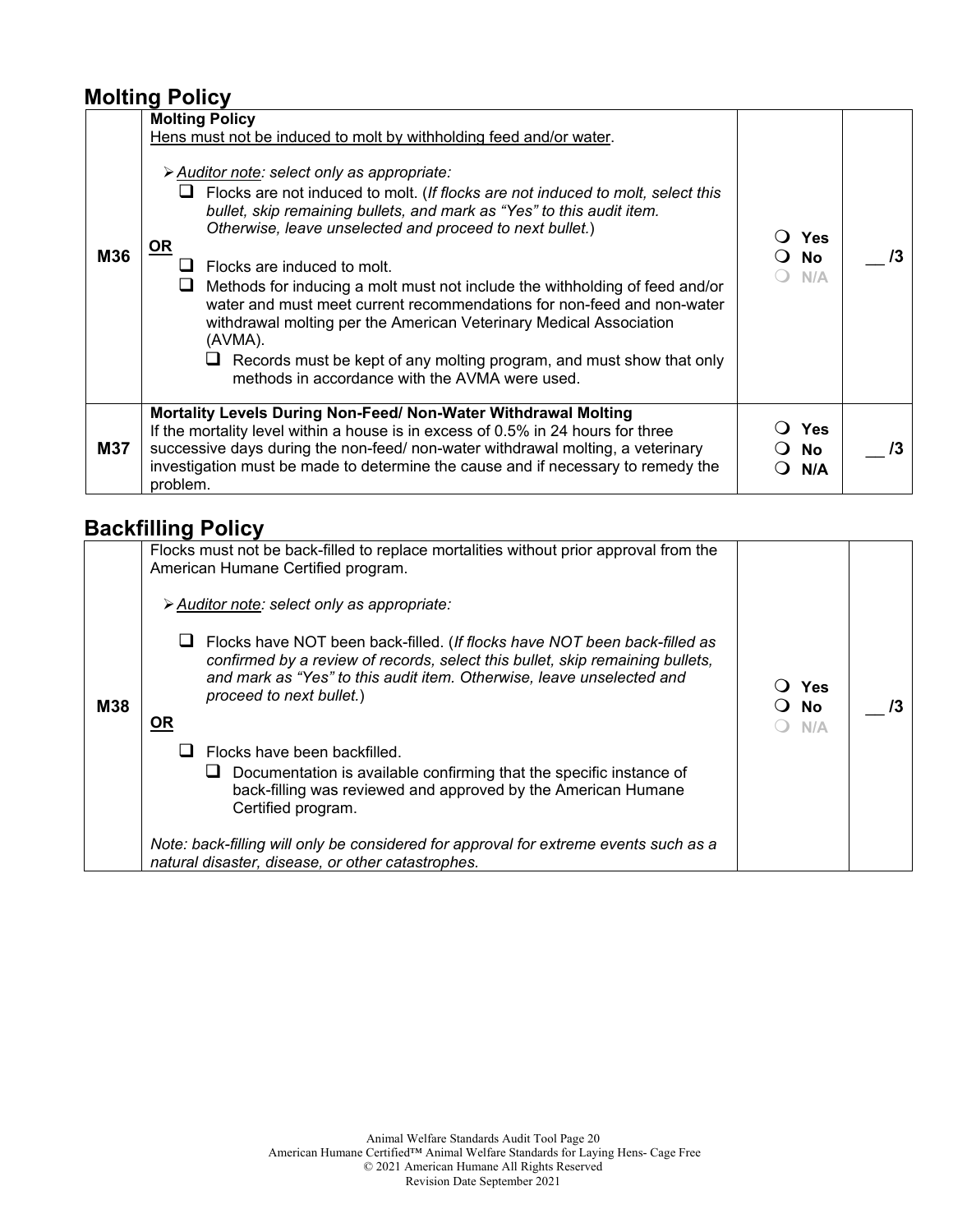## Molting Policy

| | | | |
|---|---|---|---|
| **M36** | **Molting Policy**<br>Hens must not be induced to molt by withholding feed and/or water.<br><br>➢ *Auditor note: select only as appropriate:*<br>❑ Flocks are not induced to molt. (*If flocks are not induced to molt, select this bullet, skip remaining bullets, and mark as "Yes" to this audit item. Otherwise, leave unselected and proceed to next bullet.*)<br>**OR**<br>❑ Flocks are induced to molt.<br>❑ Methods for inducing a molt must not include the withholding of feed and/or water and must meet current recommendations for non-feed and non-water withdrawal molting per the American Veterinary Medical Association (AVMA).<br>❑ Records must be kept of any molting program, and must show that only methods in accordance with the AVMA were used. | ❍ Yes<br>❍ No<br>❍ N/A | __ /3 |
| **M37** | **Mortality Levels During Non-Feed/ Non-Water Withdrawal Molting**<br>If the mortality level within a house is in excess of 0.5% in 24 hours for three successive days during the non-feed/ non-water withdrawal molting, a veterinary investigation must be made to determine the cause and if necessary to remedy the problem. | ❍ Yes<br>❍ No<br>❍ N/A | __ /3 |

## Backfilling Policy

| | | | |
|---|---|---|---|
| **M38** | Flocks must not be back-filled to replace mortalities without prior approval from the American Humane Certified program.<br><br>➢ *Auditor note: select only as appropriate:*<br><br>❑ Flocks have NOT been back-filled. (*If flocks have NOT been back-filled as confirmed by a review of records, select this bullet, skip remaining bullets, and mark as "Yes" to this audit item. Otherwise, leave unselected and proceed to next bullet.*)<br>**OR**<br>❑ Flocks have been backfilled.<br>❑ Documentation is available confirming that the specific instance of back-filling was reviewed and approved by the American Humane Certified program.<br><br>*Note: back-filling will only be considered for approval for extreme events such as a natural disaster, disease, or other catastrophes.* | ❍ Yes<br>❍ No<br>❍ N/A | __ /3 |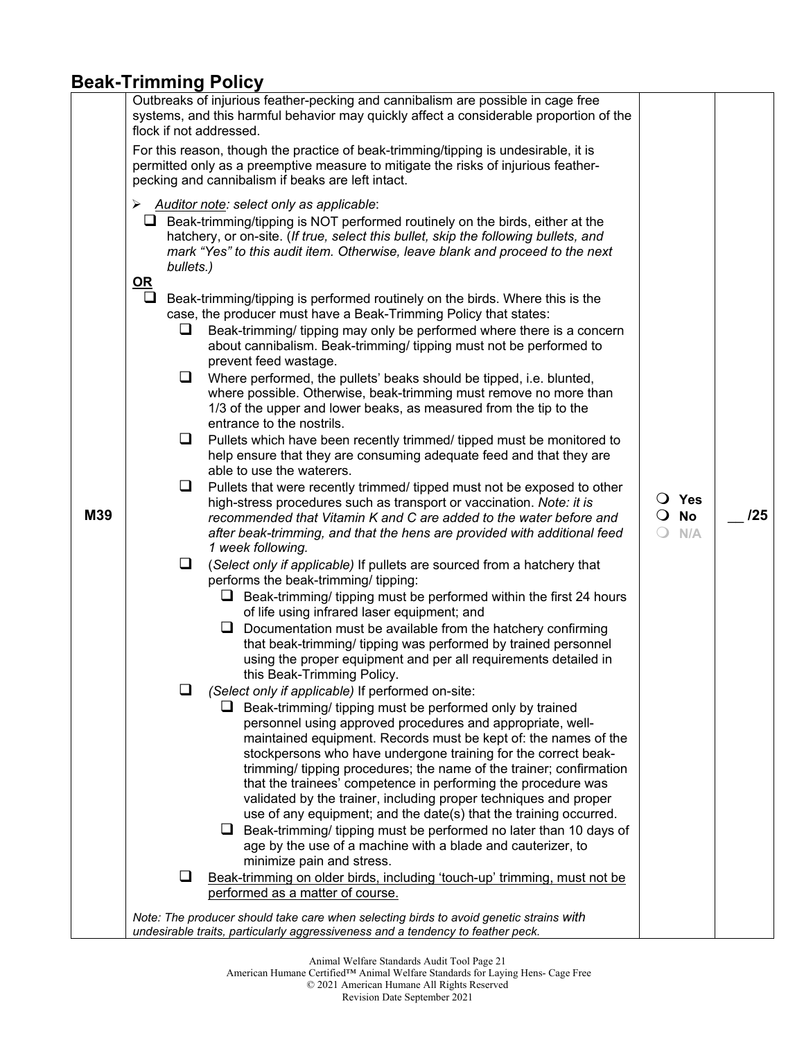## Beak-Trimming Policy

| | | | |
|---|---|---|---|
| M39 | Outbreaks of injurious feather-pecking and cannibalism are possible in cage free systems, and this harmful behavior may quickly affect a considerable proportion of the flock if not addressed.<br><br>For this reason, though the practice of beak-trimming/tipping is undesirable, it is permitted only as a preemptive measure to mitigate the risks of injurious feather-pecking and cannibalism if beaks are left intact.<br><br>➢ *Auditor note: select only as applicable*:<br>❑ Beak-trimming/tipping is NOT performed routinely on the birds, either at the hatchery, or on-site. (*If true, select this bullet, skip the following bullets, and mark "Yes" to this audit item. Otherwise, leave blank and proceed to the next bullets.*)<br>**OR**<br>❑ Beak-trimming/tipping is performed routinely on the birds. Where this is the case, the producer must have a Beak-Trimming Policy that states:<br>❑ Beak-trimming/ tipping may only be performed where there is a concern about cannibalism. Beak-trimming/ tipping must not be performed to prevent feed wastage.<br>❑ Where performed, the pullets' beaks should be tipped, i.e. blunted, where possible. Otherwise, beak-trimming must remove no more than 1/3 of the upper and lower beaks, as measured from the tip to the entrance to the nostrils.<br>❑ Pullets which have been recently trimmed/ tipped must be monitored to help ensure that they are consuming adequate feed and that they are able to use the waterers.<br>❑ Pullets that were recently trimmed/ tipped must not be exposed to other high-stress procedures such as transport or vaccination. *Note: it is recommended that Vitamin K and C are added to the water before and after beak-trimming, and that the hens are provided with additional feed 1 week following.*<br>❑ (*Select only if applicable*) If pullets are sourced from a hatchery that performs the beak-trimming/ tipping:<br>❑ Beak-trimming/ tipping must be performed within the first 24 hours of life using infrared laser equipment; and<br>❑ Documentation must be available from the hatchery confirming that beak-trimming/ tipping was performed by trained personnel using the proper equipment and per all requirements detailed in this Beak-Trimming Policy.<br>❑ (*Select only if applicable*) If performed on-site:<br>❑ Beak-trimming/ tipping must be performed only by trained personnel using approved procedures and appropriate, well-maintained equipment. Records must be kept of: the names of the stockpersons who have undergone training for the correct beak-trimming/ tipping procedures; the name of the trainer; confirmation that the trainees' competence in performing the procedure was validated by the trainer, including proper techniques and proper use of any equipment; and the date(s) that the training occurred.<br>❑ Beak-trimming/ tipping must be performed no later than 10 days of age by the use of a machine with a blade and cauterizer, to minimize pain and stress.<br>❑ Beak-trimming on older birds, including 'touch-up' trimming, must not be performed as a matter of course.<br><br>*Note: The producer should take care when selecting birds to avoid genetic strains with undesirable traits, particularly aggressiveness and a tendency to feather peck.* | ❍ Yes<br>❍ No<br>❍ N/A | __ /25 |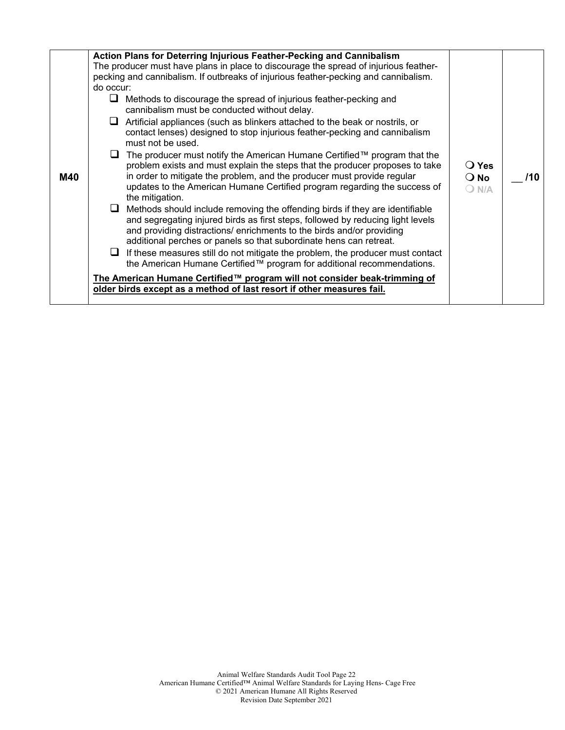| | | | |
|---|---|---|---|
| **M40** | **Action Plans for Deterring Injurious Feather-Pecking and Cannibalism**<br>The producer must have plans in place to discourage the spread of injurious feather-pecking and cannibalism. If outbreaks of injurious feather-pecking and cannibalism. do occur:<br>❑ Methods to discourage the spread of injurious feather-pecking and cannibalism must be conducted without delay.<br>❑ Artificial appliances (such as blinkers attached to the beak or nostrils, or contact lenses) designed to stop injurious feather-pecking and cannibalism must not be used.<br>❑ The producer must notify the American Humane Certified™ program that the problem exists and must explain the steps that the producer proposes to take in order to mitigate the problem, and the producer must provide regular updates to the American Humane Certified program regarding the success of the mitigation.<br>❑ Methods should include removing the offending birds if they are identifiable and segregating injured birds as first steps, followed by reducing light levels and providing distractions/ enrichments to the birds and/or providing additional perches or panels so that subordinate hens can retreat.<br>❑ If these measures still do not mitigate the problem, the producer must contact the American Humane Certified™ program for additional recommendations.<br>**The American Humane Certified™ program will not consider beak-trimming of older birds except as a method of last resort if other measures fail.** | ❍ Yes<br>❍ No<br>❍ N/A | __ /10 |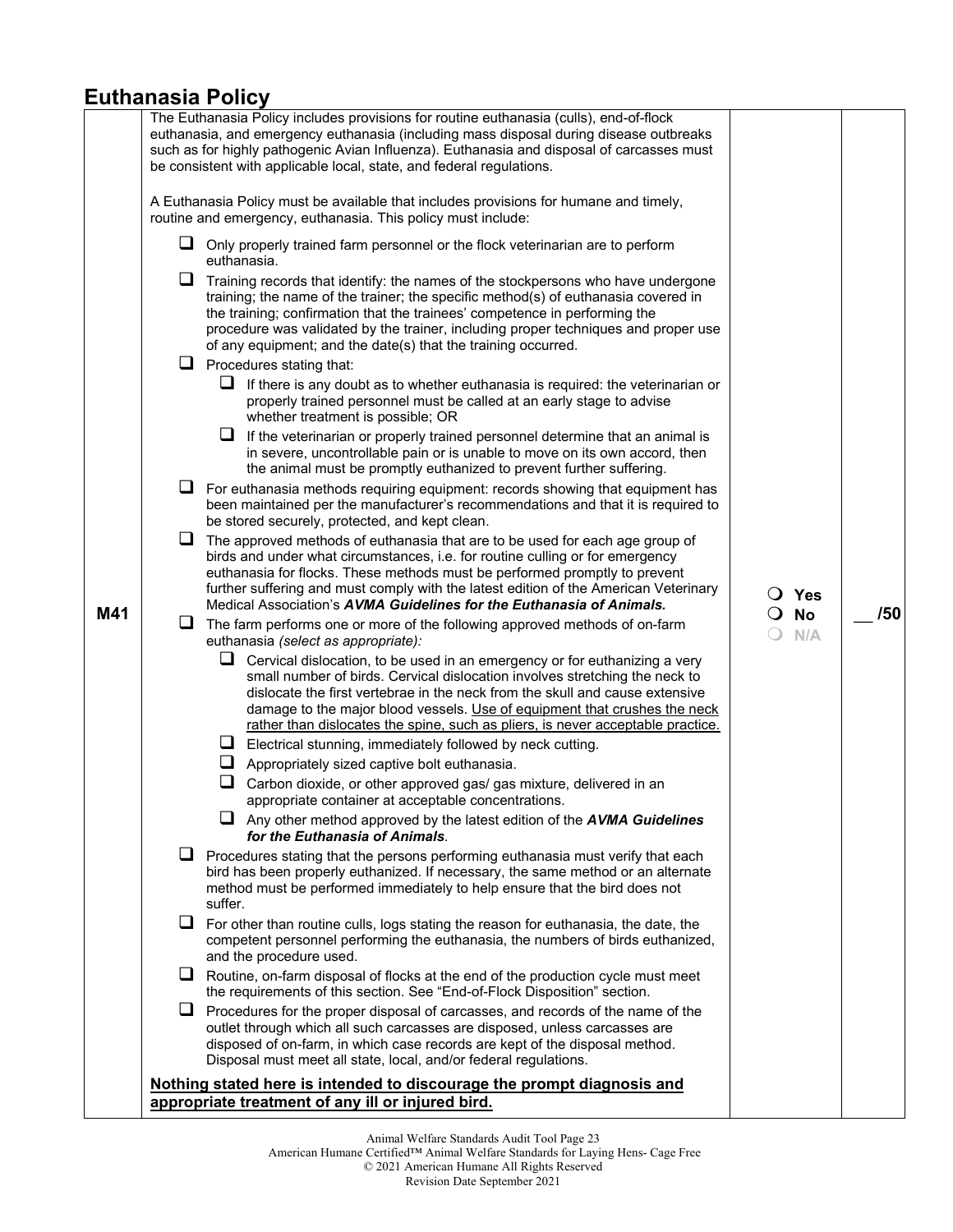## Euthanasia Policy

| | | | |
|---|---|---|---|
| M41 | The Euthanasia Policy includes provisions for routine euthanasia (culls), end-of-flock euthanasia, and emergency euthanasia (including mass disposal during disease outbreaks such as for highly pathogenic Avian Influenza). Euthanasia and disposal of carcasses must be consistent with applicable local, state, and federal regulations.<br><br>A Euthanasia Policy must be available that includes provisions for humane and timely, routine and emergency, euthanasia. This policy must include:<br>❑ Only properly trained farm personnel or the flock veterinarian are to perform euthanasia.<br>❑ Training records that identify: the names of the stockpersons who have undergone training; the name of the trainer; the specific method(s) of euthanasia covered in the training; confirmation that the trainees' competence in performing the procedure was validated by the trainer, including proper techniques and proper use of any equipment; and the date(s) that the training occurred.<br>❑ Procedures stating that:<br>&nbsp;&nbsp;❑ If there is any doubt as to whether euthanasia is required: the veterinarian or properly trained personnel must be called at an early stage to advise whether treatment is possible; OR<br>&nbsp;&nbsp;❑ If the veterinarian or properly trained personnel determine that an animal is in severe, uncontrollable pain or is unable to move on its own accord, then the animal must be promptly euthanized to prevent further suffering.<br>❑ For euthanasia methods requiring equipment: records showing that equipment has been maintained per the manufacturer's recommendations and that it is required to be stored securely, protected, and kept clean.<br>❑ The approved methods of euthanasia that are to be used for each age group of birds and under what circumstances, i.e. for routine culling or for emergency euthanasia for flocks. These methods must be performed promptly to prevent further suffering and must comply with the latest edition of the American Veterinary Medical Association's ***AVMA Guidelines for the Euthanasia of Animals.***<br>❑ The farm performs one or more of the following approved methods of on-farm euthanasia *(select as appropriate)*:<br>&nbsp;&nbsp;❑ Cervical dislocation, to be used in an emergency or for euthanizing a very small number of birds. Cervical dislocation involves stretching the neck to dislocate the first vertebrae in the neck from the skull and cause extensive damage to the major blood vessels. <u>Use of equipment that crushes the neck rather than dislocates the spine, such as pliers, is never acceptable practice.</u><br>&nbsp;&nbsp;❑ Electrical stunning, immediately followed by neck cutting.<br>&nbsp;&nbsp;❑ Appropriately sized captive bolt euthanasia.<br>&nbsp;&nbsp;❑ Carbon dioxide, or other approved gas/ gas mixture, delivered in an appropriate container at acceptable concentrations.<br>&nbsp;&nbsp;❑ Any other method approved by the latest edition of the ***AVMA Guidelines for the Euthanasia of Animals***.<br>❑ Procedures stating that the persons performing euthanasia must verify that each bird has been properly euthanized. If necessary, the same method or an alternate method must be performed immediately to help ensure that the bird does not suffer.<br>❑ For other than routine culls, logs stating the reason for euthanasia, the date, the competent personnel performing the euthanasia, the numbers of birds euthanized, and the procedure used.<br>❑ Routine, on-farm disposal of flocks at the end of the production cycle must meet the requirements of this section. See "End-of-Flock Disposition" section.<br>❑ Procedures for the proper disposal of carcasses, and records of the name of the outlet through which all such carcasses are disposed, unless carcasses are disposed of on-farm, in which case records are kept of the disposal method. Disposal must meet all state, local, and/or federal regulations.<br><br>**<u>Nothing stated here is intended to discourage the prompt diagnosis and appropriate treatment of any ill or injured bird.</u>** | ❍ Yes<br>❍ No<br>❍ N/A | __ /50 |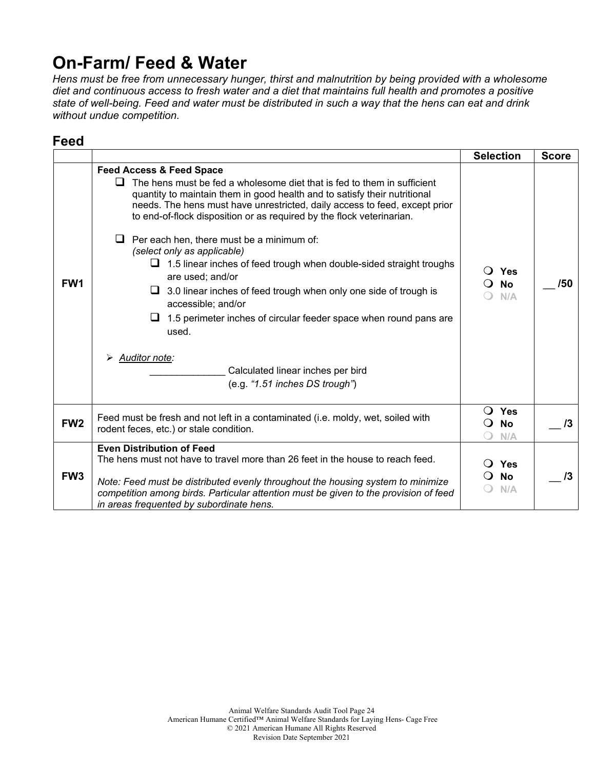# On-Farm/ Feed & Water

*Hens must be free from unnecessary hunger, thirst and malnutrition by being provided with a wholesome diet and continuous access to fresh water and a diet that maintains full health and promotes a positive state of well-being. Feed and water must be distributed in such a way that the hens can eat and drink without undue competition.*

## Feed

| | | Selection | Score |
|---|---|---|---|
| **FW1** | **Feed Access & Feed Space**<br>❑ The hens must be fed a wholesome diet that is fed to them in sufficient quantity to maintain them in good health and to satisfy their nutritional needs. The hens must have unrestricted, daily access to feed, except prior to end-of-flock disposition or as required by the flock veterinarian.<br><br>❑ Per each hen, there must be a minimum of:<br>*(select only as applicable)*<br>❑ 1.5 linear inches of feed trough when double-sided straight troughs are used; and/or<br>❑ 3.0 linear inches of feed trough when only one side of trough is accessible; and/or<br>❑ 1.5 perimeter inches of circular feeder space when round pans are used.<br><br>➢ *Auditor note:*<br>______________ Calculated linear inches per bird<br>(e.g. *"1.51 inches DS trough"*) | ❍ **Yes**<br>❍ **No**<br>❍ N/A | __ /50 |
| **FW2** | Feed must be fresh and not left in a contaminated (i.e. moldy, wet, soiled with rodent feces, etc.) or stale condition. | ❍ **Yes**<br>❍ **No**<br>❍ N/A | __ /3 |
| **FW3** | **Even Distribution of Feed**<br>The hens must not have to travel more than 26 feet in the house to reach feed.<br><br>*Note: Feed must be distributed evenly throughout the housing system to minimize competition among birds. Particular attention must be given to the provision of feed in areas frequented by subordinate hens.* | ❍ **Yes**<br>❍ **No**<br>❍ N/A | __ /3 |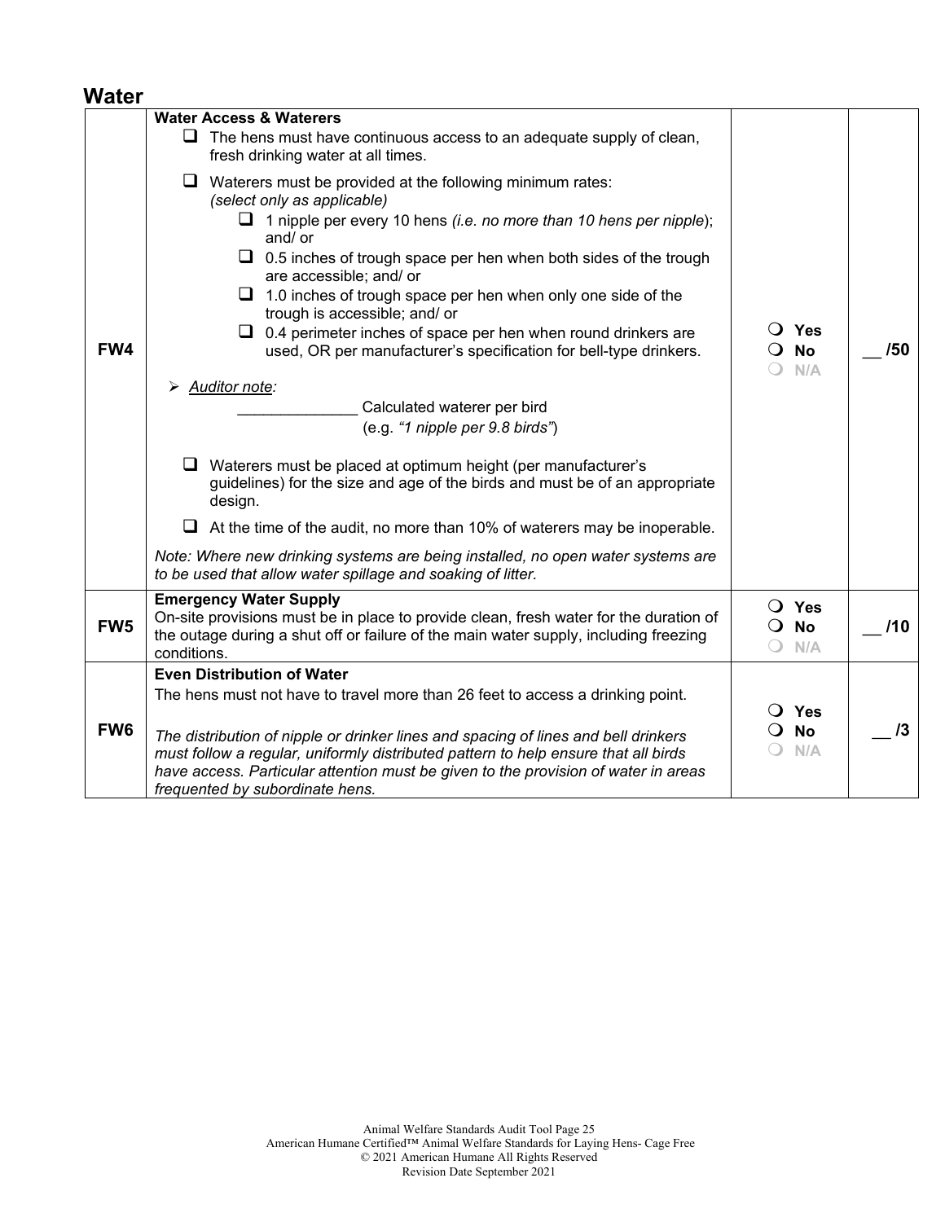## Water

| | | | |
|---|---|---|---|
| FW4 | **Water Access & Waterers**<br>❑ The hens must have continuous access to an adequate supply of clean, fresh drinking water at all times.<br>❑ Waterers must be provided at the following minimum rates: *(select only as applicable)*<br>&nbsp;&nbsp;&nbsp;&nbsp;❑ 1 nipple per every 10 hens *(i.e. no more than 10 hens per nipple*); and/ or<br>&nbsp;&nbsp;&nbsp;&nbsp;❑ 0.5 inches of trough space per hen when both sides of the trough are accessible; and/ or<br>&nbsp;&nbsp;&nbsp;&nbsp;❑ 1.0 inches of trough space per hen when only one side of the trough is accessible; and/ or<br>&nbsp;&nbsp;&nbsp;&nbsp;❑ 0.4 perimeter inches of space per hen when round drinkers are used, OR per manufacturer's specification for bell-type drinkers.<br>➢ *Auditor note:*<br>______________ Calculated waterer per bird (e.g. *"1 nipple per 9.8 birds"*)<br>❑ Waterers must be placed at optimum height (per manufacturer's guidelines) for the size and age of the birds and must be of an appropriate design.<br>❑ At the time of the audit, no more than 10% of waterers may be inoperable.<br>*Note: Where new drinking systems are being installed, no open water systems are to be used that allow water spillage and soaking of litter.* | ❍ Yes<br>❍ No<br>❍ N/A | __ /50 |
| FW5 | **Emergency Water Supply**<br>On-site provisions must be in place to provide clean, fresh water for the duration of the outage during a shut off or failure of the main water supply, including freezing conditions. | ❍ Yes<br>❍ No<br>❍ N/A | __ /10 |
| FW6 | **Even Distribution of Water**<br>The hens must not have to travel more than 26 feet to access a drinking point.<br>*The distribution of nipple or drinker lines and spacing of lines and bell drinkers must follow a regular, uniformly distributed pattern to help ensure that all birds have access. Particular attention must be given to the provision of water in areas frequented by subordinate hens.* | ❍ Yes<br>❍ No<br>❍ N/A | __ /3 |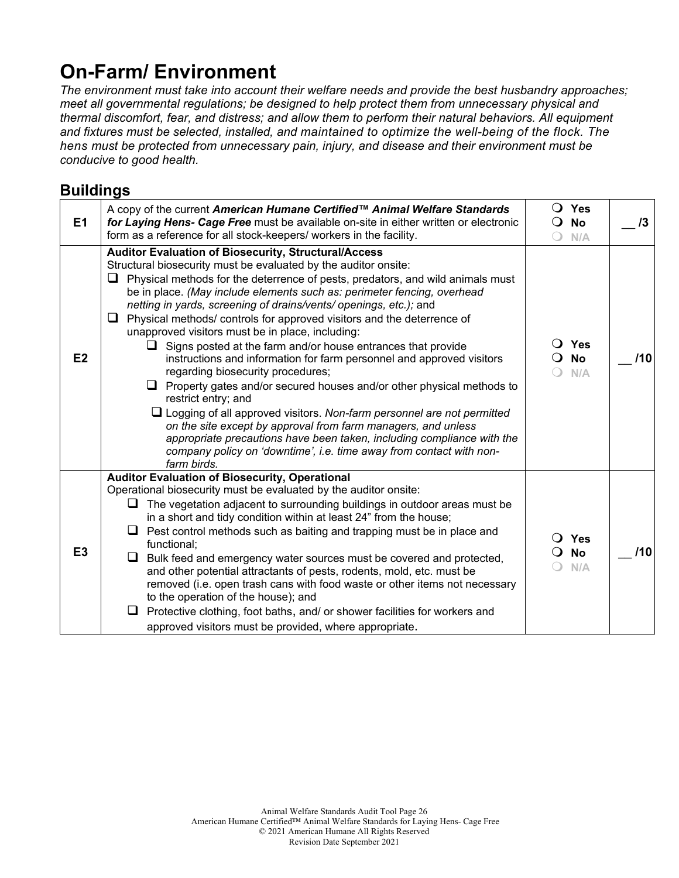# On-Farm/ Environment

*The environment must take into account their welfare needs and provide the best husbandry approaches; meet all governmental regulations; be designed to help protect them from unnecessary physical and thermal discomfort, fear, and distress; and allow them to perform their natural behaviors. All equipment and fixtures must be selected, installed, and maintained to optimize the well-being of the flock. The hens must be protected from unnecessary pain, injury, and disease and their environment must be conducive to good health.*

## Buildings

| | | | |
|---|---|---|---|
| E1 | A copy of the current ***American Humane Certified™ Animal Welfare Standards for Laying Hens- Cage Free*** must be available on-site in either written or electronic form as a reference for all stock-keepers/ workers in the facility. | ❍ Yes<br>❍ No<br>❍ N/A | __ /3 |
| E2 | **Auditor Evaluation of Biosecurity, Structural/Access**<br>Structural biosecurity must be evaluated by the auditor onsite:<br>❑ Physical methods for the deterrence of pests, predators, and wild animals must be in place. *(May include elements such as: perimeter fencing, overhead netting in yards, screening of drains/vents/ openings, etc.);* and<br>❑ Physical methods/ controls for approved visitors and the deterrence of unapproved visitors must be in place, including:<br>❑ Signs posted at the farm and/or house entrances that provide instructions and information for farm personnel and approved visitors regarding biosecurity procedures;<br>❑ Property gates and/or secured houses and/or other physical methods to restrict entry; and<br>❑ Logging of all approved visitors. *Non-farm personnel are not permitted on the site except by approval from farm managers, and unless appropriate precautions have been taken, including compliance with the company policy on 'downtime', i.e. time away from contact with non-farm birds.* | ❍ Yes<br>❍ No<br>❍ N/A | __ /10 |
| E3 | **Auditor Evaluation of Biosecurity, Operational**<br>Operational biosecurity must be evaluated by the auditor onsite:<br>❑ The vegetation adjacent to surrounding buildings in outdoor areas must be in a short and tidy condition within at least 24" from the house;<br>❑ Pest control methods such as baiting and trapping must be in place and functional;<br>❑ Bulk feed and emergency water sources must be covered and protected, and other potential attractants of pests, rodents, mold, etc. must be removed (i.e. open trash cans with food waste or other items not necessary to the operation of the house); and<br>❑ Protective clothing, foot baths, and/ or shower facilities for workers and approved visitors must be provided, where appropriate. | ❍ Yes<br>❍ No<br>❍ N/A | __ /10 |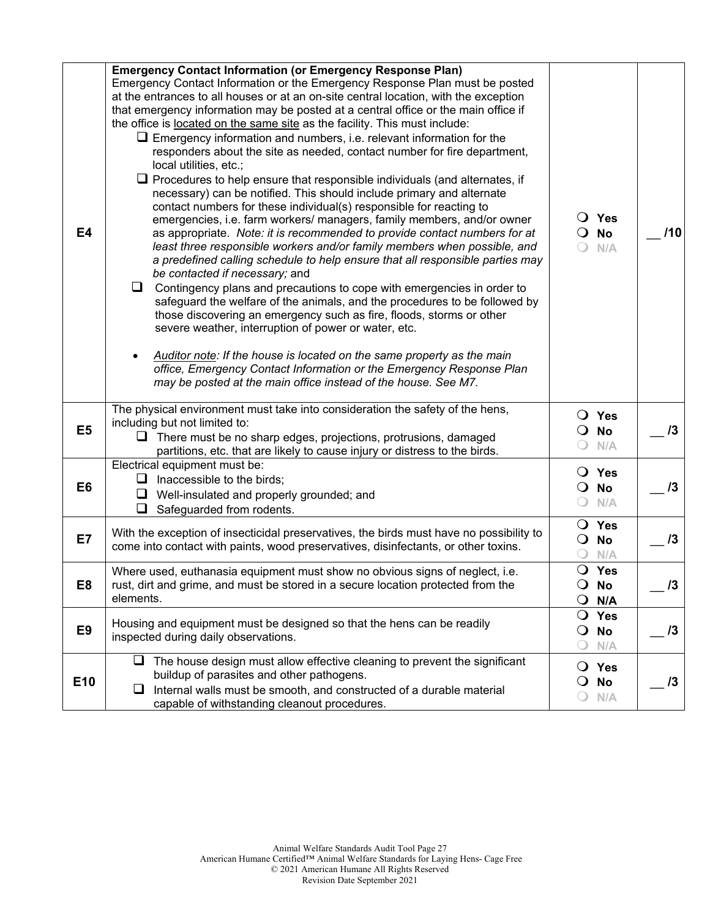| | | | |
|---|---|---|---|
| E4 | **Emergency Contact Information (or Emergency Response Plan)**<br>Emergency Contact Information or the Emergency Response Plan must be posted at the entrances to all houses or at an on-site central location, with the exception that emergency information may be posted at a central office or the main office if the office is located on the same site as the facility. This must include:<br>❑ Emergency information and numbers, i.e. relevant information for the responders about the site as needed, contact number for fire department, local utilities, etc.;<br>❑ Procedures to help ensure that responsible individuals (and alternates, if necessary) can be notified. This should include primary and alternate contact numbers for these individual(s) responsible for reacting to emergencies, i.e. farm workers/ managers, family members, and/or owner as appropriate. *Note: it is recommended to provide contact numbers for at least three responsible workers and/or family members when possible, and a predefined calling schedule to help ensure that all responsible parties may be contacted if necessary;* and<br>❑ Contingency plans and precautions to cope with emergencies in order to safeguard the welfare of the animals, and the procedures to be followed by those discovering an emergency such as fire, floods, storms or other severe weather, interruption of power or water, etc.<br>• *Auditor note: If the house is located on the same property as the main office, Emergency Contact Information or the Emergency Response Plan may be posted at the main office instead of the house. See M7.* | ❍ Yes<br>❍ No<br>❍ N/A | __ /10 |
| E5 | The physical environment must take into consideration the safety of the hens, including but not limited to:<br>❑ There must be no sharp edges, projections, protrusions, damaged partitions, etc. that are likely to cause injury or distress to the birds. | ❍ Yes<br>❍ No<br>❍ N/A | __ /3 |
| E6 | Electrical equipment must be:<br>❑ Inaccessible to the birds;<br>❑ Well-insulated and properly grounded; and<br>❑ Safeguarded from rodents. | ❍ Yes<br>❍ No<br>❍ N/A | __ /3 |
| E7 | With the exception of insecticidal preservatives, the birds must have no possibility to come into contact with paints, wood preservatives, disinfectants, or other toxins. | ❍ Yes<br>❍ No<br>❍ N/A | __ /3 |
| E8 | Where used, euthanasia equipment must show no obvious signs of neglect, i.e. rust, dirt and grime, and must be stored in a secure location protected from the elements. | ❍ Yes<br>❍ No<br>❍ N/A | __ /3 |
| E9 | Housing and equipment must be designed so that the hens can be readily inspected during daily observations. | ❍ Yes<br>❍ No<br>❍ N/A | __ /3 |
| E10 | ❑ The house design must allow effective cleaning to prevent the significant buildup of parasites and other pathogens.<br>❑ Internal walls must be smooth, and constructed of a durable material capable of withstanding cleanout procedures. | ❍ Yes<br>❍ No<br>❍ N/A | __ /3 |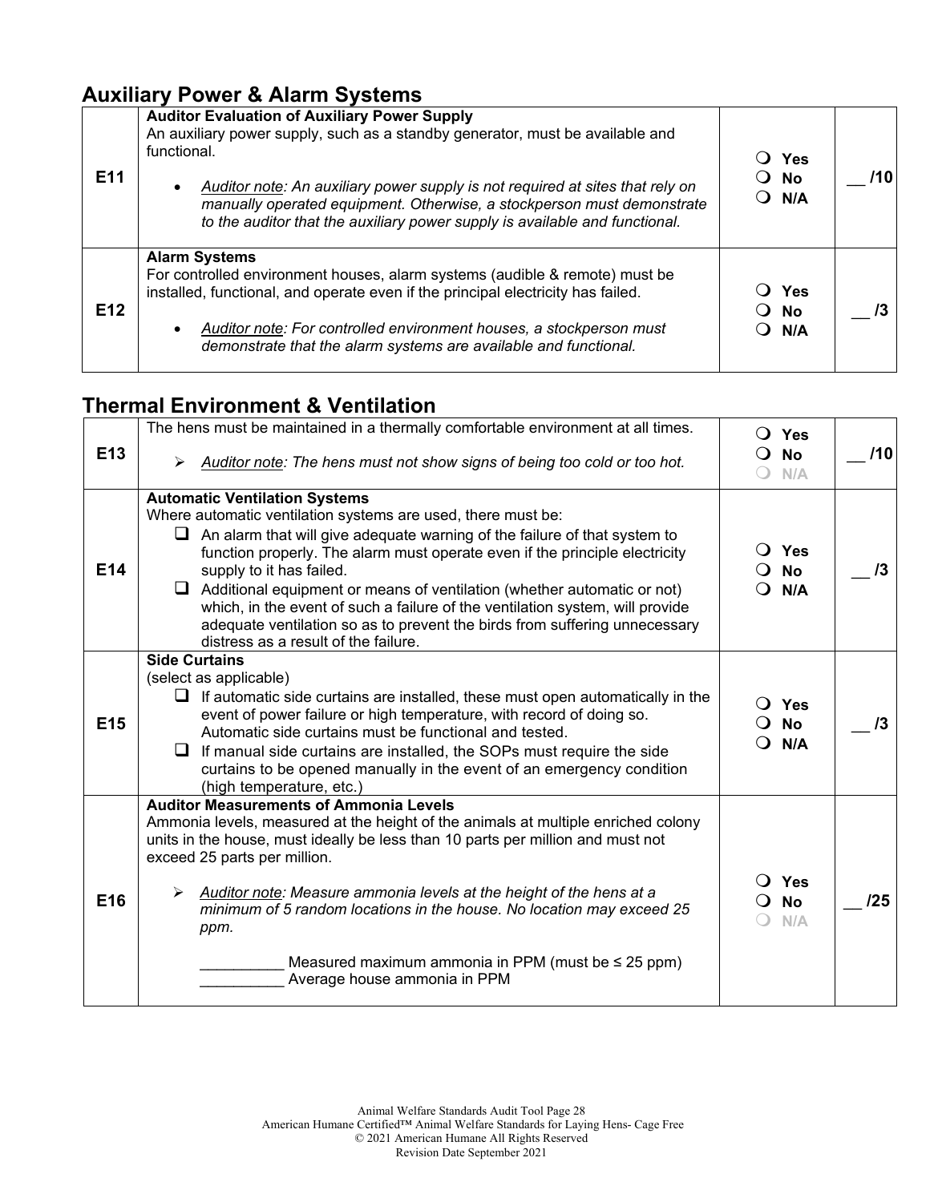## Auxiliary Power & Alarm Systems

| | | | |
|---|---|---|---|
| E11 | **Auditor Evaluation of Auxiliary Power Supply**<br>An auxiliary power supply, such as a standby generator, must be available and functional.<br><br>• *Auditor note: An auxiliary power supply is not required at sites that rely on manually operated equipment. Otherwise, a stockperson must demonstrate to the auditor that the auxiliary power supply is available and functional.* | ❍ **Yes**<br>❍ **No**<br>❍ **N/A** | __ **/10** |
| E12 | **Alarm Systems**<br>For controlled environment houses, alarm systems (audible & remote) must be installed, functional, and operate even if the principal electricity has failed.<br><br>• *Auditor note: For controlled environment houses, a stockperson must demonstrate that the alarm systems are available and functional.* | ❍ **Yes**<br>❍ **No**<br>❍ **N/A** | __ **/3** |

## Thermal Environment & Ventilation

| | | | |
|---|---|---|---|
| E13 | The hens must be maintained in a thermally comfortable environment at all times.<br><br>➢ *Auditor note: The hens must not show signs of being too cold or too hot.* | ❍ **Yes**<br>❍ **No**<br>❍ **N/A** | __ **/10** |
| E14 | **Automatic Ventilation Systems**<br>Where automatic ventilation systems are used, there must be:<br>❑ An alarm that will give adequate warning of the failure of that system to function properly. The alarm must operate even if the principle electricity supply to it has failed.<br>❑ Additional equipment or means of ventilation (whether automatic or not) which, in the event of such a failure of the ventilation system, will provide adequate ventilation so as to prevent the birds from suffering unnecessary distress as a result of the failure. | ❍ **Yes**<br>❍ **No**<br>❍ **N/A** | __ **/3** |
| E15 | **Side Curtains**<br>(select as applicable)<br>❑ If automatic side curtains are installed, these must open automatically in the event of power failure or high temperature, with record of doing so. Automatic side curtains must be functional and tested.<br>❑ If manual side curtains are installed, the SOPs must require the side curtains to be opened manually in the event of an emergency condition (high temperature, etc.) | ❍ **Yes**<br>❍ **No**<br>❍ **N/A** | __ **/3** |
| E16 | **Auditor Measurements of Ammonia Levels**<br>Ammonia levels, measured at the height of the animals at multiple enriched colony units in the house, must ideally be less than 10 parts per million and must not exceed 25 parts per million.<br><br>➢ *Auditor note: Measure ammonia levels at the height of the hens at a minimum of 5 random locations in the house. No location may exceed 25 ppm.*<br><br>__________ Measured maximum ammonia in PPM (must be ≤ 25 ppm)<br>__________ Average house ammonia in PPM | ❍ **Yes**<br>❍ **No**<br>❍ **N/A** | __ **/25** |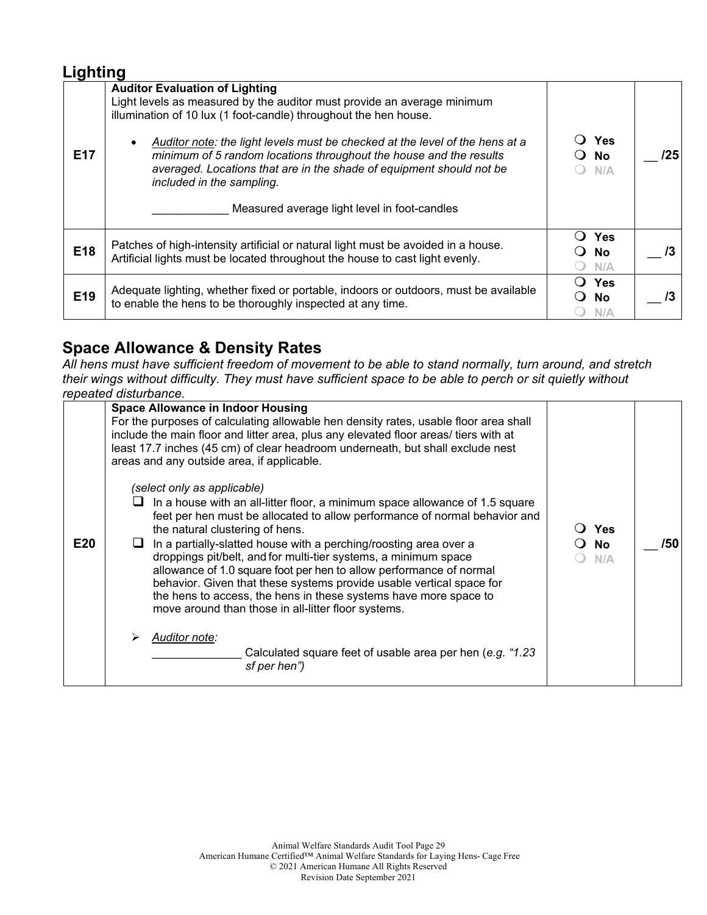## Lighting

| | | | |
|---|---|---|---|
| E17 | **Auditor Evaluation of Lighting**<br>Light levels as measured by the auditor must provide an average minimum illumination of 10 lux (1 foot-candle) throughout the hen house.<br><br>• *Auditor note: the light levels must be checked at the level of the hens at a minimum of 5 random locations throughout the house and the results averaged. Locations that are in the shade of equipment should not be included in the sampling.*<br><br>____________ Measured average light level in foot-candles | ❍ Yes<br>❍ No<br>❍ N/A | __ /25 |
| E18 | Patches of high-intensity artificial or natural light must be avoided in a house. Artificial lights must be located throughout the house to cast light evenly. | ❍ Yes<br>❍ No<br>❍ N/A | __ /3 |
| E19 | Adequate lighting, whether fixed or portable, indoors or outdoors, must be available to enable the hens to be thoroughly inspected at any time. | ❍ Yes<br>❍ No<br>❍ N/A | __ /3 |

## Space Allowance & Density Rates

*All hens must have sufficient freedom of movement to be able to stand normally, turn around, and stretch their wings without difficulty. They must have sufficient space to be able to perch or sit quietly without repeated disturbance.*

| | | | |
|---|---|---|---|
| E20 | **Space Allowance in Indoor Housing**<br>For the purposes of calculating allowable hen density rates, usable floor area shall include the main floor and litter area, plus any elevated floor areas/ tiers with at least 17.7 inches (45 cm) of clear headroom underneath, but shall exclude nest areas and any outside area, if applicable.<br><br>*(select only as applicable)*<br>❑ In a house with an all-litter floor, a minimum space allowance of 1.5 square feet per hen must be allocated to allow performance of normal behavior and the natural clustering of hens.<br>❑ In a partially-slatted house with a perching/roosting area over a droppings pit/belt, and for multi-tier systems, a minimum space allowance of 1.0 square foot per hen to allow performance of normal behavior. Given that these systems provide usable vertical space for the hens to access, the hens in these systems have more space to move around than those in all-litter floor systems.<br><br>➢ *Auditor note:*<br>______________ Calculated square feet of usable area per hen (*e.g. "1.23 sf per hen"*) | ❍ Yes<br>❍ No<br>❍ N/A | __ /50 |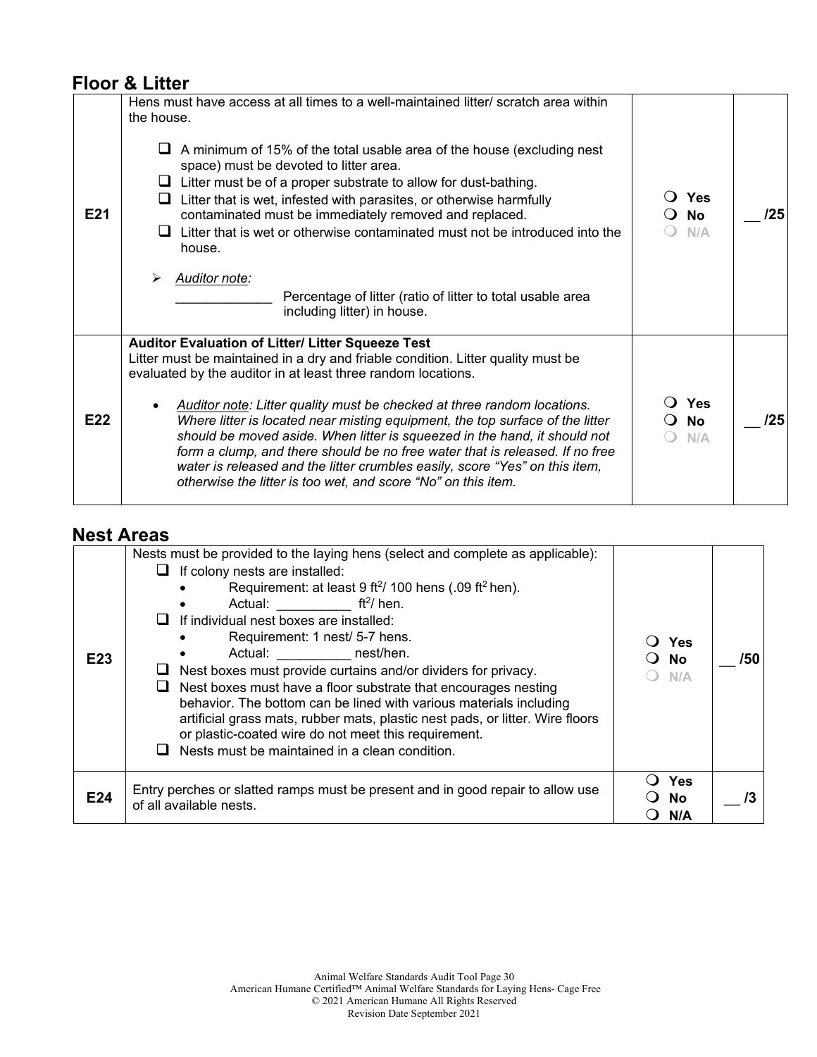## Floor & Litter

| | | | |
|---|---|---|---|
| E21 | Hens must have access at all times to a well-maintained litter/ scratch area within the house.<br><br>❑ A minimum of 15% of the total usable area of the house (excluding nest space) must be devoted to litter area.<br>❑ Litter must be of a proper substrate to allow for dust-bathing.<br>❑ Litter that is wet, infested with parasites, or otherwise harmfully contaminated must be immediately removed and replaced.<br>❑ Litter that is wet or otherwise contaminated must not be introduced into the house.<br><br>➢ *Auditor note:*<br>_____________ Percentage of litter (ratio of litter to total usable area including litter) in house. | ❍ Yes<br>❍ No<br>❍ N/A | __ /25 |
| E22 | **Auditor Evaluation of Litter/ Litter Squeeze Test**<br>Litter must be maintained in a dry and friable condition. Litter quality must be evaluated by the auditor in at least three random locations.<br><br>• *Auditor note: Litter quality must be checked at three random locations. Where litter is located near misting equipment, the top surface of the litter should be moved aside. When litter is squeezed in the hand, it should not form a clump, and there should be no free water that is released. If no free water is released and the litter crumbles easily, score "Yes" on this item, otherwise the litter is too wet, and score "No" on this item.* | ❍ Yes<br>❍ No<br>❍ N/A | __ /25 |

## Nest Areas

| | | | |
|---|---|---|---|
| E23 | Nests must be provided to the laying hens (select and complete as applicable):<br>❑ If colony nests are installed:<br>• Requirement: at least 9 $ft^2$/ 100 hens (.09 $ft^2$ hen).<br>• Actual: __________ $ft^2$/ hen.<br>❑ If individual nest boxes are installed:<br>• Requirement: 1 nest/ 5-7 hens.<br>• Actual: __________ nest/hen.<br>❑ Nest boxes must provide curtains and/or dividers for privacy.<br>❑ Nest boxes must have a floor substrate that encourages nesting behavior. The bottom can be lined with various materials including artificial grass mats, rubber mats, plastic nest pads, or litter. Wire floors or plastic-coated wire do not meet this requirement.<br>❑ Nests must be maintained in a clean condition. | ❍ Yes<br>❍ No<br>❍ N/A | __ /50 |
| E24 | Entry perches or slatted ramps must be present and in good repair to allow use of all available nests. | ❍ Yes<br>❍ No<br>❍ N/A | __ /3 |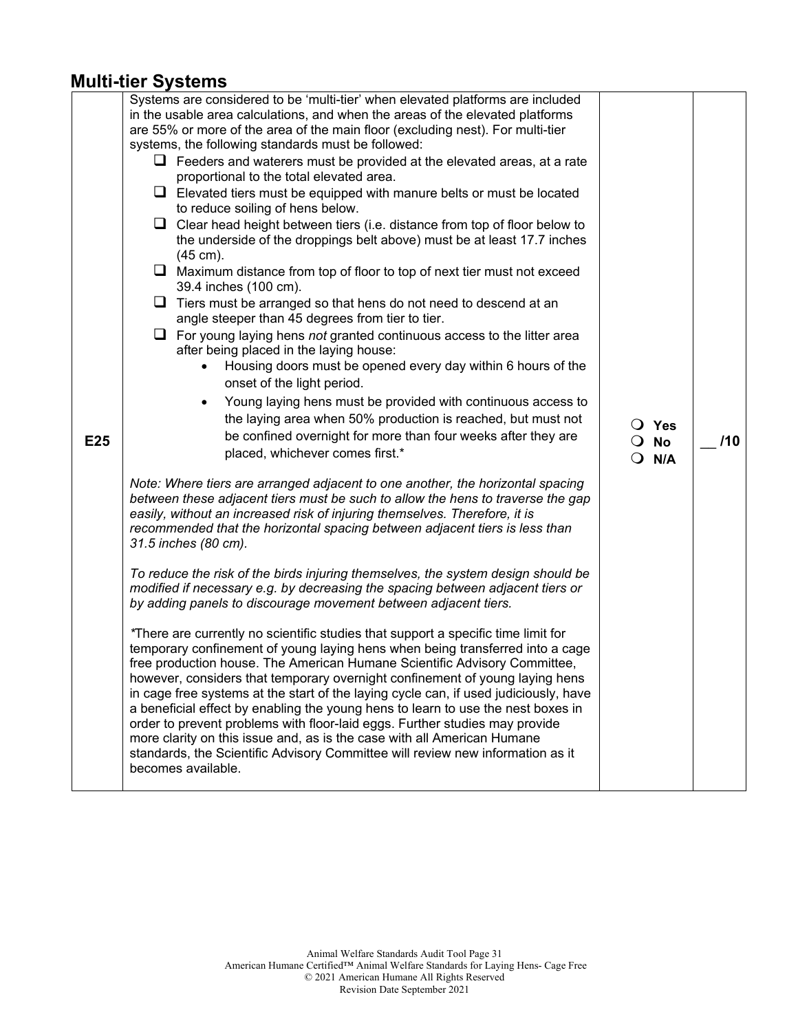## Multi-tier Systems

| | | | |
|---|---|---|---|
| E25 | Systems are considered to be 'multi-tier' when elevated platforms are included in the usable area calculations, and when the areas of the elevated platforms are 55% or more of the area of the main floor (excluding nest). For multi-tier systems, the following standards must be followed:<br>❑ Feeders and waterers must be provided at the elevated areas, at a rate proportional to the total elevated area.<br>❑ Elevated tiers must be equipped with manure belts or must be located to reduce soiling of hens below.<br>❑ Clear head height between tiers (i.e. distance from top of floor below to the underside of the droppings belt above) must be at least 17.7 inches (45 cm).<br>❑ Maximum distance from top of floor to top of next tier must not exceed 39.4 inches (100 cm).<br>❑ Tiers must be arranged so that hens do not need to descend at an angle steeper than 45 degrees from tier to tier.<br>❑ For young laying hens *not* granted continuous access to the litter area after being placed in the laying house:<br>• Housing doors must be opened every day within 6 hours of the onset of the light period.<br>• Young laying hens must be provided with continuous access to the laying area when 50% production is reached, but must not be confined overnight for more than four weeks after they are placed, whichever comes first.*<br><br>*Note: Where tiers are arranged adjacent to one another, the horizontal spacing between these adjacent tiers must be such to allow the hens to traverse the gap easily, without an increased risk of injuring themselves. Therefore, it is recommended that the horizontal spacing between adjacent tiers is less than 31.5 inches (80 cm).*<br><br>*To reduce the risk of the birds injuring themselves, the system design should be modified if necessary e.g. by decreasing the spacing between adjacent tiers or by adding panels to discourage movement between adjacent tiers.*<br><br>*There are currently no scientific studies that support a specific time limit for temporary confinement of young laying hens when being transferred into a cage free production house. The American Humane Scientific Advisory Committee, however, considers that temporary overnight confinement of young laying hens in cage free systems at the start of the laying cycle can, if used judiciously, have a beneficial effect by enabling the young hens to learn to use the nest boxes in order to prevent problems with floor-laid eggs. Further studies may provide more clarity on this issue and, as is the case with all American Humane standards, the Scientific Advisory Committee will review new information as it becomes available. | ❍ Yes<br>❍ No<br>❍ N/A | __ /10 |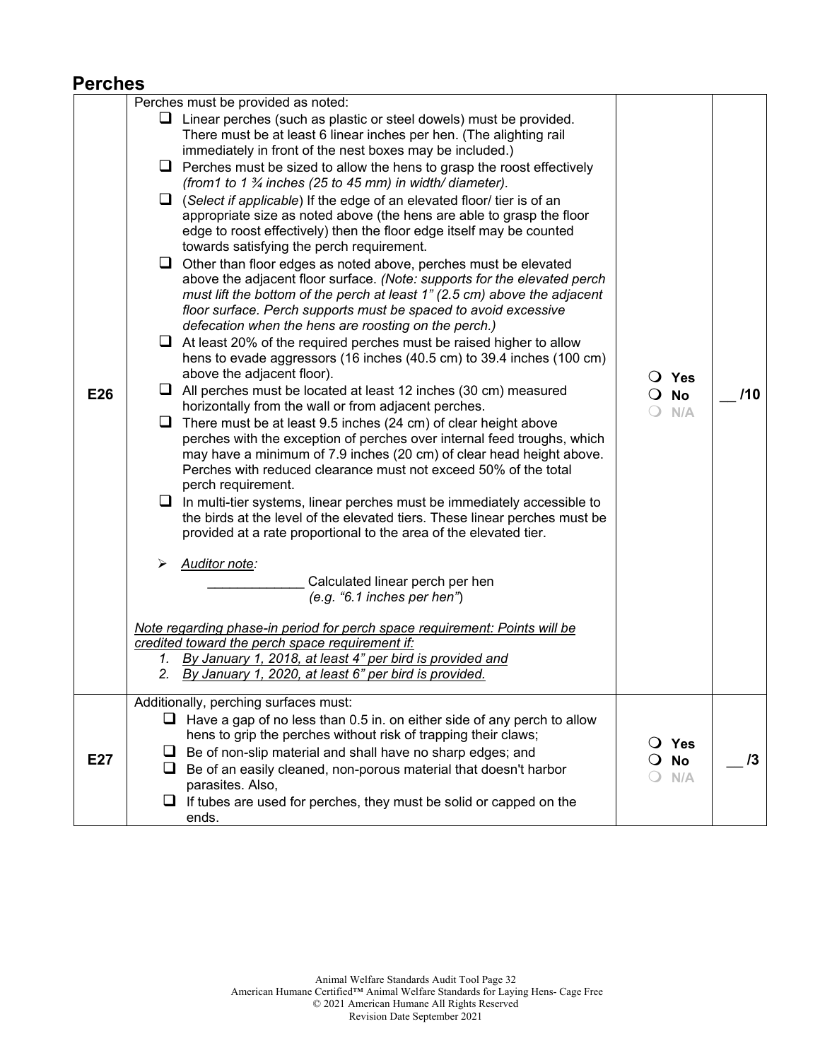## Perches

| | | | |
|---|---|---|---|
| E26 | Perches must be provided as noted:<br>❑ Linear perches (such as plastic or steel dowels) must be provided. There must be at least 6 linear inches per hen. (The alighting rail immediately in front of the nest boxes may be included.)<br>❑ Perches must be sized to allow the hens to grasp the roost effectively *(from1 to 1 ¾ inches (25 to 45 mm) in width/ diameter).*<br>❑ (*Select if applicable*) If the edge of an elevated floor/ tier is of an appropriate size as noted above (the hens are able to grasp the floor edge to roost effectively) then the floor edge itself may be counted towards satisfying the perch requirement.<br>❑ Other than floor edges as noted above, perches must be elevated above the adjacent floor surface. *(Note: supports for the elevated perch must lift the bottom of the perch at least 1" (2.5 cm) above the adjacent floor surface. Perch supports must be spaced to avoid excessive defecation when the hens are roosting on the perch.)*<br>❑ At least 20% of the required perches must be raised higher to allow hens to evade aggressors (16 inches (40.5 cm) to 39.4 inches (100 cm) above the adjacent floor).<br>❑ All perches must be located at least 12 inches (30 cm) measured horizontally from the wall or from adjacent perches.<br>❑ There must be at least 9.5 inches (24 cm) of clear height above perches with the exception of perches over internal feed troughs, which may have a minimum of 7.9 inches (20 cm) of clear head height above. Perches with reduced clearance must not exceed 50% of the total perch requirement.<br>❑ In multi-tier systems, linear perches must be immediately accessible to the birds at the level of the elevated tiers. These linear perches must be provided at a rate proportional to the area of the elevated tier.<br><br>➢ *Auditor note:*<br>\_\_\_\_\_\_\_\_\_\_\_\_\_ Calculated linear perch per hen *(e.g. "6.1 inches per hen")*<br><br>*Note regarding phase-in period for perch space requirement: Points will be credited toward the perch space requirement if:*<br>*1. By January 1, 2018, at least 4" per bird is provided and*<br>*2. By January 1, 2020, at least 6" per bird is provided.* | ❍ Yes<br>❍ No<br>❍ N/A | \_\_ /10 |
| E27 | Additionally, perching surfaces must:<br>❑ Have a gap of no less than 0.5 in. on either side of any perch to allow hens to grip the perches without risk of trapping their claws;<br>❑ Be of non-slip material and shall have no sharp edges; and<br>❑ Be of an easily cleaned, non-porous material that doesn't harbor parasites. Also,<br>❑ If tubes are used for perches, they must be solid or capped on the ends. | ❍ Yes<br>❍ No<br>❍ N/A | \_\_ /3 |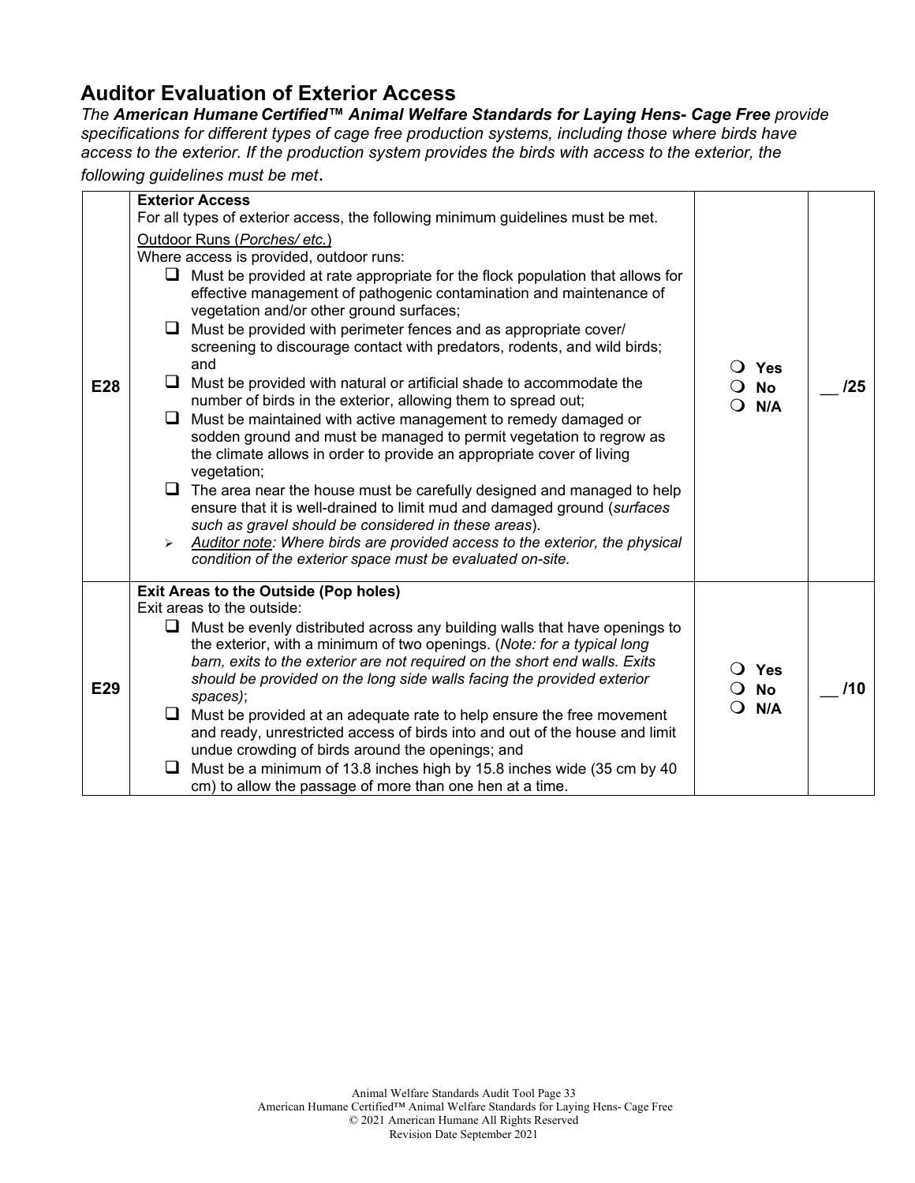## Auditor Evaluation of Exterior Access

*The **American Humane Certified™ Animal Welfare Standards for Laying Hens- Cage Free** provide specifications for different types of cage free production systems, including those where birds have access to the exterior. If the production system provides the birds with access to the exterior, the following guidelines must be met.*

| | | | |
|---|---|---|---|
| **E28** | **Exterior Access**<br>For all types of exterior access, the following minimum guidelines must be met.<br>Outdoor Runs (*Porches/ etc.*)<br>Where access is provided, outdoor runs:<br>❑ Must be provided at rate appropriate for the flock population that allows for effective management of pathogenic contamination and maintenance of vegetation and/or other ground surfaces;<br>❑ Must be provided with perimeter fences and as appropriate cover/ screening to discourage contact with predators, rodents, and wild birds; and<br>❑ Must be provided with natural or artificial shade to accommodate the number of birds in the exterior, allowing them to spread out;<br>❑ Must be maintained with active management to remedy damaged or sodden ground and must be managed to permit vegetation to regrow as the climate allows in order to provide an appropriate cover of living vegetation;<br>❑ The area near the house must be carefully designed and managed to help ensure that it is well-drained to limit mud and damaged ground (*surfaces such as gravel should be considered in these areas*).<br>➢ *Auditor note: Where birds are provided access to the exterior, the physical condition of the exterior space must be evaluated on-site.* | ❍ **Yes**<br>❍ **No**<br>❍ **N/A** | __ **/25** |
| **E29** | **Exit Areas to the Outside (Pop holes)**<br>Exit areas to the outside:<br>❑ Must be evenly distributed across any building walls that have openings to the exterior, with a minimum of two openings. (*Note: for a typical long barn, exits to the exterior are not required on the short end walls. Exits should be provided on the long side walls facing the provided exterior spaces)*;<br>❑ Must be provided at an adequate rate to help ensure the free movement and ready, unrestricted access of birds into and out of the house and limit undue crowding of birds around the openings; and<br>❑ Must be a minimum of 13.8 inches high by 15.8 inches wide (35 cm by 40 cm) to allow the passage of more than one hen at a time. | ❍ **Yes**<br>❍ **No**<br>❍ **N/A** | __ **/10** |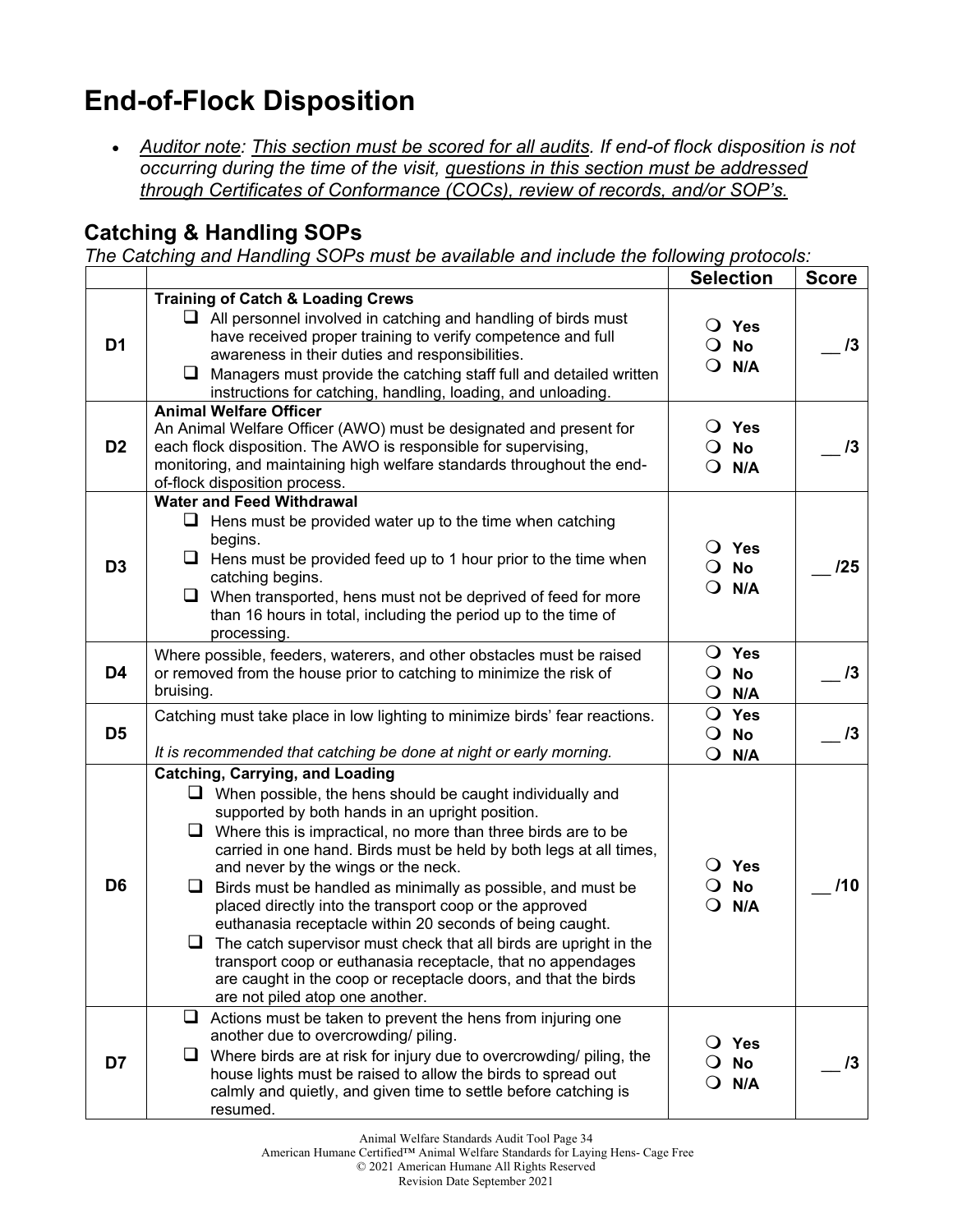# End-of-Flock Disposition

- *Auditor note: This section must be scored for all audits. If end-of flock disposition is not occurring during the time of the visit, questions in this section must be addressed through Certificates of Conformance (COCs), review of records, and/or SOP's.*

## Catching & Handling SOPs

*The Catching and Handling SOPs must be available and include the following protocols:*

| | | Selection | Score |
|---|---|---|---|
| D1 | **Training of Catch & Loading Crews**<br>☐ All personnel involved in catching and handling of birds must have received proper training to verify competence and full awareness in their duties and responsibilities.<br>☐ Managers must provide the catching staff full and detailed written instructions for catching, handling, loading, and unloading. | ❍ Yes<br>❍ No<br>❍ N/A | __ /3 |
| D2 | **Animal Welfare Officer**<br>An Animal Welfare Officer (AWO) must be designated and present for each flock disposition. The AWO is responsible for supervising, monitoring, and maintaining high welfare standards throughout the end-of-flock disposition process. | ❍ Yes<br>❍ No<br>❍ N/A | __ /3 |
| D3 | **Water and Feed Withdrawal**<br>☐ Hens must be provided water up to the time when catching begins.<br>☐ Hens must be provided feed up to 1 hour prior to the time when catching begins.<br>☐ When transported, hens must not be deprived of feed for more than 16 hours in total, including the period up to the time of processing. | ❍ Yes<br>❍ No<br>❍ N/A | __ /25 |
| D4 | Where possible, feeders, waterers, and other obstacles must be raised or removed from the house prior to catching to minimize the risk of bruising. | ❍ Yes<br>❍ No<br>❍ N/A | __ /3 |
| D5 | Catching must take place in low lighting to minimize birds' fear reactions.<br><br>*It is recommended that catching be done at night or early morning.* | ❍ Yes<br>❍ No<br>❍ N/A | __ /3 |
| D6 | **Catching, Carrying, and Loading**<br>☐ When possible, the hens should be caught individually and supported by both hands in an upright position.<br>☐ Where this is impractical, no more than three birds are to be carried in one hand. Birds must be held by both legs at all times, and never by the wings or the neck.<br>☐ Birds must be handled as minimally as possible, and must be placed directly into the transport coop or the approved euthanasia receptacle within 20 seconds of being caught.<br>☐ The catch supervisor must check that all birds are upright in the transport coop or euthanasia receptacle, that no appendages are caught in the coop or receptacle doors, and that the birds are not piled atop one another. | ❍ Yes<br>❍ No<br>❍ N/A | __ /10 |
| D7 | ☐ Actions must be taken to prevent the hens from injuring one another due to overcrowding/ piling.<br>☐ Where birds are at risk for injury due to overcrowding/ piling, the house lights must be raised to allow the birds to spread out calmly and quietly, and given time to settle before catching is resumed. | ❍ Yes<br>❍ No<br>❍ N/A | __ /3 |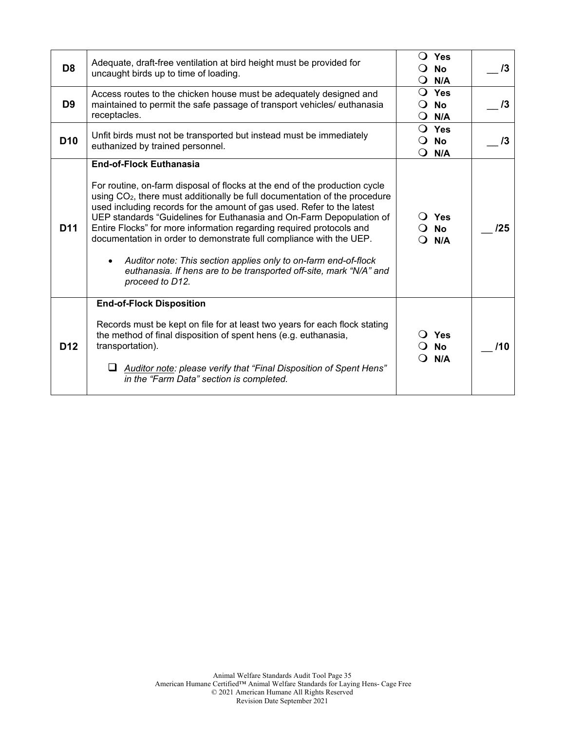| | | | |
|---|---|---|---|
| **D8** | Adequate, draft-free ventilation at bird height must be provided for uncaught birds up to time of loading. | ❍ **Yes**<br>❍ **No**<br>❍ **N/A** | __ /3 |
| **D9** | Access routes to the chicken house must be adequately designed and maintained to permit the safe passage of transport vehicles/ euthanasia receptacles. | ❍ **Yes**<br>❍ **No**<br>❍ **N/A** | __ /3 |
| **D10** | Unfit birds must not be transported but instead must be immediately euthanized by trained personnel. | ❍ **Yes**<br>❍ **No**<br>❍ **N/A** | __ /3 |
| **D11** | **End-of-Flock Euthanasia**<br><br>For routine, on-farm disposal of flocks at the end of the production cycle using $CO_2$, there must additionally be full documentation of the procedure used including records for the amount of gas used. Refer to the latest UEP standards "Guidelines for Euthanasia and On-Farm Depopulation of Entire Flocks" for more information regarding required protocols and documentation in order to demonstrate full compliance with the UEP.<br><br>• *Auditor note: This section applies only to on-farm end-of-flock euthanasia. If hens are to be transported off-site, mark "N/A" and proceed to D12.* | ❍ **Yes**<br>❍ **No**<br>❍ **N/A** | __ /25 |
| **D12** | **End-of-Flock Disposition**<br><br>Records must be kept on file for at least two years for each flock stating the method of final disposition of spent hens (e.g. euthanasia, transportation).<br><br>❑ *Auditor note: please verify that "Final Disposition of Spent Hens" in the "Farm Data" section is completed.* | ❍ **Yes**<br>❍ **No**<br>❍ **N/A** | __ /10 |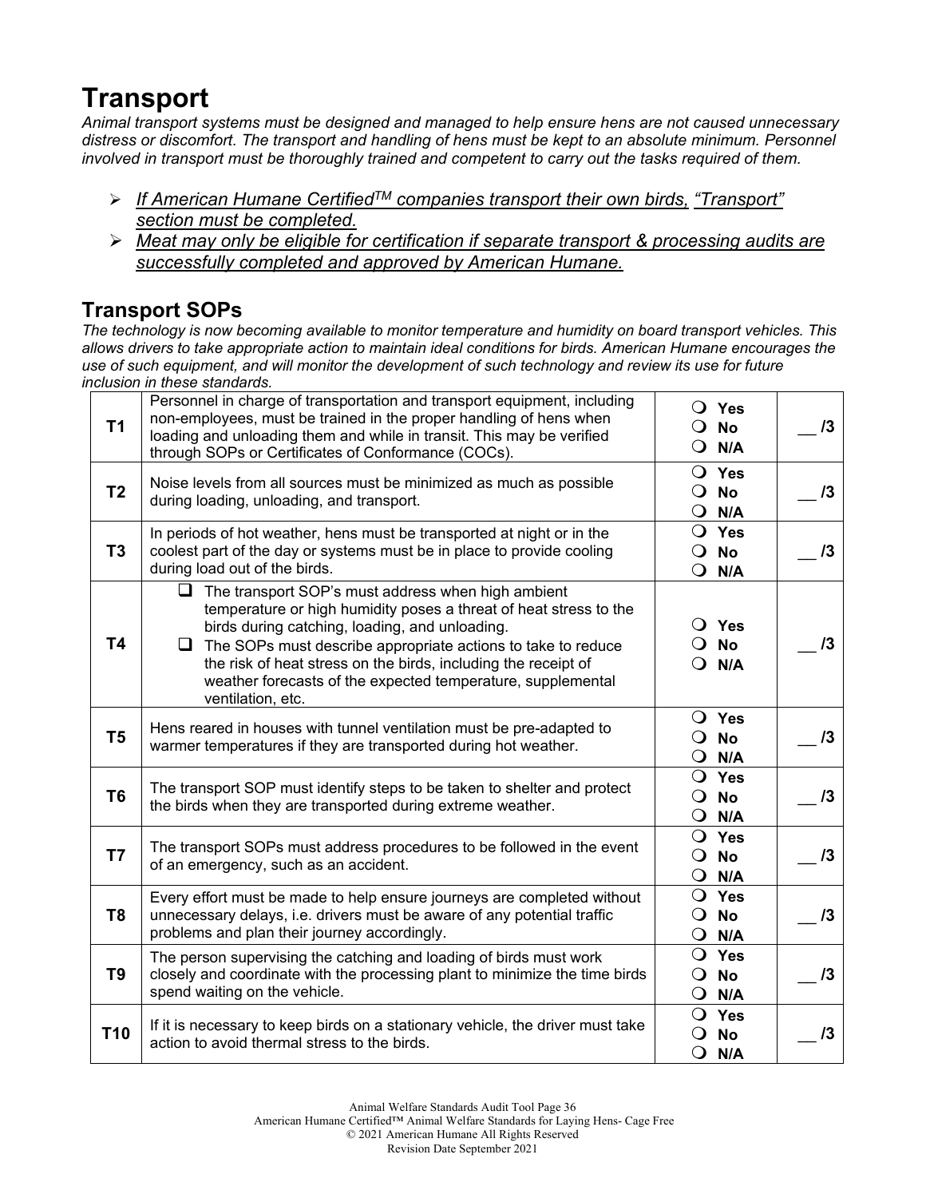# Transport

*Animal transport systems must be designed and managed to help ensure hens are not caused unnecessary distress or discomfort. The transport and handling of hens must be kept to an absolute minimum. Personnel involved in transport must be thoroughly trained and competent to carry out the tasks required of them.*

- *<u>If American Humane Certified™ companies transport their own birds, "Transport" section must be completed.</u>*
- *<u>Meat may only be eligible for certification if separate transport & processing audits are successfully completed and approved by American Humane.</u>*

## Transport SOPs

*The technology is now becoming available to monitor temperature and humidity on board transport vehicles. This allows drivers to take appropriate action to maintain ideal conditions for birds. American Humane encourages the use of such equipment, and will monitor the development of such technology and review its use for future inclusion in these standards.*

| | | | |
|---|---|---|---|
| **T1** | Personnel in charge of transportation and transport equipment, including non-employees, must be trained in the proper handling of hens when loading and unloading them and while in transit. This may be verified through SOPs or Certificates of Conformance (COCs). | ❍ **Yes** ❍ **No** ❍ **N/A** | __ **/3** |
| **T2** | Noise levels from all sources must be minimized as much as possible during loading, unloading, and transport. | ❍ **Yes** ❍ **No** ❍ **N/A** | __ **/3** |
| **T3** | In periods of hot weather, hens must be transported at night or in the coolest part of the day or systems must be in place to provide cooling during load out of the birds. | ❍ **Yes** ❍ **No** ❍ **N/A** | __ **/3** |
| **T4** | ❑ The transport SOP's must address when high ambient temperature or high humidity poses a threat of heat stress to the birds during catching, loading, and unloading. ❑ The SOPs must describe appropriate actions to take to reduce the risk of heat stress on the birds, including the receipt of weather forecasts of the expected temperature, supplemental ventilation, etc. | ❍ **Yes** ❍ **No** ❍ **N/A** | __ **/3** |
| **T5** | Hens reared in houses with tunnel ventilation must be pre-adapted to warmer temperatures if they are transported during hot weather. | ❍ **Yes** ❍ **No** ❍ **N/A** | __ **/3** |
| **T6** | The transport SOP must identify steps to be taken to shelter and protect the birds when they are transported during extreme weather. | ❍ **Yes** ❍ **No** ❍ **N/A** | __ **/3** |
| **T7** | The transport SOPs must address procedures to be followed in the event of an emergency, such as an accident. | ❍ **Yes** ❍ **No** ❍ **N/A** | __ **/3** |
| **T8** | Every effort must be made to help ensure journeys are completed without unnecessary delays, i.e. drivers must be aware of any potential traffic problems and plan their journey accordingly. | ❍ **Yes** ❍ **No** ❍ **N/A** | __ **/3** |
| **T9** | The person supervising the catching and loading of birds must work closely and coordinate with the processing plant to minimize the time birds spend waiting on the vehicle. | ❍ **Yes** ❍ **No** ❍ **N/A** | __ **/3** |
| **T10** | If it is necessary to keep birds on a stationary vehicle, the driver must take action to avoid thermal stress to the birds. | ❍ **Yes** ❍ **No** ❍ **N/A** | __ **/3** |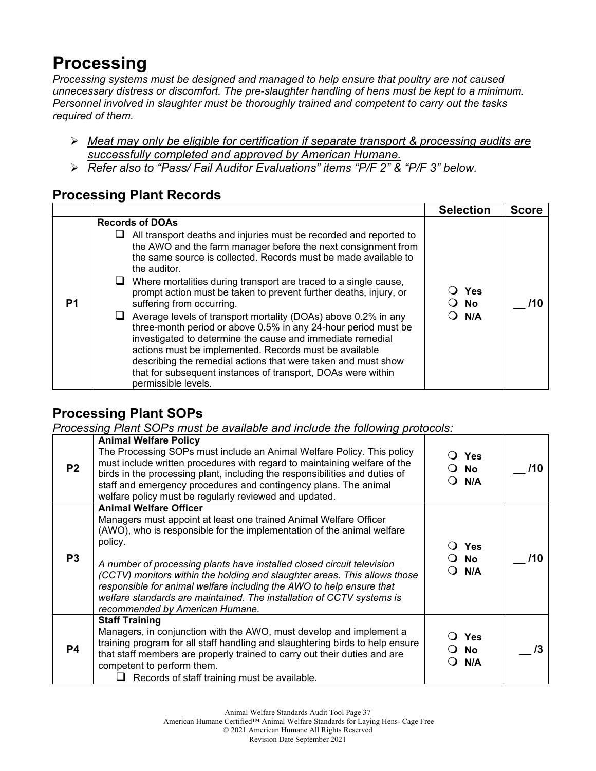# Processing

*Processing systems must be designed and managed to help ensure that poultry are not caused unnecessary distress or discomfort. The pre-slaughter handling of hens must be kept to a minimum. Personnel involved in slaughter must be thoroughly trained and competent to carry out the tasks required of them.*

- *Meat may only be eligible for certification if separate transport & processing audits are successfully completed and approved by American Humane.*
- *Refer also to "Pass/ Fail Auditor Evaluations" items "P/F 2" & "P/F 3" below.*

## Processing Plant Records

| | | Selection | Score |
|---|---|---|---|
| P1 | **Records of DOAs**<br>❑ All transport deaths and injuries must be recorded and reported to the AWO and the farm manager before the next consignment from the same source is collected. Records must be made available to the auditor.<br>❑ Where mortalities during transport are traced to a single cause, prompt action must be taken to prevent further deaths, injury, or suffering from occurring.<br>❑ Average levels of transport mortality (DOAs) above 0.2% in any three-month period or above 0.5% in any 24-hour period must be investigated to determine the cause and immediate remedial actions must be implemented. Records must be available describing the remedial actions that were taken and must show that for subsequent instances of transport, DOAs were within permissible levels. | ❍ Yes<br>❍ No<br>❍ N/A | __ /10 |

## Processing Plant SOPs

*Processing Plant SOPs must be available and include the following protocols:*

| | | Selection | Score |
|---|---|---|---|
| P2 | **Animal Welfare Policy**<br>The Processing SOPs must include an Animal Welfare Policy. This policy must include written procedures with regard to maintaining welfare of the birds in the processing plant, including the responsibilities and duties of staff and emergency procedures and contingency plans. The animal welfare policy must be regularly reviewed and updated. | ❍ Yes<br>❍ No<br>❍ N/A | __ /10 |
| P3 | **Animal Welfare Officer**<br>Managers must appoint at least one trained Animal Welfare Officer (AWO), who is responsible for the implementation of the animal welfare policy.<br><br>*A number of processing plants have installed closed circuit television (CCTV) monitors within the holding and slaughter areas. This allows those responsible for animal welfare including the AWO to help ensure that welfare standards are maintained. The installation of CCTV systems is recommended by American Humane.* | ❍ Yes<br>❍ No<br>❍ N/A | __ /10 |
| P4 | **Staff Training**<br>Managers, in conjunction with the AWO, must develop and implement a training program for all staff handling and slaughtering birds to help ensure that staff members are properly trained to carry out their duties and are competent to perform them.<br>❑ Records of staff training must be available. | ❍ Yes<br>❍ No<br>❍ N/A | __ /3 |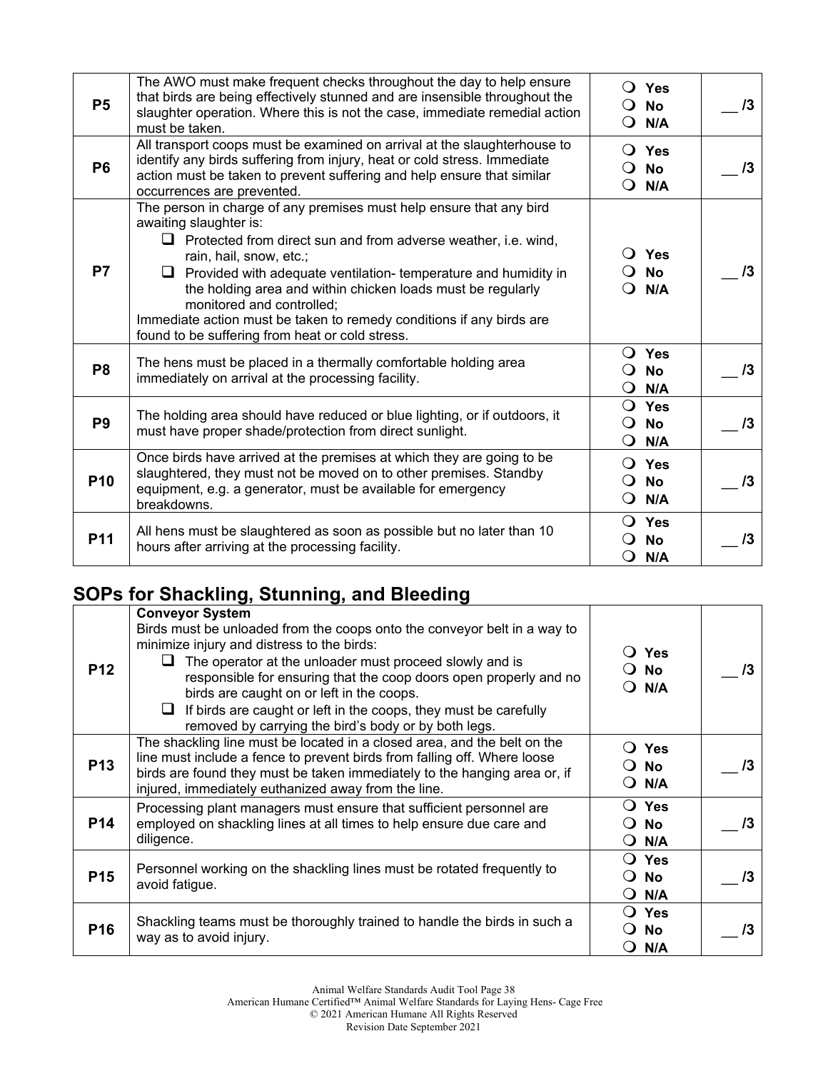| | | | |
|---|---|---|---|
| **P5** | The AWO must make frequent checks throughout the day to help ensure that birds are being effectively stunned and are insensible throughout the slaughter operation. Where this is not the case, immediate remedial action must be taken. | ❍ **Yes**<br>❍ **No**<br>❍ **N/A** | __ **/3** |
| **P6** | All transport coops must be examined on arrival at the slaughterhouse to identify any birds suffering from injury, heat or cold stress. Immediate action must be taken to prevent suffering and help ensure that similar occurrences are prevented. | ❍ **Yes**<br>❍ **No**<br>❍ **N/A** | __ **/3** |
| **P7** | The person in charge of any premises must help ensure that any bird awaiting slaughter is:<br>❑ Protected from direct sun and from adverse weather, i.e. wind, rain, hail, snow, etc.;<br>❑ Provided with adequate ventilation- temperature and humidity in the holding area and within chicken loads must be regularly monitored and controlled;<br>Immediate action must be taken to remedy conditions if any birds are found to be suffering from heat or cold stress. | ❍ **Yes**<br>❍ **No**<br>❍ **N/A** | __ **/3** |
| **P8** | The hens must be placed in a thermally comfortable holding area immediately on arrival at the processing facility. | ❍ **Yes**<br>❍ **No**<br>❍ **N/A** | __ **/3** |
| **P9** | The holding area should have reduced or blue lighting, or if outdoors, it must have proper shade/protection from direct sunlight. | ❍ **Yes**<br>❍ **No**<br>❍ **N/A** | __ **/3** |
| **P10** | Once birds have arrived at the premises at which they are going to be slaughtered, they must not be moved on to other premises. Standby equipment, e.g. a generator, must be available for emergency breakdowns. | ❍ **Yes**<br>❍ **No**<br>❍ **N/A** | __ **/3** |
| **P11** | All hens must be slaughtered as soon as possible but no later than 10 hours after arriving at the processing facility. | ❍ **Yes**<br>❍ **No**<br>❍ **N/A** | __ **/3** |

## SOPs for Shackling, Stunning, and Bleeding

| | | | |
|---|---|---|---|
| **P12** | **Conveyor System**<br>Birds must be unloaded from the coops onto the conveyor belt in a way to minimize injury and distress to the birds:<br>❑ The operator at the unloader must proceed slowly and is responsible for ensuring that the coop doors open properly and no birds are caught on or left in the coops.<br>❑ If birds are caught or left in the coops, they must be carefully removed by carrying the bird's body or by both legs. | ❍ **Yes**<br>❍ **No**<br>❍ **N/A** | __ **/3** |
| **P13** | The shackling line must be located in a closed area, and the belt on the line must include a fence to prevent birds from falling off. Where loose birds are found they must be taken immediately to the hanging area or, if injured, immediately euthanized away from the line. | ❍ **Yes**<br>❍ **No**<br>❍ **N/A** | __ **/3** |
| **P14** | Processing plant managers must ensure that sufficient personnel are employed on shackling lines at all times to help ensure due care and diligence. | ❍ **Yes**<br>❍ **No**<br>❍ **N/A** | __ **/3** |
| **P15** | Personnel working on the shackling lines must be rotated frequently to avoid fatigue. | ❍ **Yes**<br>❍ **No**<br>❍ **N/A** | __ **/3** |
| **P16** | Shackling teams must be thoroughly trained to handle the birds in such a way as to avoid injury. | ❍ **Yes**<br>❍ **No**<br>❍ **N/A** | __ **/3** |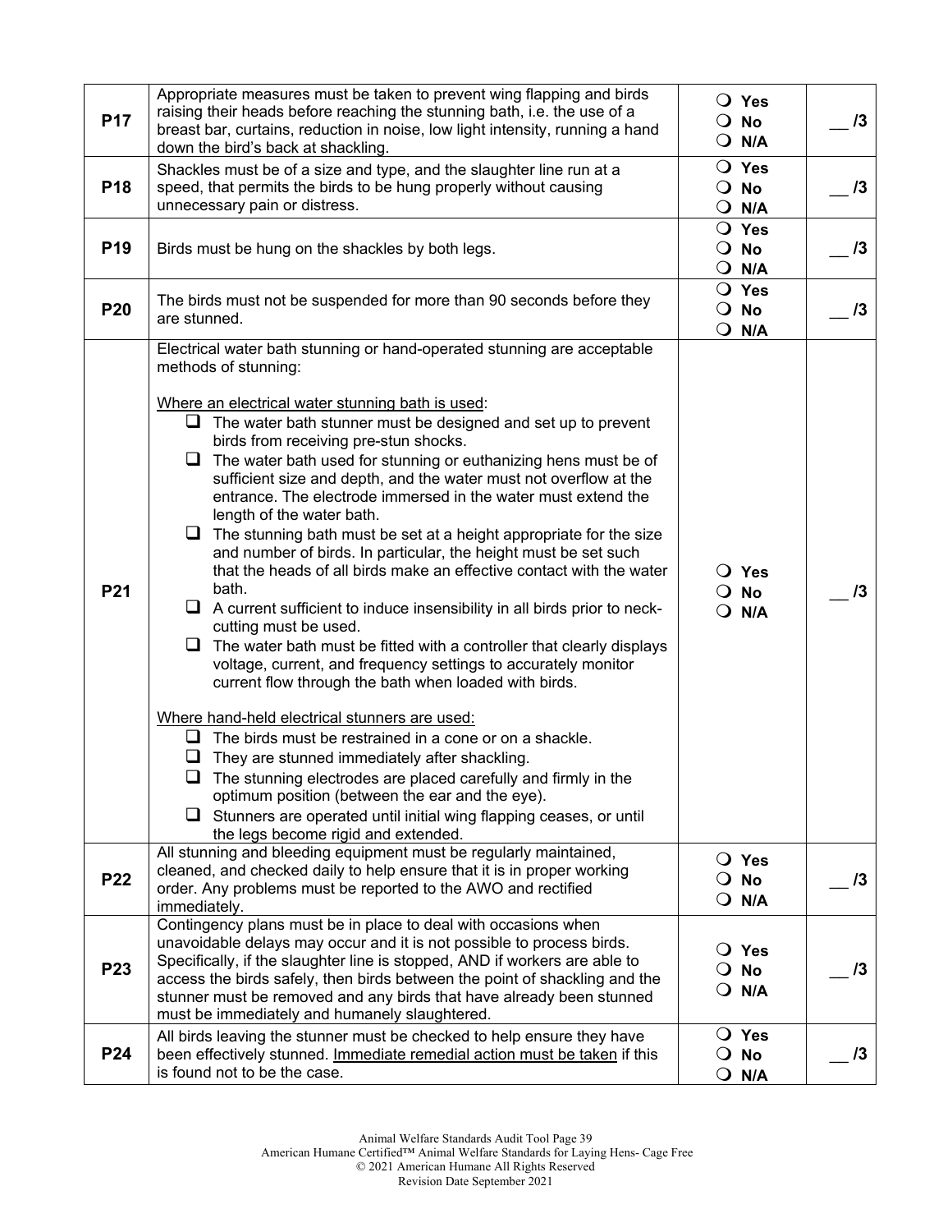| | | | |
|---|---|---|---|
| **P17** | Appropriate measures must be taken to prevent wing flapping and birds raising their heads before reaching the stunning bath, i.e. the use of a breast bar, curtains, reduction in noise, low light intensity, running a hand down the bird's back at shackling. | ❍ **Yes**<br>❍ **No**<br>❍ **N/A** | __ **/3** |
| **P18** | Shackles must be of a size and type, and the slaughter line run at a speed, that permits the birds to be hung properly without causing unnecessary pain or distress. | ❍ **Yes**<br>❍ **No**<br>❍ **N/A** | __ **/3** |
| **P19** | Birds must be hung on the shackles by both legs. | ❍ **Yes**<br>❍ **No**<br>❍ **N/A** | __ **/3** |
| **P20** | The birds must not be suspended for more than 90 seconds before they are stunned. | ❍ **Yes**<br>❍ **No**<br>❍ **N/A** | __ **/3** |
| **P21** | Electrical water bath stunning or hand-operated stunning are acceptable methods of stunning:<br><br><u>Where an electrical water stunning bath is used</u>:<br>❑ The water bath stunner must be designed and set up to prevent birds from receiving pre-stun shocks.<br>❑ The water bath used for stunning or euthanizing hens must be of sufficient size and depth, and the water must not overflow at the entrance. The electrode immersed in the water must extend the length of the water bath.<br>❑ The stunning bath must be set at a height appropriate for the size and number of birds. In particular, the height must be set such that the heads of all birds make an effective contact with the water bath.<br>❑ A current sufficient to induce insensibility in all birds prior to neck-cutting must be used.<br>❑ The water bath must be fitted with a controller that clearly displays voltage, current, and frequency settings to accurately monitor current flow through the bath when loaded with birds.<br><br><u>Where hand-held electrical stunners are used:</u><br>❑ The birds must be restrained in a cone or on a shackle.<br>❑ They are stunned immediately after shackling.<br>❑ The stunning electrodes are placed carefully and firmly in the optimum position (between the ear and the eye).<br>❑ Stunners are operated until initial wing flapping ceases, or until the legs become rigid and extended. | ❍ **Yes**<br>❍ **No**<br>❍ **N/A** | __ **/3** |
| **P22** | All stunning and bleeding equipment must be regularly maintained, cleaned, and checked daily to help ensure that it is in proper working order. Any problems must be reported to the AWO and rectified immediately. | ❍ **Yes**<br>❍ **No**<br>❍ **N/A** | __ **/3** |
| **P23** | Contingency plans must be in place to deal with occasions when unavoidable delays may occur and it is not possible to process birds. Specifically, if the slaughter line is stopped, AND if workers are able to access the birds safely, then birds between the point of shackling and the stunner must be removed and any birds that have already been stunned must be immediately and humanely slaughtered. | ❍ **Yes**<br>❍ **No**<br>❍ **N/A** | __ **/3** |
| **P24** | All birds leaving the stunner must be checked to help ensure they have been effectively stunned. <u>Immediate remedial action must be taken</u> if this is found not to be the case. | ❍ **Yes**<br>❍ **No**<br>❍ **N/A** | __ **/3** |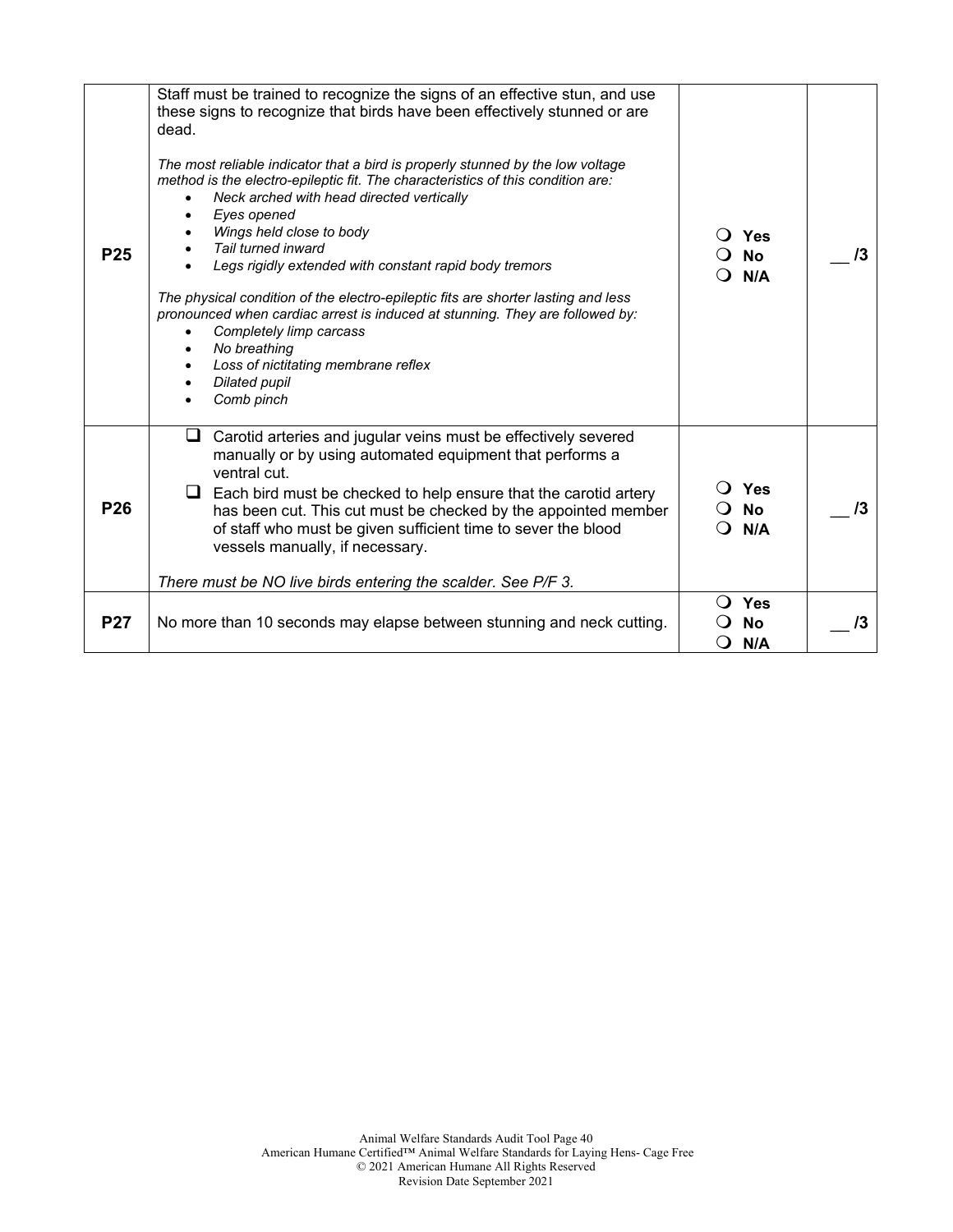| | | | |
|---|---|---|---|
| **P25** | Staff must be trained to recognize the signs of an effective stun, and use these signs to recognize that birds have been effectively stunned or are dead.<br><br>*The most reliable indicator that a bird is properly stunned by the low voltage method is the electro-epileptic fit. The characteristics of this condition are:*<br>• *Neck arched with head directed vertically*<br>• *Eyes opened*<br>• *Wings held close to body*<br>• *Tail turned inward*<br>• *Legs rigidly extended with constant rapid body tremors*<br><br>*The physical condition of the electro-epileptic fits are shorter lasting and less pronounced when cardiac arrest is induced at stunning. They are followed by:*<br>• *Completely limp carcass*<br>• *No breathing*<br>• *Loss of nictitating membrane reflex*<br>• *Dilated pupil*<br>• *Comb pinch* | ❍ **Yes**<br>❍ **No**<br>❍ **N/A** | __ **/3** |
| **P26** | ❑ Carotid arteries and jugular veins must be effectively severed manually or by using automated equipment that performs a ventral cut.<br>❑ Each bird must be checked to help ensure that the carotid artery has been cut. This cut must be checked by the appointed member of staff who must be given sufficient time to sever the blood vessels manually, if necessary.<br><br>*There must be NO live birds entering the scalder. See P/F 3.* | ❍ **Yes**<br>❍ **No**<br>❍ **N/A** | __ **/3** |
| **P27** | No more than 10 seconds may elapse between stunning and neck cutting. | ❍ **Yes**<br>❍ **No**<br>❍ **N/A** | __ **/3** |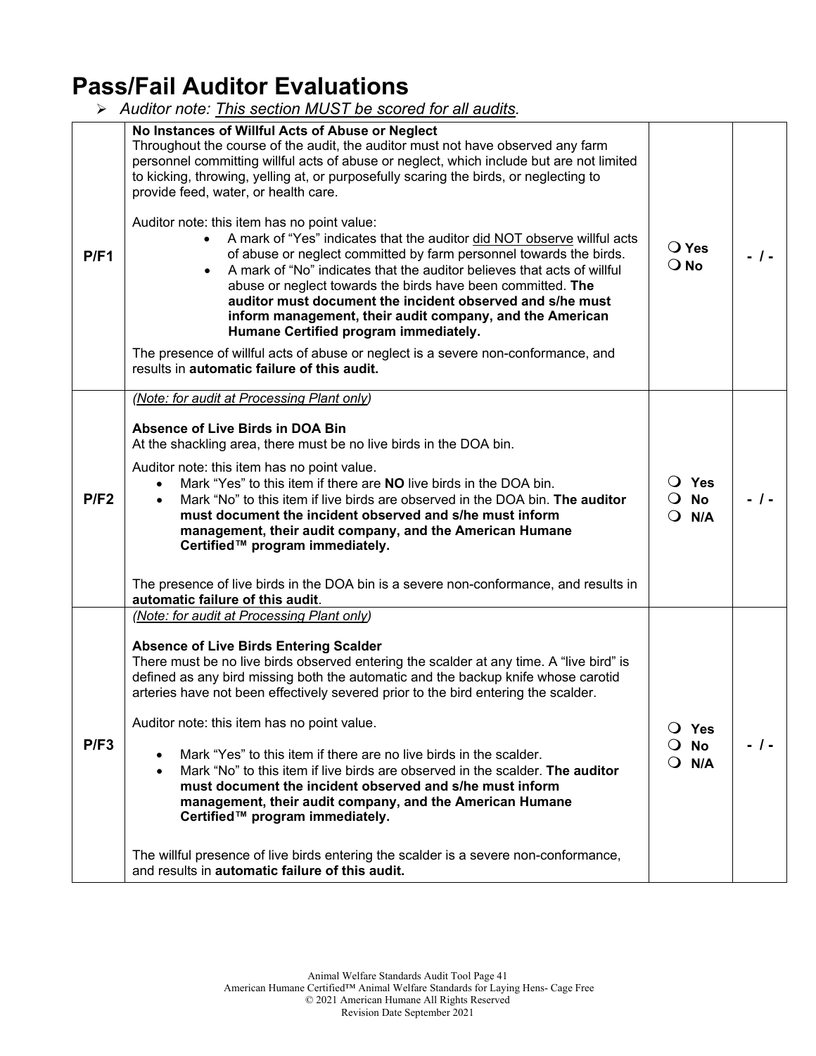# Pass/Fail Auditor Evaluations

> *Auditor note: <u>This section MUST be scored for all audits</u>.*

| | | | |
|---|---|---|---|
| **P/F1** | **No Instances of Willful Acts of Abuse or Neglect**<br>Throughout the course of the audit, the auditor must not have observed any farm personnel committing willful acts of abuse or neglect, which include but are not limited to kicking, throwing, yelling at, or purposefully scaring the birds, or neglecting to provide feed, water, or health care.<br><br>Auditor note: this item has no point value:<br>• A mark of "Yes" indicates that the auditor <u>did NOT observe</u> willful acts of abuse or neglect committed by farm personnel towards the birds.<br>• A mark of "No" indicates that the auditor believes that acts of willful abuse or neglect towards the birds have been committed. **The auditor must document the incident observed and s/he must inform management, their audit company, and the American Humane Certified program immediately.**<br><br>The presence of willful acts of abuse or neglect is a severe non-conformance, and results in **automatic failure of this audit.** | ❍ **Yes**<br>❍ **No** | **- / -** |
| **P/F2** | *<u>(Note: for audit at Processing Plant only)</u>*<br><br>**Absence of Live Birds in DOA Bin**<br>At the shackling area, there must be no live birds in the DOA bin.<br><br>Auditor note: this item has no point value.<br>• Mark "Yes" to this item if there are **NO** live birds in the DOA bin.<br>• Mark "No" to this item if live birds are observed in the DOA bin. **The auditor must document the incident observed and s/he must inform management, their audit company, and the American Humane Certified™ program immediately.**<br><br>The presence of live birds in the DOA bin is a severe non-conformance, and results in **automatic failure of this audit**. | ❍ **Yes**<br>❍ **No**<br>❍ **N/A** | **- / -** |
| **P/F3** | *<u>(Note: for audit at Processing Plant only)</u>*<br><br>**Absence of Live Birds Entering Scalder**<br>There must be no live birds observed entering the scalder at any time. A "live bird" is defined as any bird missing both the automatic and the backup knife whose carotid arteries have not been effectively severed prior to the bird entering the scalder.<br><br>Auditor note: this item has no point value.<br><br>• Mark "Yes" to this item if there are no live birds in the scalder.<br>• Mark "No" to this item if live birds are observed in the scalder. **The auditor must document the incident observed and s/he must inform management, their audit company, and the American Humane Certified™ program immediately.**<br><br>The willful presence of live birds entering the scalder is a severe non-conformance, and results in **automatic failure of this audit.** | ❍ **Yes**<br>❍ **No**<br>❍ **N/A** | **- / -** |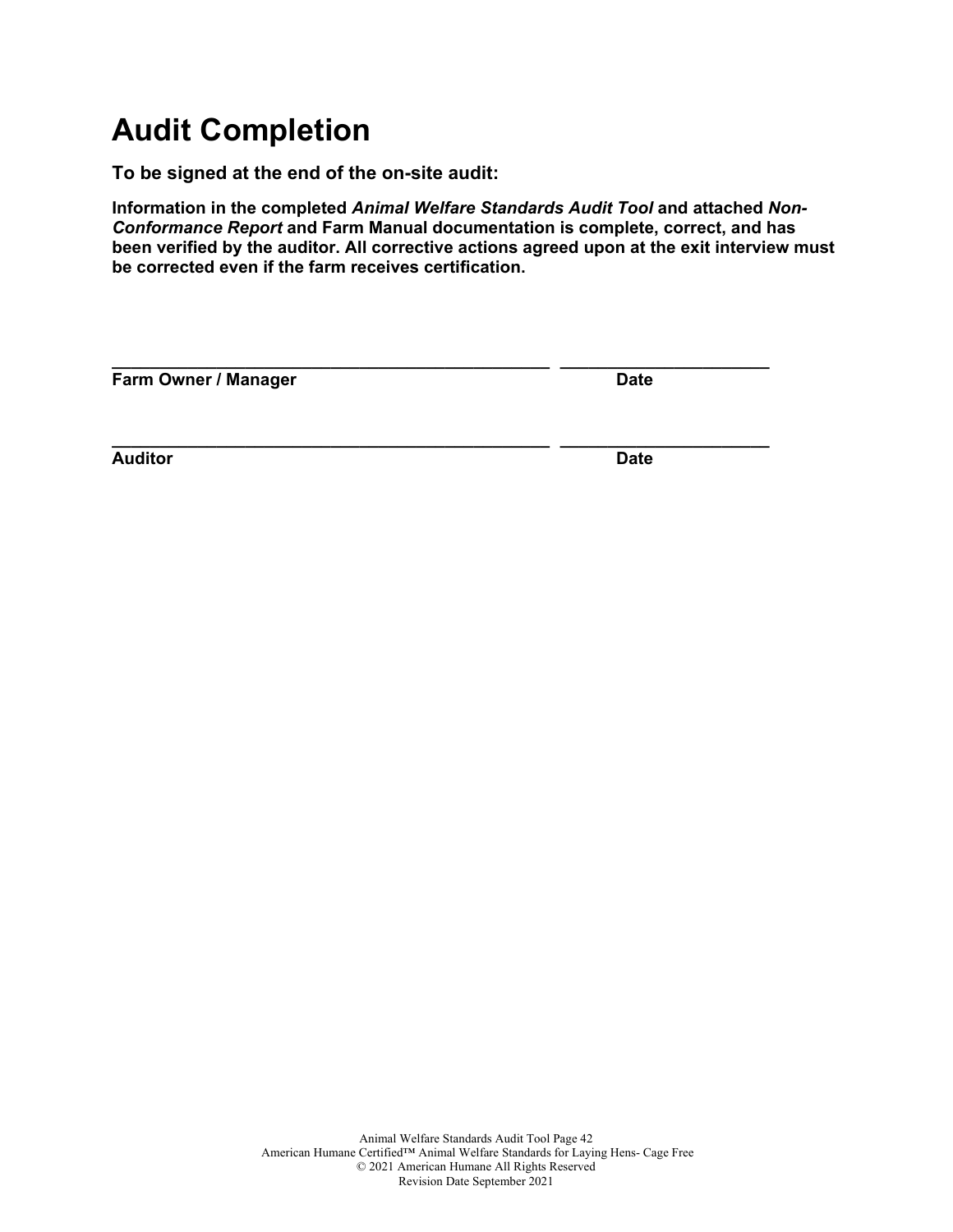# Audit Completion

**To be signed at the end of the on-site audit:**

**Information in the completed *Animal Welfare Standards Audit Tool* and attached *Non-Conformance Report* and Farm Manual documentation is complete, correct, and has been verified by the auditor. All corrective actions agreed upon at the exit interview must be corrected even if the farm receives certification.**

_______________________________________________ _____________________

**Farm Owner / Manager** **Date**

_______________________________________________ _____________________

**Auditor** **Date**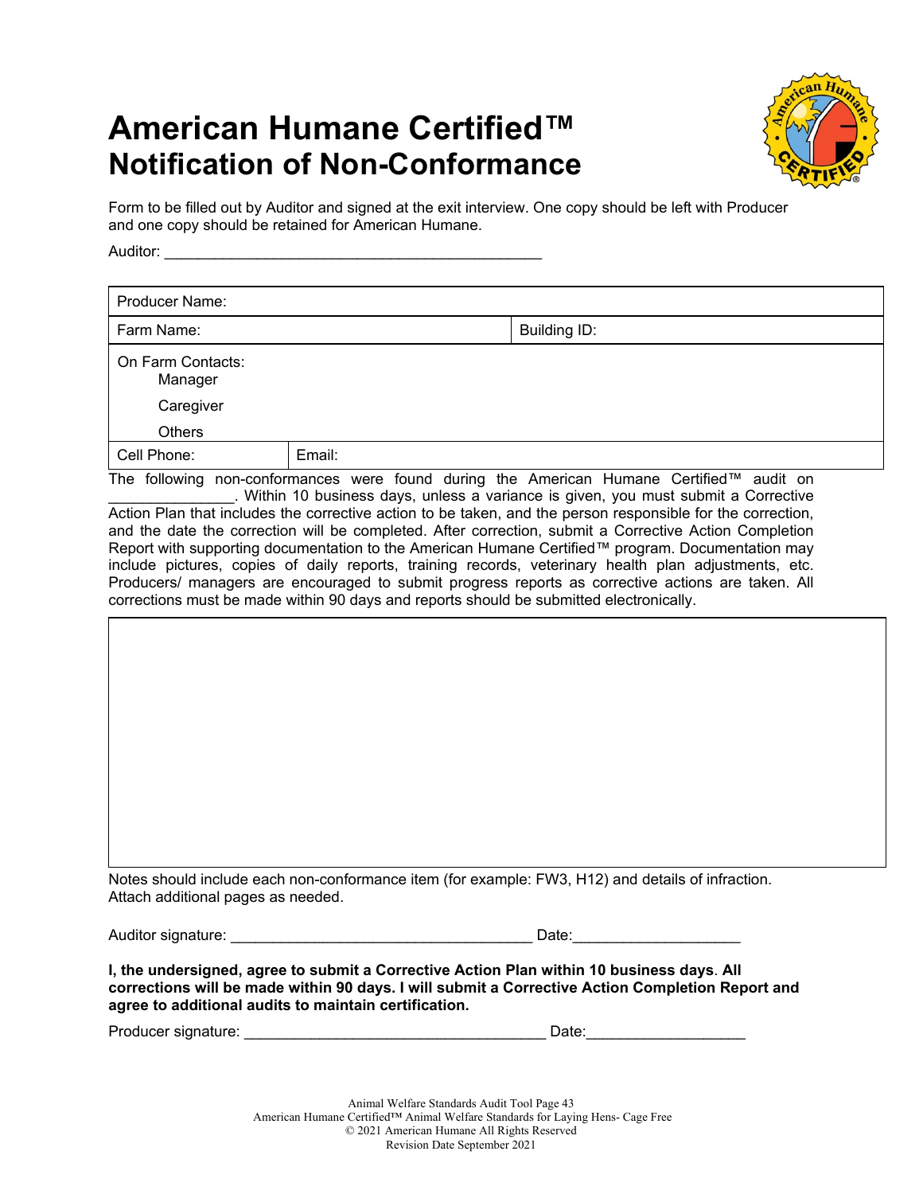# American Humane Certified™ Notification of Non-Conformance

Form to be filled out by Auditor and signed at the exit interview. One copy should be left with Producer and one copy should be retained for American Humane.

Auditor: ______________________________________________

| Producer Name: | | |
|---|---|---|
| Farm Name: | | Building ID: |
| On Farm Contacts:<br>Manager<br>Caregiver<br>Others | | |
| Cell Phone: | Email: | |

The following non-conformances were found during the American Humane Certified™ audit on _______________. Within 10 business days, unless a variance is given, you must submit a Corrective Action Plan that includes the corrective action to be taken, and the person responsible for the correction, and the date the correction will be completed. After correction, submit a Corrective Action Completion Report with supporting documentation to the American Humane Certified™ program. Documentation may include pictures, copies of daily reports, training records, veterinary health plan adjustments, etc. Producers/ managers are encouraged to submit progress reports as corrective actions are taken. All corrections must be made within 90 days and reports should be submitted electronically.

| |
|---|
| |

Notes should include each non-conformance item (for example: FW3, H12) and details of infraction. Attach additional pages as needed.

Auditor signature: ____________________________________ Date:____________________

**I, the undersigned, agree to submit a Corrective Action Plan within 10 business days. All corrections will be made within 90 days. I will submit a Corrective Action Completion Report and agree to additional audits to maintain certification.**

Producer signature: ____________________________________ Date:___________________